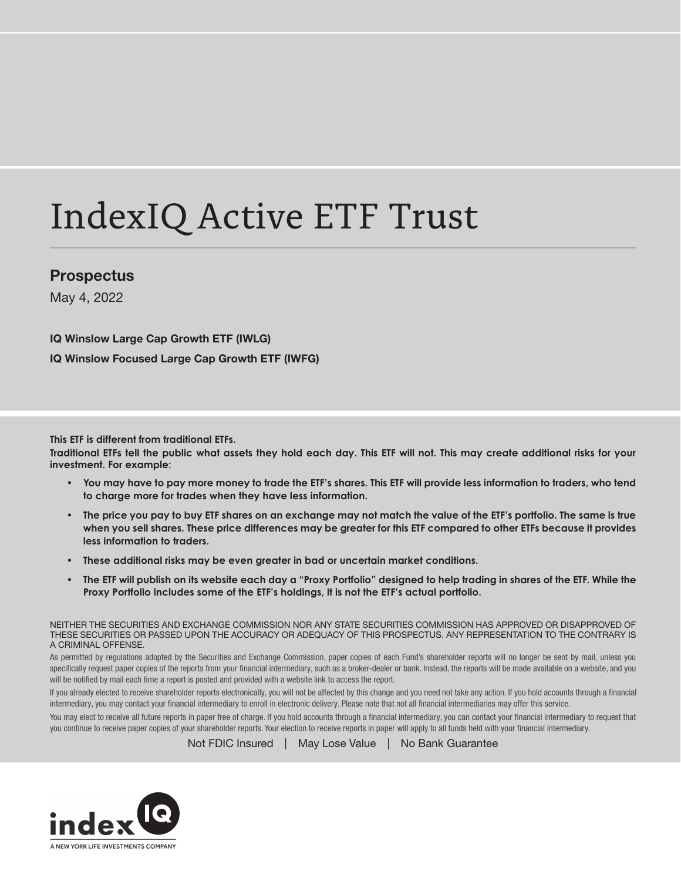# IndexIQ Active ETF Trust

## Prospectus

May 4, 2022

**IQ Winslow Large Cap Growth ETF (IWLG)**

**IQ Winslow Focused Large Cap Growth ETF (IWFG)**

**This ETF is different from traditional ETFs.**

**Traditional ETFs tell the public what assets they hold each day. This ETF will not. This may create additional risks for your investment. For example:**

- **You may have to pay more money to trade the ETF's shares. This ETF will provide less information to traders, who tend to charge more for trades when they have less information.**
- **The price you pay to buy ETF shares on an exchange may not match the value of the ETF's portfolio. The same is true when you sell shares. These price differences may be greater for this ETF compared to other ETFs because it provides less information to traders.**
- **These additional risks may be even greater in bad or uncertain market conditions.**
- **The ETF will publish on its website each day a "Proxy Portfolio" designed to help trading in shares of the ETF. While the Proxy Portfolio includes some of the ETF's holdings, it is not the ETF's actual portfolio.**

NEITHER THE SECURITIES AND EXCHANGE COMMISSION NOR ANY STATE SECURITIES COMMISSION HAS APPROVED OR DISAPPROVED OF THESE SECURITIES OR PASSED UPON THE ACCURACY OR ADEQUACY OF THIS PROSPECTUS. ANY REPRESENTATION TO THE CONTRARY IS A CRIMINAL OFFENSE.

As permitted by regulations adopted by the Securities and Exchange Commission, paper copies of each Fund's shareholder reports will no longer be sent by mail, unless you specifically request paper copies of the reports from your financial intermediary, such as a broker-dealer or bank. Instead, the reports will be made available on a website, and you will be notified by mail each time a report is posted and provided with a website link to access the report.

If you already elected to receive shareholder reports electronically, you will not be affected by this change and you need not take any action. If you hold accounts through a financial intermediary, you may contact your financial intermediary to enroll in electronic delivery. Please note that not all financial intermediaries may offer this service.

You may elect to receive all future reports in paper free of charge. If you hold accounts through a financial intermediary, you can contact your financial intermediary to request that you continue to receive paper copies of your shareholder reports. Your election to receive reports in paper will apply to all funds held with your financial intermediary.

Not FDIC Insured | May Lose Value | No Bank Guarantee

index IQ

A NEW YORK LIFE INVESTMENTS COMPANY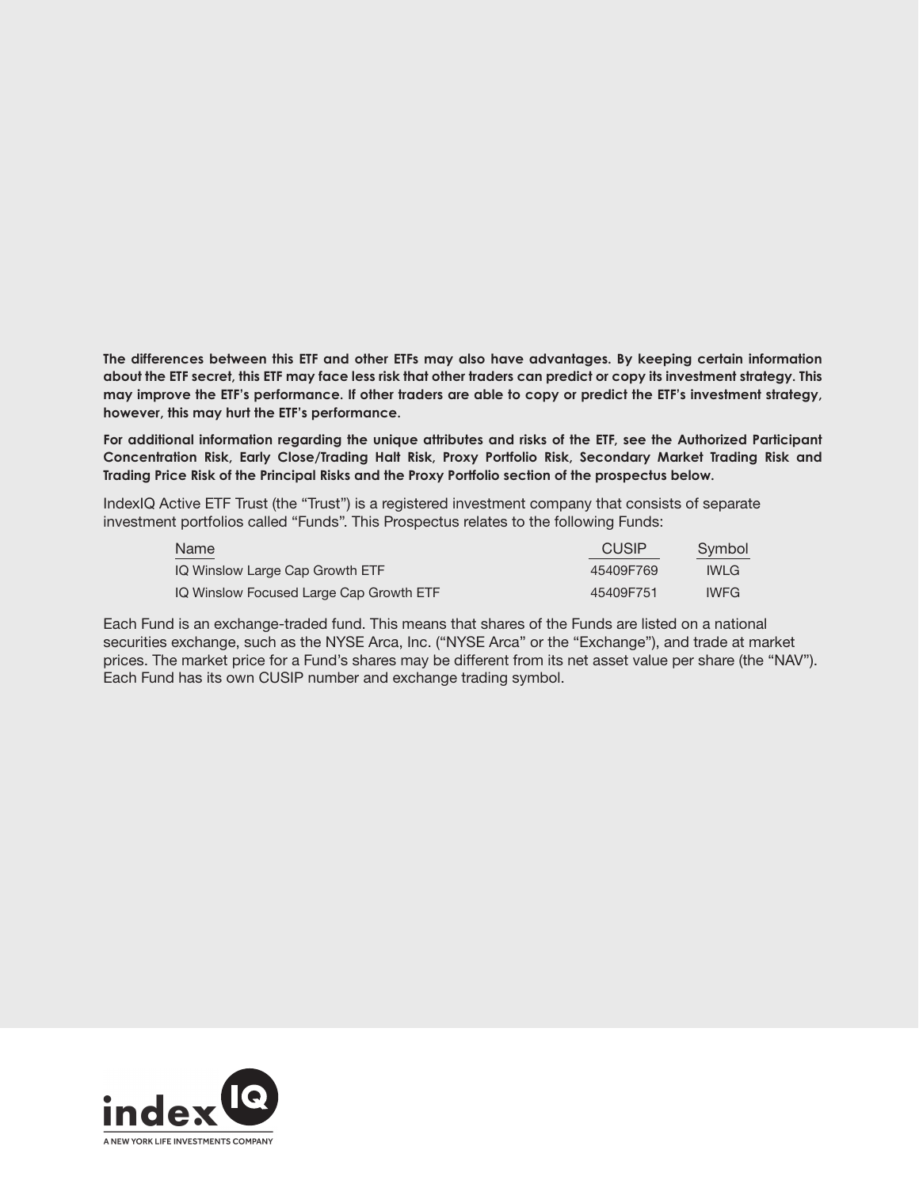**The differences between this ETF and other ETFs may also have advantages. By keeping certain information about the ETF secret, this ETF may face less risk that other traders can predict or copy its investment strategy. This may improve the ETF's performance. If other traders are able to copy or predict the ETF's investment strategy, however, this may hurt the ETF's performance.**

**For additional information regarding the unique attributes and risks of the ETF, see the Authorized Participant Concentration Risk, Early Close/Trading Halt Risk, Proxy Portfolio Risk, Secondary Market Trading Risk and Trading Price Risk of the Principal Risks and the Proxy Portfolio section of the prospectus below.**

IndexIQ Active ETF Trust (the "Trust") is a registered investment company that consists of separate investment portfolios called "Funds". This Prospectus relates to the following Funds:

| Name | CUSIP | Symbol |
|---|---|---|
| IQ Winslow Large Cap Growth ETF | 45409F769 | IWLG |
| IQ Winslow Focused Large Cap Growth ETF | 45409F751 | IWFG |

Each Fund is an exchange-traded fund. This means that shares of the Funds are listed on a national securities exchange, such as the NYSE Arca, Inc. ("NYSE Arca" or the "Exchange"), and trade at market prices. The market price for a Fund's shares may be different from its net asset value per share (the "NAV"). Each Fund has its own CUSIP number and exchange trading symbol.

index IQ

A NEW YORK LIFE INVESTMENTS COMPANY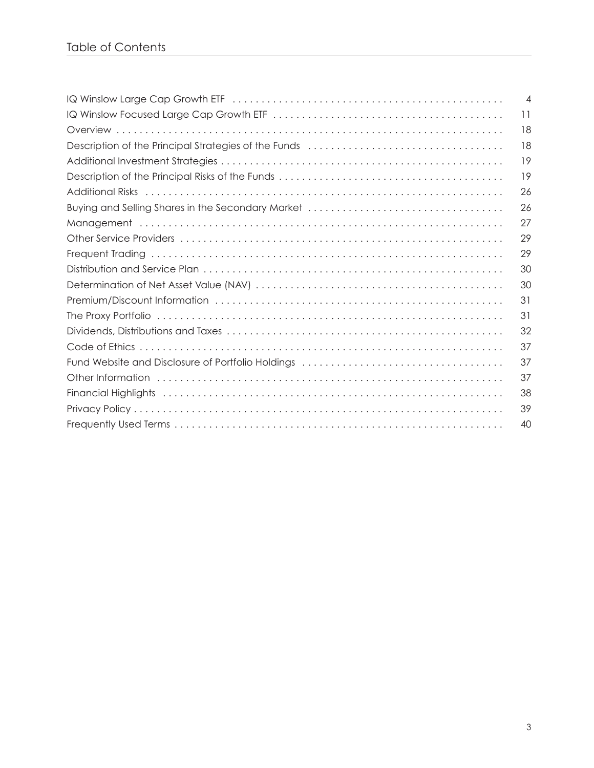# Table of Contents

| | |
|---|---|
| IQ Winslow Large Cap Growth ETF | 4 |
| IQ Winslow Focused Large Cap Growth ETF | 11 |
| Overview | 18 |
| Description of the Principal Strategies of the Funds | 18 |
| Additional Investment Strategies | 19 |
| Description of the Principal Risks of the Funds | 19 |
| Additional Risks | 26 |
| Buying and Selling Shares in the Secondary Market | 26 |
| Management | 27 |
| Other Service Providers | 29 |
| Frequent Trading | 29 |
| Distribution and Service Plan | 30 |
| Determination of Net Asset Value (NAV) | 30 |
| Premium/Discount Information | 31 |
| The Proxy Portfolio | 31 |
| Dividends, Distributions and Taxes | 32 |
| Code of Ethics | 37 |
| Fund Website and Disclosure of Portfolio Holdings | 37 |
| Other Information | 37 |
| Financial Highlights | 38 |
| Privacy Policy | 39 |
| Frequently Used Terms | 40 |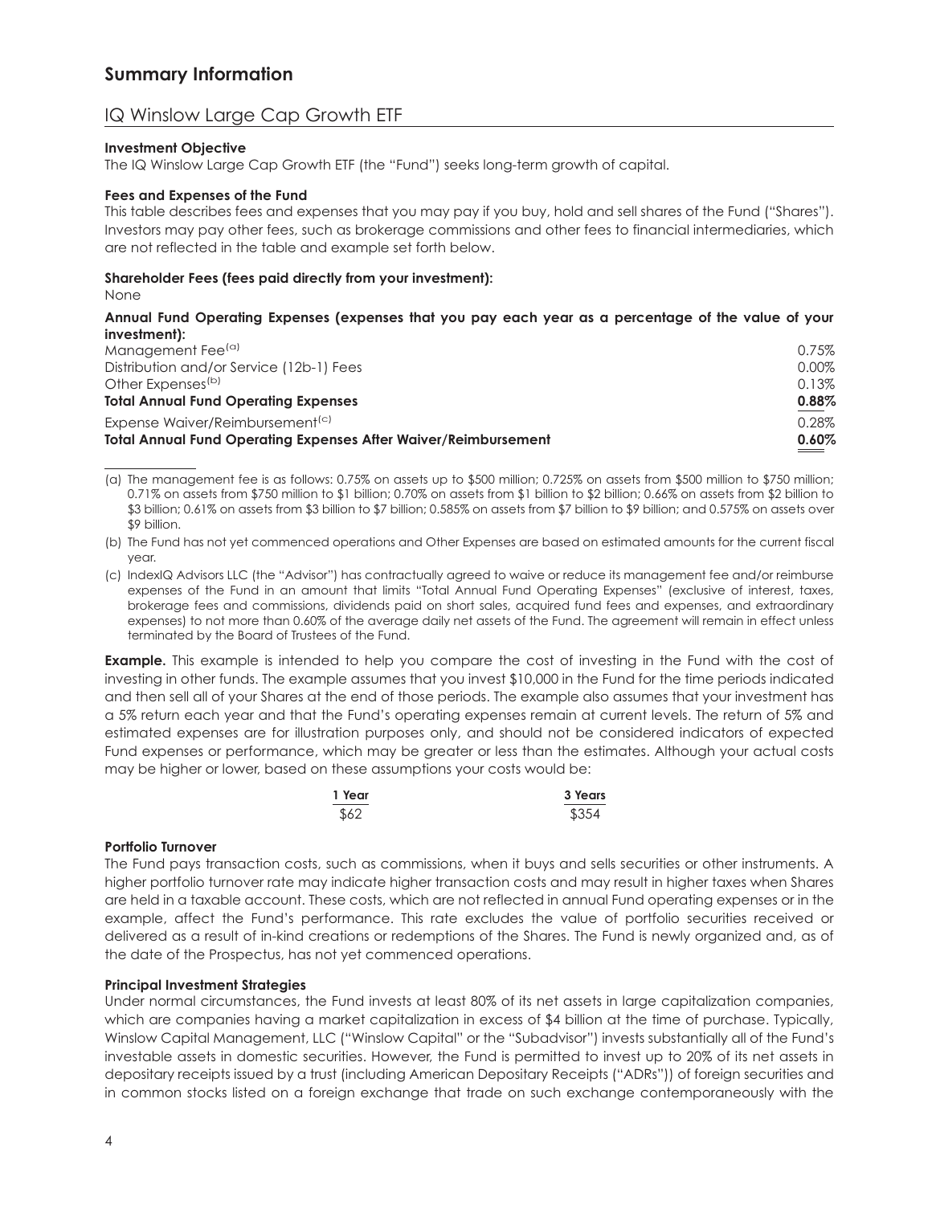## Summary Information

### IQ Winslow Large Cap Growth ETF

**Investment Objective**

The IQ Winslow Large Cap Growth ETF (the "Fund") seeks long-term growth of capital.

**Fees and Expenses of the Fund**

This table describes fees and expenses that you may pay if you buy, hold and sell shares of the Fund ("Shares"). Investors may pay other fees, such as brokerage commissions and other fees to financial intermediaries, which are not reflected in the table and example set forth below.

**Shareholder Fees (fees paid directly from your investment):**

None

**Annual Fund Operating Expenses (expenses that you pay each year as a percentage of the value of your investment):**

| | |
|---|---|
| Management Fee[(a)] | 0.75% |
| Distribution and/or Service (12b-1) Fees | 0.00% |
| Other Expenses[(b)] | 0.13% |
| **Total Annual Fund Operating Expenses** | **0.88%** |
| Expense Waiver/Reimbursement[(c)] | 0.28% |
| **Total Annual Fund Operating Expenses After Waiver/Reimbursement** | **0.60%** |

(a) The management fee is as follows: 0.75% on assets up to $500 million; 0.725% on assets from $500 million to $750 million; 0.71% on assets from $750 million to $1 billion; 0.70% on assets from $1 billion to $2 billion; 0.66% on assets from $2 billion to $3 billion; 0.61% on assets from $3 billion to $7 billion; 0.585% on assets from $7 billion to $9 billion; and 0.575% on assets over $9 billion.

(b) The Fund has not yet commenced operations and Other Expenses are based on estimated amounts for the current fiscal year.

(c) IndexIQ Advisors LLC (the "Advisor") has contractually agreed to waive or reduce its management fee and/or reimburse expenses of the Fund in an amount that limits "Total Annual Fund Operating Expenses" (exclusive of interest, taxes, brokerage fees and commissions, dividends paid on short sales, acquired fund fees and expenses, and extraordinary expenses) to not more than 0.60% of the average daily net assets of the Fund. The agreement will remain in effect unless terminated by the Board of Trustees of the Fund.

**Example.** This example is intended to help you compare the cost of investing in the Fund with the cost of investing in other funds. The example assumes that you invest $10,000 in the Fund for the time periods indicated and then sell all of your Shares at the end of those periods. The example also assumes that your investment has a 5% return each year and that the Fund's operating expenses remain at current levels. The return of 5% and estimated expenses are for illustration purposes only, and should not be considered indicators of expected Fund expenses or performance, which may be greater or less than the estimates. Although your actual costs may be higher or lower, based on these assumptions your costs would be:

| 1 Year | 3 Years |
|---|---|
| $62 | $354 |

**Portfolio Turnover**

The Fund pays transaction costs, such as commissions, when it buys and sells securities or other instruments. A higher portfolio turnover rate may indicate higher transaction costs and may result in higher taxes when Shares are held in a taxable account. These costs, which are not reflected in annual Fund operating expenses or in the example, affect the Fund's performance. This rate excludes the value of portfolio securities received or delivered as a result of in-kind creations or redemptions of the Shares. The Fund is newly organized and, as of the date of the Prospectus, has not yet commenced operations.

**Principal Investment Strategies**

Under normal circumstances, the Fund invests at least 80% of its net assets in large capitalization companies, which are companies having a market capitalization in excess of $4 billion at the time of purchase. Typically, Winslow Capital Management, LLC ("Winslow Capital" or the "Subadvisor") invests substantially all of the Fund's investable assets in domestic securities. However, the Fund is permitted to invest up to 20% of its net assets in depositary receipts issued by a trust (including American Depositary Receipts ("ADRs")) of foreign securities and in common stocks listed on a foreign exchange that trade on such exchange contemporaneously with the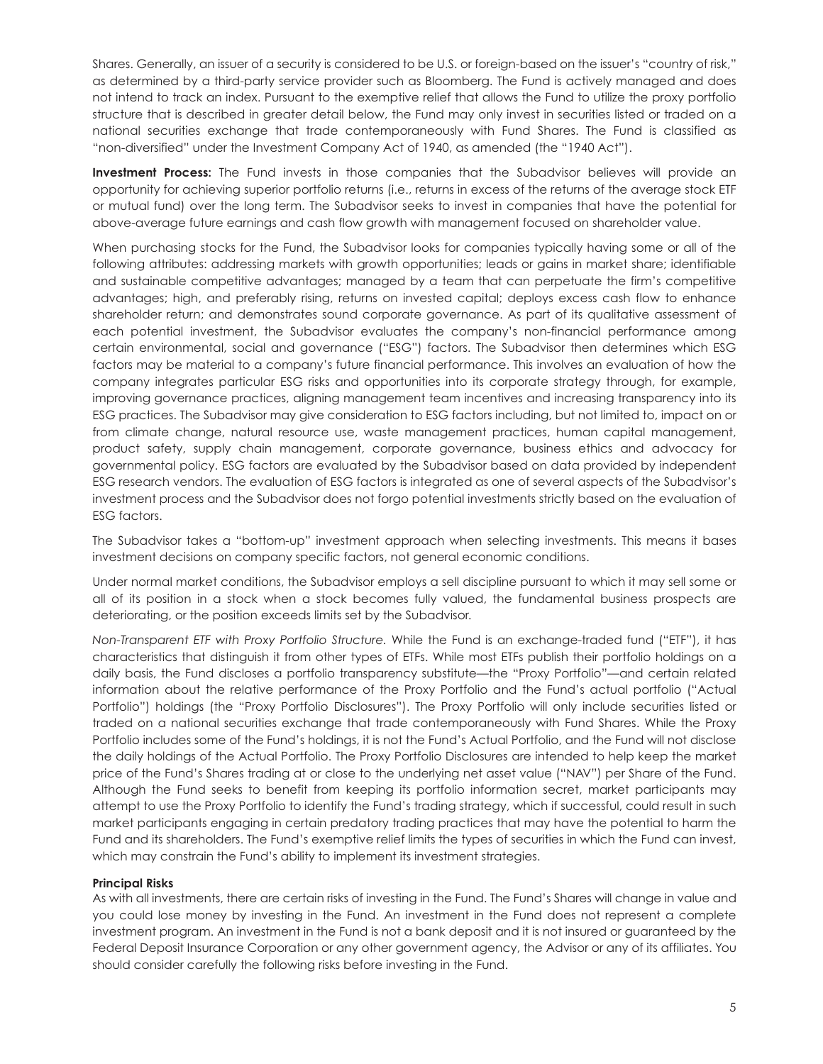Shares. Generally, an issuer of a security is considered to be U.S. or foreign-based on the issuer's "country of risk," as determined by a third-party service provider such as Bloomberg. The Fund is actively managed and does not intend to track an index. Pursuant to the exemptive relief that allows the Fund to utilize the proxy portfolio structure that is described in greater detail below, the Fund may only invest in securities listed or traded on a national securities exchange that trade contemporaneously with Fund Shares. The Fund is classified as "non-diversified" under the Investment Company Act of 1940, as amended (the "1940 Act").

**Investment Process:** The Fund invests in those companies that the Subadvisor believes will provide an opportunity for achieving superior portfolio returns (i.e., returns in excess of the returns of the average stock ETF or mutual fund) over the long term. The Subadvisor seeks to invest in companies that have the potential for above-average future earnings and cash flow growth with management focused on shareholder value.

When purchasing stocks for the Fund, the Subadvisor looks for companies typically having some or all of the following attributes: addressing markets with growth opportunities; leads or gains in market share; identifiable and sustainable competitive advantages; managed by a team that can perpetuate the firm's competitive advantages; high, and preferably rising, returns on invested capital; deploys excess cash flow to enhance shareholder return; and demonstrates sound corporate governance. As part of its qualitative assessment of each potential investment, the Subadvisor evaluates the company's non-financial performance among certain environmental, social and governance ("ESG") factors. The Subadvisor then determines which ESG factors may be material to a company's future financial performance. This involves an evaluation of how the company integrates particular ESG risks and opportunities into its corporate strategy through, for example, improving governance practices, aligning management team incentives and increasing transparency into its ESG practices. The Subadvisor may give consideration to ESG factors including, but not limited to, impact on or from climate change, natural resource use, waste management practices, human capital management, product safety, supply chain management, corporate governance, business ethics and advocacy for governmental policy. ESG factors are evaluated by the Subadvisor based on data provided by independent ESG research vendors. The evaluation of ESG factors is integrated as one of several aspects of the Subadvisor's investment process and the Subadvisor does not forgo potential investments strictly based on the evaluation of ESG factors.

The Subadvisor takes a "bottom-up" investment approach when selecting investments. This means it bases investment decisions on company specific factors, not general economic conditions.

Under normal market conditions, the Subadvisor employs a sell discipline pursuant to which it may sell some or all of its position in a stock when a stock becomes fully valued, the fundamental business prospects are deteriorating, or the position exceeds limits set by the Subadvisor.

*Non-Transparent ETF with Proxy Portfolio Structure.* While the Fund is an exchange-traded fund ("ETF"), it has characteristics that distinguish it from other types of ETFs. While most ETFs publish their portfolio holdings on a daily basis, the Fund discloses a portfolio transparency substitute—the "Proxy Portfolio"—and certain related information about the relative performance of the Proxy Portfolio and the Fund's actual portfolio ("Actual Portfolio") holdings (the "Proxy Portfolio Disclosures"). The Proxy Portfolio will only include securities listed or traded on a national securities exchange that trade contemporaneously with Fund Shares. While the Proxy Portfolio includes some of the Fund's holdings, it is not the Fund's Actual Portfolio, and the Fund will not disclose the daily holdings of the Actual Portfolio. The Proxy Portfolio Disclosures are intended to help keep the market price of the Fund's Shares trading at or close to the underlying net asset value ("NAV") per Share of the Fund. Although the Fund seeks to benefit from keeping its portfolio information secret, market participants may attempt to use the Proxy Portfolio to identify the Fund's trading strategy, which if successful, could result in such market participants engaging in certain predatory trading practices that may have the potential to harm the Fund and its shareholders. The Fund's exemptive relief limits the types of securities in which the Fund can invest, which may constrain the Fund's ability to implement its investment strategies.

**Principal Risks**

As with all investments, there are certain risks of investing in the Fund. The Fund's Shares will change in value and you could lose money by investing in the Fund. An investment in the Fund does not represent a complete investment program. An investment in the Fund is not a bank deposit and it is not insured or guaranteed by the Federal Deposit Insurance Corporation or any other government agency, the Advisor or any of its affiliates. You should consider carefully the following risks before investing in the Fund.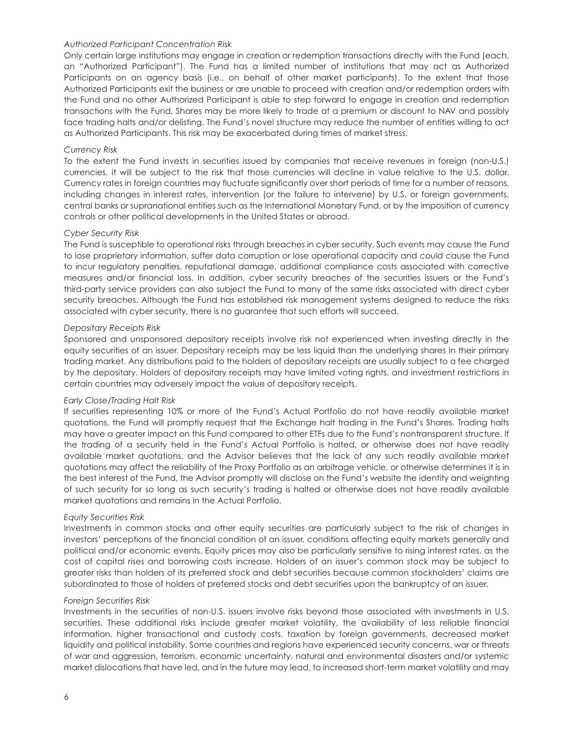*Authorized Participant Concentration Risk*

Only certain large institutions may engage in creation or redemption transactions directly with the Fund (each, an "Authorized Participant"). The Fund has a limited number of institutions that may act as Authorized Participants on an agency basis (i.e., on behalf of other market participants). To the extent that those Authorized Participants exit the business or are unable to proceed with creation and/or redemption orders with the Fund and no other Authorized Participant is able to step forward to engage in creation and redemption transactions with the Fund, Shares may be more likely to trade at a premium or discount to NAV and possibly face trading halts and/or delisting. The Fund's novel structure may reduce the number of entities willing to act as Authorized Participants. This risk may be exacerbated during times of market stress.

*Currency Risk*

To the extent the Fund invests in securities issued by companies that receive revenues in foreign (non-U.S.) currencies, it will be subject to the risk that those currencies will decline in value relative to the U.S. dollar. Currency rates in foreign countries may fluctuate significantly over short periods of time for a number of reasons, including changes in interest rates, intervention (or the failure to intervene) by U.S. or foreign governments, central banks or supranational entities such as the International Monetary Fund, or by the imposition of currency controls or other political developments in the United States or abroad.

*Cyber Security Risk*

The Fund is susceptible to operational risks through breaches in cyber security. Such events may cause the Fund to lose proprietary information, suffer data corruption or lose operational capacity and could cause the Fund to incur regulatory penalties, reputational damage, additional compliance costs associated with corrective measures and/or financial loss. In addition, cyber security breaches of the securities issuers or the Fund's third-party service providers can also subject the Fund to many of the same risks associated with direct cyber security breaches. Although the Fund has established risk management systems designed to reduce the risks associated with cyber security, there is no guarantee that such efforts will succeed.

*Depositary Receipts Risk*

Sponsored and unsponsored depositary receipts involve risk not experienced when investing directly in the equity securities of an issuer. Depositary receipts may be less liquid than the underlying shares in their primary trading market. Any distributions paid to the holders of depositary receipts are usually subject to a fee charged by the depositary. Holders of depositary receipts may have limited voting rights, and investment restrictions in certain countries may adversely impact the value of depositary receipts.

*Early Close/Trading Halt Risk*

If securities representing 10% or more of the Fund's Actual Portfolio do not have readily available market quotations, the Fund will promptly request that the Exchange halt trading in the Fund's Shares. Trading halts may have a greater impact on this Fund compared to other ETFs due to the Fund's nontransparent structure. If the trading of a security held in the Fund's Actual Portfolio is halted, or otherwise does not have readily available market quotations, and the Advisor believes that the lack of any such readily available market quotations may affect the reliability of the Proxy Portfolio as an arbitrage vehicle, or otherwise determines it is in the best interest of the Fund, the Advisor promptly will disclose on the Fund's website the identity and weighting of such security for so long as such security's trading is halted or otherwise does not have readily available market quotations and remains in the Actual Portfolio.

*Equity Securities Risk*

Investments in common stocks and other equity securities are particularly subject to the risk of changes in investors' perceptions of the financial condition of an issuer, conditions affecting equity markets generally and political and/or economic events. Equity prices may also be particularly sensitive to rising interest rates, as the cost of capital rises and borrowing costs increase. Holders of an issuer's common stock may be subject to greater risks than holders of its preferred stock and debt securities because common stockholders' claims are subordinated to those of holders of preferred stocks and debt securities upon the bankruptcy of an issuer.

*Foreign Securities Risk*

Investments in the securities of non-U.S. issuers involve risks beyond those associated with investments in U.S. securities. These additional risks include greater market volatility, the availability of less reliable financial information, higher transactional and custody costs, taxation by foreign governments, decreased market liquidity and political instability. Some countries and regions have experienced security concerns, war or threats of war and aggression, terrorism, economic uncertainty, natural and environmental disasters and/or systemic market dislocations that have led, and in the future may lead, to increased short-term market volatility and may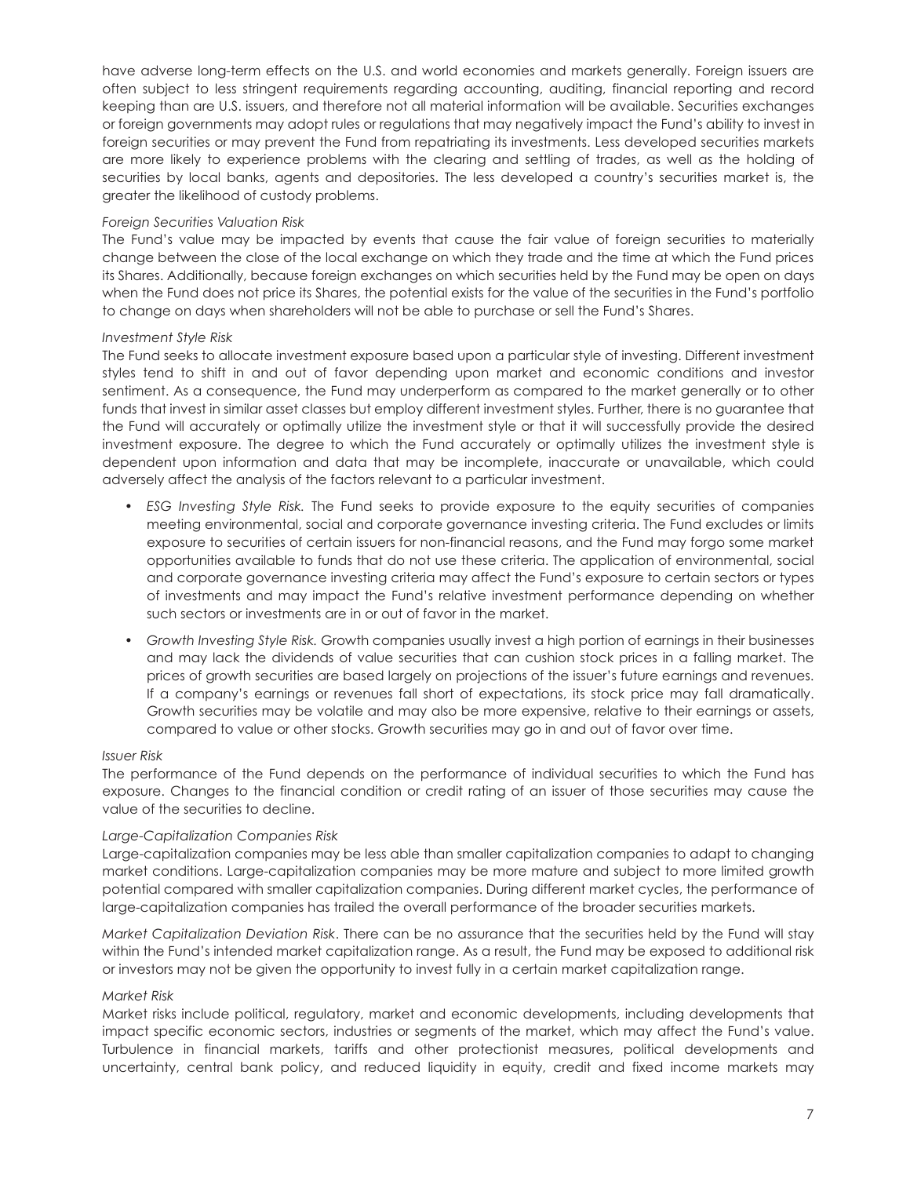have adverse long-term effects on the U.S. and world economies and markets generally. Foreign issuers are often subject to less stringent requirements regarding accounting, auditing, financial reporting and record keeping than are U.S. issuers, and therefore not all material information will be available. Securities exchanges or foreign governments may adopt rules or regulations that may negatively impact the Fund's ability to invest in foreign securities or may prevent the Fund from repatriating its investments. Less developed securities markets are more likely to experience problems with the clearing and settling of trades, as well as the holding of securities by local banks, agents and depositories. The less developed a country's securities market is, the greater the likelihood of custody problems.

*Foreign Securities Valuation Risk*

The Fund's value may be impacted by events that cause the fair value of foreign securities to materially change between the close of the local exchange on which they trade and the time at which the Fund prices its Shares. Additionally, because foreign exchanges on which securities held by the Fund may be open on days when the Fund does not price its Shares, the potential exists for the value of the securities in the Fund's portfolio to change on days when shareholders will not be able to purchase or sell the Fund's Shares.

*Investment Style Risk*

The Fund seeks to allocate investment exposure based upon a particular style of investing. Different investment styles tend to shift in and out of favor depending upon market and economic conditions and investor sentiment. As a consequence, the Fund may underperform as compared to the market generally or to other funds that invest in similar asset classes but employ different investment styles. Further, there is no guarantee that the Fund will accurately or optimally utilize the investment style or that it will successfully provide the desired investment exposure. The degree to which the Fund accurately or optimally utilizes the investment style is dependent upon information and data that may be incomplete, inaccurate or unavailable, which could adversely affect the analysis of the factors relevant to a particular investment.

- *ESG Investing Style Risk.* The Fund seeks to provide exposure to the equity securities of companies meeting environmental, social and corporate governance investing criteria. The Fund excludes or limits exposure to securities of certain issuers for non-financial reasons, and the Fund may forgo some market opportunities available to funds that do not use these criteria. The application of environmental, social and corporate governance investing criteria may affect the Fund's exposure to certain sectors or types of investments and may impact the Fund's relative investment performance depending on whether such sectors or investments are in or out of favor in the market.
- *Growth Investing Style Risk.* Growth companies usually invest a high portion of earnings in their businesses and may lack the dividends of value securities that can cushion stock prices in a falling market. The prices of growth securities are based largely on projections of the issuer's future earnings and revenues. If a company's earnings or revenues fall short of expectations, its stock price may fall dramatically. Growth securities may be volatile and may also be more expensive, relative to their earnings or assets, compared to value or other stocks. Growth securities may go in and out of favor over time.

*Issuer Risk*

The performance of the Fund depends on the performance of individual securities to which the Fund has exposure. Changes to the financial condition or credit rating of an issuer of those securities may cause the value of the securities to decline.

*Large-Capitalization Companies Risk*

Large-capitalization companies may be less able than smaller capitalization companies to adapt to changing market conditions. Large-capitalization companies may be more mature and subject to more limited growth potential compared with smaller capitalization companies. During different market cycles, the performance of large-capitalization companies has trailed the overall performance of the broader securities markets.

*Market Capitalization Deviation Risk*. There can be no assurance that the securities held by the Fund will stay within the Fund's intended market capitalization range. As a result, the Fund may be exposed to additional risk or investors may not be given the opportunity to invest fully in a certain market capitalization range.

*Market Risk*

Market risks include political, regulatory, market and economic developments, including developments that impact specific economic sectors, industries or segments of the market, which may affect the Fund's value. Turbulence in financial markets, tariffs and other protectionist measures, political developments and uncertainty, central bank policy, and reduced liquidity in equity, credit and fixed income markets may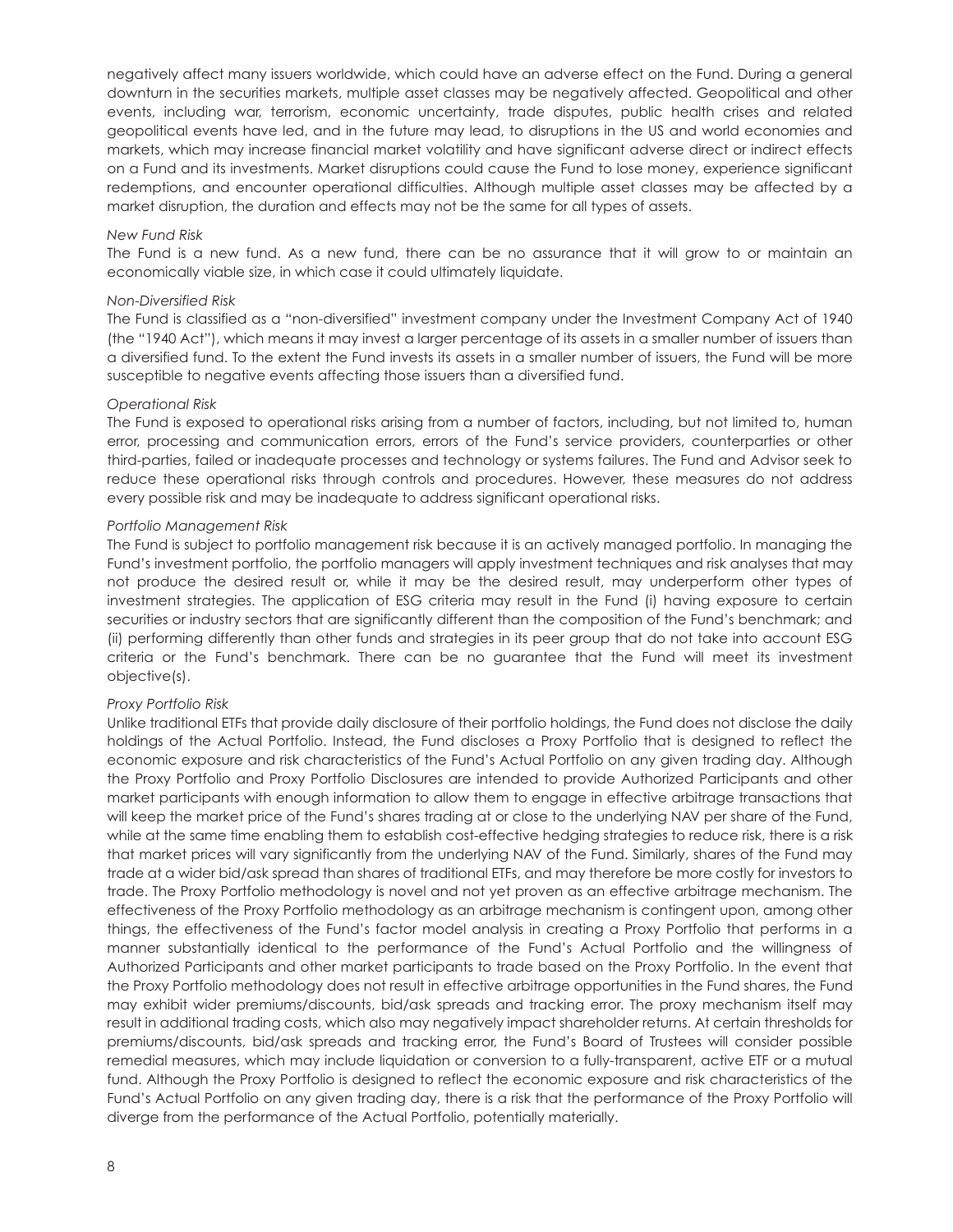negatively affect many issuers worldwide, which could have an adverse effect on the Fund. During a general downturn in the securities markets, multiple asset classes may be negatively affected. Geopolitical and other events, including war, terrorism, economic uncertainty, trade disputes, public health crises and related geopolitical events have led, and in the future may lead, to disruptions in the US and world economies and markets, which may increase financial market volatility and have significant adverse direct or indirect effects on a Fund and its investments. Market disruptions could cause the Fund to lose money, experience significant redemptions, and encounter operational difficulties. Although multiple asset classes may be affected by a market disruption, the duration and effects may not be the same for all types of assets.

*New Fund Risk*

The Fund is a new fund. As a new fund, there can be no assurance that it will grow to or maintain an economically viable size, in which case it could ultimately liquidate.

*Non-Diversified Risk*

The Fund is classified as a "non-diversified" investment company under the Investment Company Act of 1940 (the "1940 Act"), which means it may invest a larger percentage of its assets in a smaller number of issuers than a diversified fund. To the extent the Fund invests its assets in a smaller number of issuers, the Fund will be more susceptible to negative events affecting those issuers than a diversified fund.

*Operational Risk*

The Fund is exposed to operational risks arising from a number of factors, including, but not limited to, human error, processing and communication errors, errors of the Fund's service providers, counterparties or other third-parties, failed or inadequate processes and technology or systems failures. The Fund and Advisor seek to reduce these operational risks through controls and procedures. However, these measures do not address every possible risk and may be inadequate to address significant operational risks.

*Portfolio Management Risk*

The Fund is subject to portfolio management risk because it is an actively managed portfolio. In managing the Fund's investment portfolio, the portfolio managers will apply investment techniques and risk analyses that may not produce the desired result or, while it may be the desired result, may underperform other types of investment strategies. The application of ESG criteria may result in the Fund (i) having exposure to certain securities or industry sectors that are significantly different than the composition of the Fund's benchmark; and (ii) performing differently than other funds and strategies in its peer group that do not take into account ESG criteria or the Fund's benchmark. There can be no guarantee that the Fund will meet its investment objective(s).

*Proxy Portfolio Risk*

Unlike traditional ETFs that provide daily disclosure of their portfolio holdings, the Fund does not disclose the daily holdings of the Actual Portfolio. Instead, the Fund discloses a Proxy Portfolio that is designed to reflect the economic exposure and risk characteristics of the Fund's Actual Portfolio on any given trading day. Although the Proxy Portfolio and Proxy Portfolio Disclosures are intended to provide Authorized Participants and other market participants with enough information to allow them to engage in effective arbitrage transactions that will keep the market price of the Fund's shares trading at or close to the underlying NAV per share of the Fund, while at the same time enabling them to establish cost-effective hedging strategies to reduce risk, there is a risk that market prices will vary significantly from the underlying NAV of the Fund. Similarly, shares of the Fund may trade at a wider bid/ask spread than shares of traditional ETFs, and may therefore be more costly for investors to trade. The Proxy Portfolio methodology is novel and not yet proven as an effective arbitrage mechanism. The effectiveness of the Proxy Portfolio methodology as an arbitrage mechanism is contingent upon, among other things, the effectiveness of the Fund's factor model analysis in creating a Proxy Portfolio that performs in a manner substantially identical to the performance of the Fund's Actual Portfolio and the willingness of Authorized Participants and other market participants to trade based on the Proxy Portfolio. In the event that the Proxy Portfolio methodology does not result in effective arbitrage opportunities in the Fund shares, the Fund may exhibit wider premiums/discounts, bid/ask spreads and tracking error. The proxy mechanism itself may result in additional trading costs, which also may negatively impact shareholder returns. At certain thresholds for premiums/discounts, bid/ask spreads and tracking error, the Fund's Board of Trustees will consider possible remedial measures, which may include liquidation or conversion to a fully-transparent, active ETF or a mutual fund. Although the Proxy Portfolio is designed to reflect the economic exposure and risk characteristics of the Fund's Actual Portfolio on any given trading day, there is a risk that the performance of the Proxy Portfolio will diverge from the performance of the Actual Portfolio, potentially materially.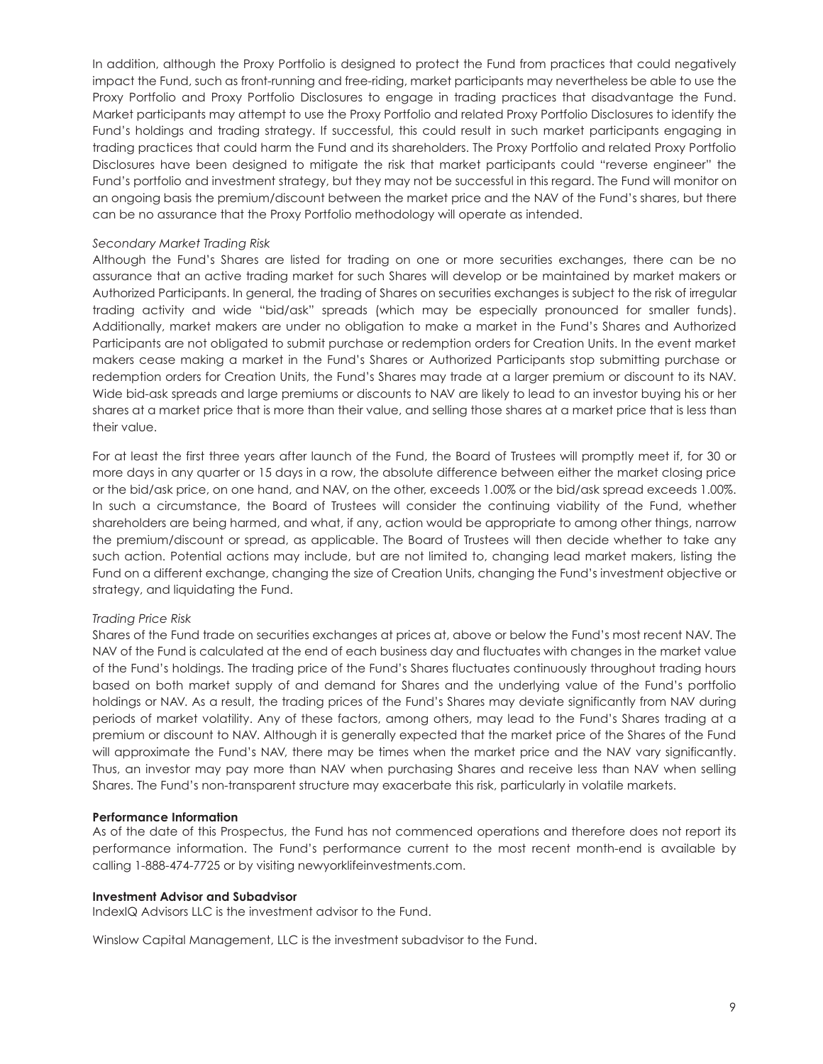In addition, although the Proxy Portfolio is designed to protect the Fund from practices that could negatively impact the Fund, such as front-running and free-riding, market participants may nevertheless be able to use the Proxy Portfolio and Proxy Portfolio Disclosures to engage in trading practices that disadvantage the Fund. Market participants may attempt to use the Proxy Portfolio and related Proxy Portfolio Disclosures to identify the Fund's holdings and trading strategy. If successful, this could result in such market participants engaging in trading practices that could harm the Fund and its shareholders. The Proxy Portfolio and related Proxy Portfolio Disclosures have been designed to mitigate the risk that market participants could "reverse engineer" the Fund's portfolio and investment strategy, but they may not be successful in this regard. The Fund will monitor on an ongoing basis the premium/discount between the market price and the NAV of the Fund's shares, but there can be no assurance that the Proxy Portfolio methodology will operate as intended.

*Secondary Market Trading Risk*

Although the Fund's Shares are listed for trading on one or more securities exchanges, there can be no assurance that an active trading market for such Shares will develop or be maintained by market makers or Authorized Participants. In general, the trading of Shares on securities exchanges is subject to the risk of irregular trading activity and wide "bid/ask" spreads (which may be especially pronounced for smaller funds). Additionally, market makers are under no obligation to make a market in the Fund's Shares and Authorized Participants are not obligated to submit purchase or redemption orders for Creation Units. In the event market makers cease making a market in the Fund's Shares or Authorized Participants stop submitting purchase or redemption orders for Creation Units, the Fund's Shares may trade at a larger premium or discount to its NAV. Wide bid-ask spreads and large premiums or discounts to NAV are likely to lead to an investor buying his or her shares at a market price that is more than their value, and selling those shares at a market price that is less than their value.

For at least the first three years after launch of the Fund, the Board of Trustees will promptly meet if, for 30 or more days in any quarter or 15 days in a row, the absolute difference between either the market closing price or the bid/ask price, on one hand, and NAV, on the other, exceeds 1.00% or the bid/ask spread exceeds 1.00%. In such a circumstance, the Board of Trustees will consider the continuing viability of the Fund, whether shareholders are being harmed, and what, if any, action would be appropriate to among other things, narrow the premium/discount or spread, as applicable. The Board of Trustees will then decide whether to take any such action. Potential actions may include, but are not limited to, changing lead market makers, listing the Fund on a different exchange, changing the size of Creation Units, changing the Fund's investment objective or strategy, and liquidating the Fund.

*Trading Price Risk*

Shares of the Fund trade on securities exchanges at prices at, above or below the Fund's most recent NAV. The NAV of the Fund is calculated at the end of each business day and fluctuates with changes in the market value of the Fund's holdings. The trading price of the Fund's Shares fluctuates continuously throughout trading hours based on both market supply of and demand for Shares and the underlying value of the Fund's portfolio holdings or NAV. As a result, the trading prices of the Fund's Shares may deviate significantly from NAV during periods of market volatility. Any of these factors, among others, may lead to the Fund's Shares trading at a premium or discount to NAV. Although it is generally expected that the market price of the Shares of the Fund will approximate the Fund's NAV, there may be times when the market price and the NAV vary significantly. Thus, an investor may pay more than NAV when purchasing Shares and receive less than NAV when selling Shares. The Fund's non-transparent structure may exacerbate this risk, particularly in volatile markets.

**Performance Information**

As of the date of this Prospectus, the Fund has not commenced operations and therefore does not report its performance information. The Fund's performance current to the most recent month-end is available by calling 1-888-474-7725 or by visiting newyorklifeinvestments.com.

**Investment Advisor and Subadvisor**

IndexIQ Advisors LLC is the investment advisor to the Fund.

Winslow Capital Management, LLC is the investment subadvisor to the Fund.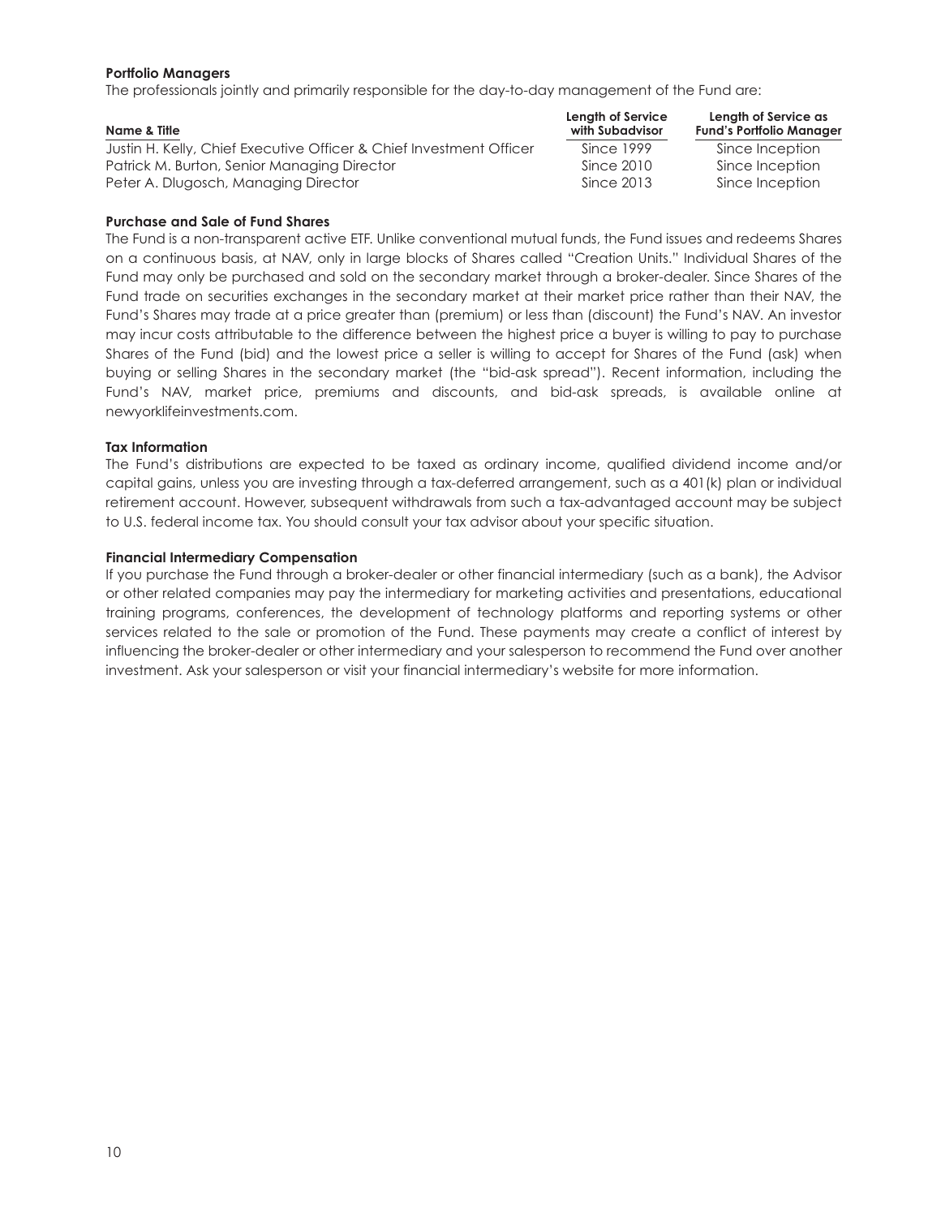**Portfolio Managers**

The professionals jointly and primarily responsible for the day-to-day management of the Fund are:

| Name & Title | Length of Service with Subadvisor | Length of Service as Fund's Portfolio Manager |
|---|---|---|
| Justin H. Kelly, Chief Executive Officer & Chief Investment Officer | Since 1999 | Since Inception |
| Patrick M. Burton, Senior Managing Director | Since 2010 | Since Inception |
| Peter A. Dlugosch, Managing Director | Since 2013 | Since Inception |

**Purchase and Sale of Fund Shares**

The Fund is a non-transparent active ETF. Unlike conventional mutual funds, the Fund issues and redeems Shares on a continuous basis, at NAV, only in large blocks of Shares called "Creation Units." Individual Shares of the Fund may only be purchased and sold on the secondary market through a broker-dealer. Since Shares of the Fund trade on securities exchanges in the secondary market at their market price rather than their NAV, the Fund's Shares may trade at a price greater than (premium) or less than (discount) the Fund's NAV. An investor may incur costs attributable to the difference between the highest price a buyer is willing to pay to purchase Shares of the Fund (bid) and the lowest price a seller is willing to accept for Shares of the Fund (ask) when buying or selling Shares in the secondary market (the "bid-ask spread"). Recent information, including the Fund's NAV, market price, premiums and discounts, and bid-ask spreads, is available online at newyorklifeinvestments.com.

**Tax Information**

The Fund's distributions are expected to be taxed as ordinary income, qualified dividend income and/or capital gains, unless you are investing through a tax-deferred arrangement, such as a 401(k) plan or individual retirement account. However, subsequent withdrawals from such a tax-advantaged account may be subject to U.S. federal income tax. You should consult your tax advisor about your specific situation.

**Financial Intermediary Compensation**

If you purchase the Fund through a broker-dealer or other financial intermediary (such as a bank), the Advisor or other related companies may pay the intermediary for marketing activities and presentations, educational training programs, conferences, the development of technology platforms and reporting systems or other services related to the sale or promotion of the Fund. These payments may create a conflict of interest by influencing the broker-dealer or other intermediary and your salesperson to recommend the Fund over another investment. Ask your salesperson or visit your financial intermediary's website for more information.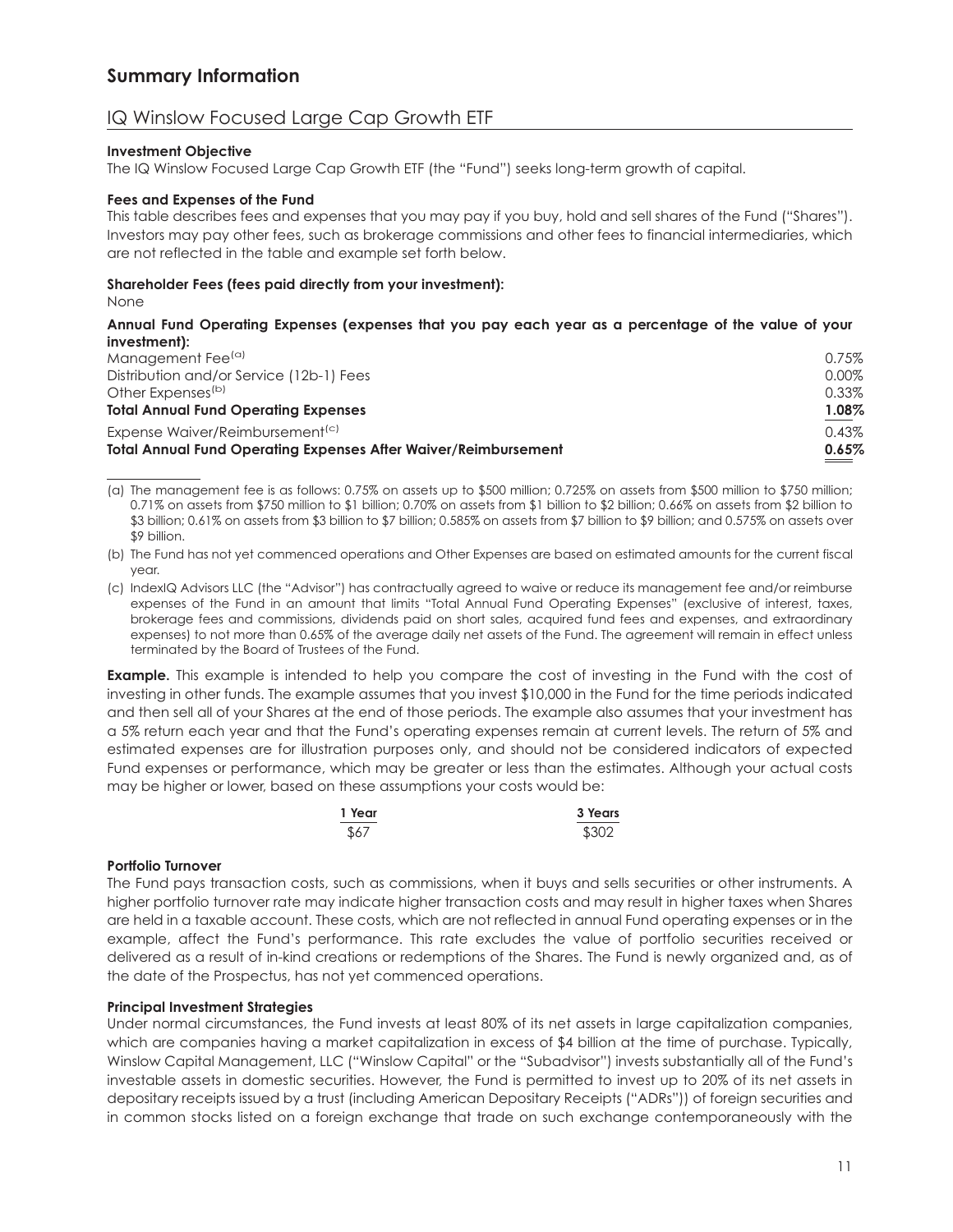# Summary Information

## IQ Winslow Focused Large Cap Growth ETF

**Investment Objective**

The IQ Winslow Focused Large Cap Growth ETF (the "Fund") seeks long-term growth of capital.

**Fees and Expenses of the Fund**

This table describes fees and expenses that you may pay if you buy, hold and sell shares of the Fund ("Shares"). Investors may pay other fees, such as brokerage commissions and other fees to financial intermediaries, which are not reflected in the table and example set forth below.

**Shareholder Fees (fees paid directly from your investment):**

None

**Annual Fund Operating Expenses (expenses that you pay each year as a percentage of the value of your investment):**

| | |
|---|---|
| Management Fee[(a)] | 0.75% |
| Distribution and/or Service (12b-1) Fees | 0.00% |
| Other Expenses[(b)] | 0.33% |
| **Total Annual Fund Operating Expenses** | **1.08%** |
| Expense Waiver/Reimbursement[(c)] | 0.43% |
| **Total Annual Fund Operating Expenses After Waiver/Reimbursement** | **0.65%** |

(a) The management fee is as follows: 0.75% on assets up to $500 million; 0.725% on assets from $500 million to $750 million; 0.71% on assets from $750 million to $1 billion; 0.70% on assets from $1 billion to $2 billion; 0.66% on assets from $2 billion to $3 billion; 0.61% on assets from $3 billion to $7 billion; 0.585% on assets from $7 billion to $9 billion; and 0.575% on assets over $9 billion.

(b) The Fund has not yet commenced operations and Other Expenses are based on estimated amounts for the current fiscal year.

(c) IndexIQ Advisors LLC (the "Advisor") has contractually agreed to waive or reduce its management fee and/or reimburse expenses of the Fund in an amount that limits "Total Annual Fund Operating Expenses" (exclusive of interest, taxes, brokerage fees and commissions, dividends paid on short sales, acquired fund fees and expenses, and extraordinary expenses) to not more than 0.65% of the average daily net assets of the Fund. The agreement will remain in effect unless terminated by the Board of Trustees of the Fund.

**Example.** This example is intended to help you compare the cost of investing in the Fund with the cost of investing in other funds. The example assumes that you invest $10,000 in the Fund for the time periods indicated and then sell all of your Shares at the end of those periods. The example also assumes that your investment has a 5% return each year and that the Fund's operating expenses remain at current levels. The return of 5% and estimated expenses are for illustration purposes only, and should not be considered indicators of expected Fund expenses or performance, which may be greater or less than the estimates. Although your actual costs may be higher or lower, based on these assumptions your costs would be:

| 1 Year | 3 Years |
|---|---|
| $67 | $302 |

**Portfolio Turnover**

The Fund pays transaction costs, such as commissions, when it buys and sells securities or other instruments. A higher portfolio turnover rate may indicate higher transaction costs and may result in higher taxes when Shares are held in a taxable account. These costs, which are not reflected in annual Fund operating expenses or in the example, affect the Fund's performance. This rate excludes the value of portfolio securities received or delivered as a result of in-kind creations or redemptions of the Shares. The Fund is newly organized and, as of the date of the Prospectus, has not yet commenced operations.

**Principal Investment Strategies**

Under normal circumstances, the Fund invests at least 80% of its net assets in large capitalization companies, which are companies having a market capitalization in excess of $4 billion at the time of purchase. Typically, Winslow Capital Management, LLC ("Winslow Capital" or the "Subadvisor") invests substantially all of the Fund's investable assets in domestic securities. However, the Fund is permitted to invest up to 20% of its net assets in depositary receipts issued by a trust (including American Depositary Receipts ("ADRs")) of foreign securities and in common stocks listed on a foreign exchange that trade on such exchange contemporaneously with the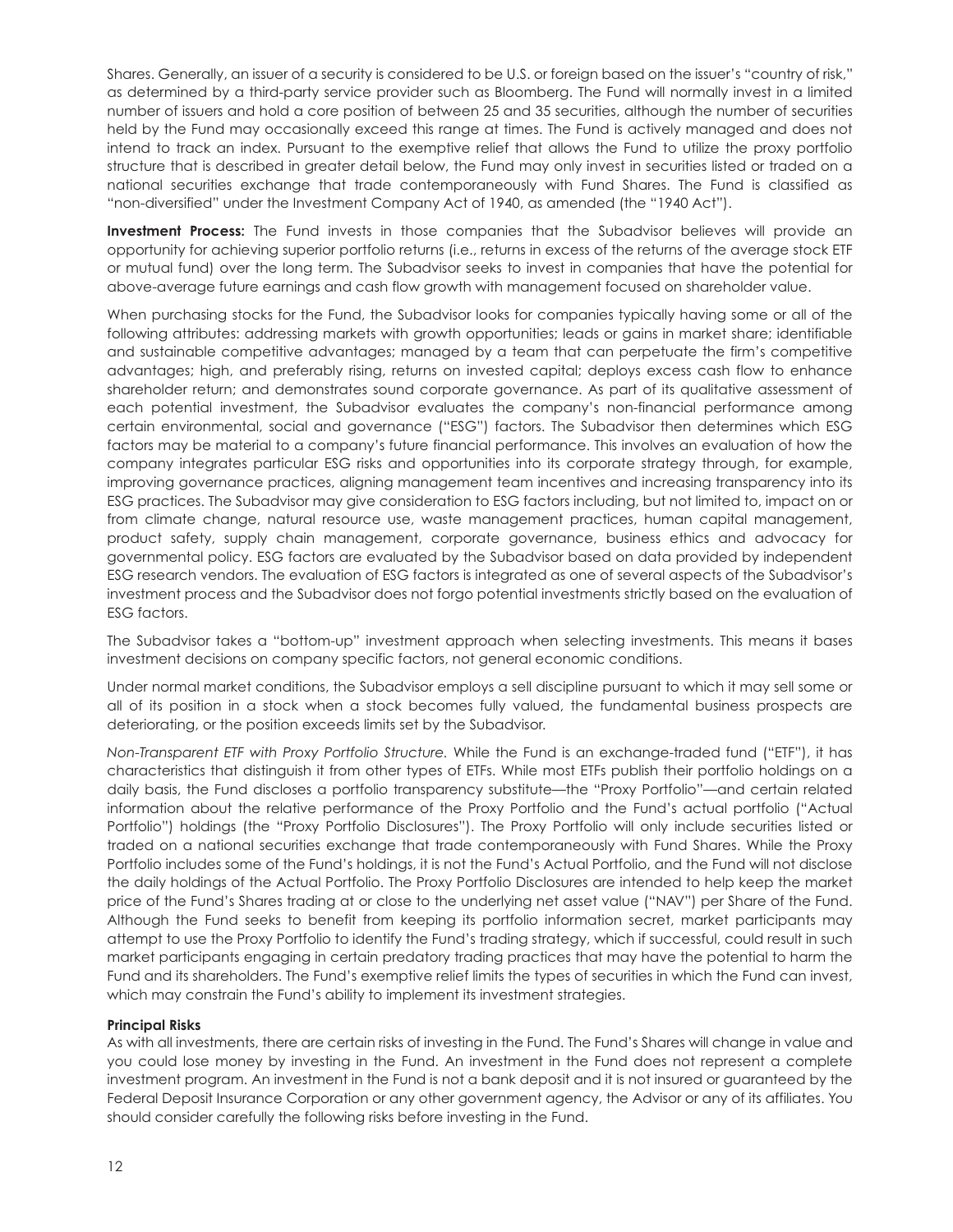Shares. Generally, an issuer of a security is considered to be U.S. or foreign based on the issuer's "country of risk," as determined by a third-party service provider such as Bloomberg. The Fund will normally invest in a limited number of issuers and hold a core position of between 25 and 35 securities, although the number of securities held by the Fund may occasionally exceed this range at times. The Fund is actively managed and does not intend to track an index. Pursuant to the exemptive relief that allows the Fund to utilize the proxy portfolio structure that is described in greater detail below, the Fund may only invest in securities listed or traded on a national securities exchange that trade contemporaneously with Fund Shares. The Fund is classified as "non-diversified" under the Investment Company Act of 1940, as amended (the "1940 Act").

**Investment Process:** The Fund invests in those companies that the Subadvisor believes will provide an opportunity for achieving superior portfolio returns (i.e., returns in excess of the returns of the average stock ETF or mutual fund) over the long term. The Subadvisor seeks to invest in companies that have the potential for above-average future earnings and cash flow growth with management focused on shareholder value.

When purchasing stocks for the Fund, the Subadvisor looks for companies typically having some or all of the following attributes: addressing markets with growth opportunities; leads or gains in market share; identifiable and sustainable competitive advantages; managed by a team that can perpetuate the firm's competitive advantages; high, and preferably rising, returns on invested capital; deploys excess cash flow to enhance shareholder return; and demonstrates sound corporate governance. As part of its qualitative assessment of each potential investment, the Subadvisor evaluates the company's non-financial performance among certain environmental, social and governance ("ESG") factors. The Subadvisor then determines which ESG factors may be material to a company's future financial performance. This involves an evaluation of how the company integrates particular ESG risks and opportunities into its corporate strategy through, for example, improving governance practices, aligning management team incentives and increasing transparency into its ESG practices. The Subadvisor may give consideration to ESG factors including, but not limited to, impact on or from climate change, natural resource use, waste management practices, human capital management, product safety, supply chain management, corporate governance, business ethics and advocacy for governmental policy. ESG factors are evaluated by the Subadvisor based on data provided by independent ESG research vendors. The evaluation of ESG factors is integrated as one of several aspects of the Subadvisor's investment process and the Subadvisor does not forgo potential investments strictly based on the evaluation of ESG factors.

The Subadvisor takes a "bottom-up" investment approach when selecting investments. This means it bases investment decisions on company specific factors, not general economic conditions.

Under normal market conditions, the Subadvisor employs a sell discipline pursuant to which it may sell some or all of its position in a stock when a stock becomes fully valued, the fundamental business prospects are deteriorating, or the position exceeds limits set by the Subadvisor.

*Non-Transparent ETF with Proxy Portfolio Structure.* While the Fund is an exchange-traded fund ("ETF"), it has characteristics that distinguish it from other types of ETFs. While most ETFs publish their portfolio holdings on a daily basis, the Fund discloses a portfolio transparency substitute—the "Proxy Portfolio"—and certain related information about the relative performance of the Proxy Portfolio and the Fund's actual portfolio ("Actual Portfolio") holdings (the "Proxy Portfolio Disclosures"). The Proxy Portfolio will only include securities listed or traded on a national securities exchange that trade contemporaneously with Fund Shares. While the Proxy Portfolio includes some of the Fund's holdings, it is not the Fund's Actual Portfolio, and the Fund will not disclose the daily holdings of the Actual Portfolio. The Proxy Portfolio Disclosures are intended to help keep the market price of the Fund's Shares trading at or close to the underlying net asset value ("NAV") per Share of the Fund. Although the Fund seeks to benefit from keeping its portfolio information secret, market participants may attempt to use the Proxy Portfolio to identify the Fund's trading strategy, which if successful, could result in such market participants engaging in certain predatory trading practices that may have the potential to harm the Fund and its shareholders. The Fund's exemptive relief limits the types of securities in which the Fund can invest, which may constrain the Fund's ability to implement its investment strategies.

**Principal Risks**

As with all investments, there are certain risks of investing in the Fund. The Fund's Shares will change in value and you could lose money by investing in the Fund. An investment in the Fund does not represent a complete investment program. An investment in the Fund is not a bank deposit and it is not insured or guaranteed by the Federal Deposit Insurance Corporation or any other government agency, the Advisor or any of its affiliates. You should consider carefully the following risks before investing in the Fund.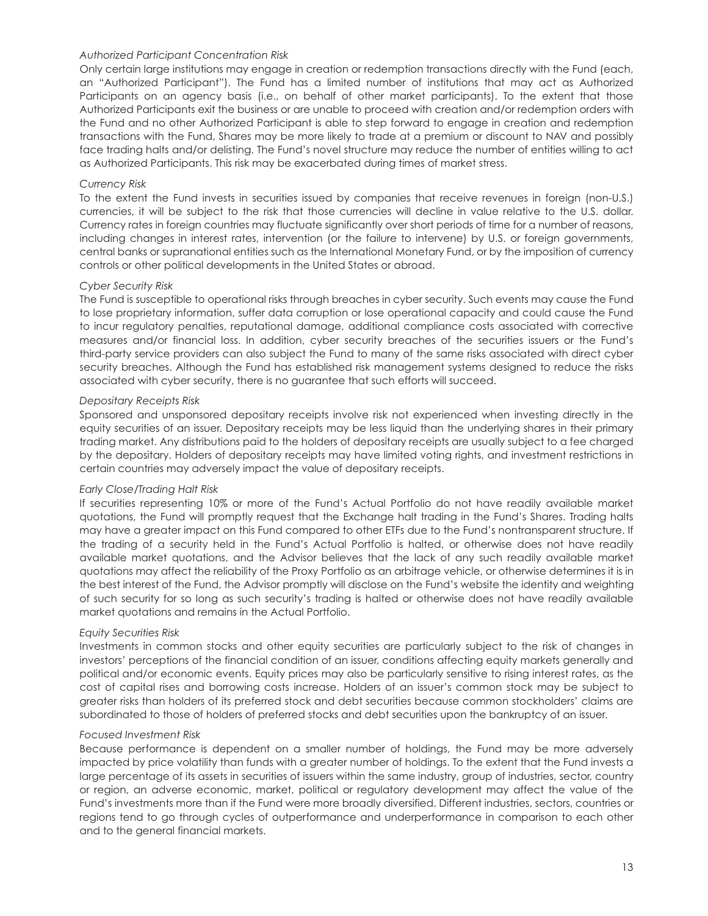*Authorized Participant Concentration Risk*

Only certain large institutions may engage in creation or redemption transactions directly with the Fund (each, an "Authorized Participant"). The Fund has a limited number of institutions that may act as Authorized Participants on an agency basis (i.e., on behalf of other market participants). To the extent that those Authorized Participants exit the business or are unable to proceed with creation and/or redemption orders with the Fund and no other Authorized Participant is able to step forward to engage in creation and redemption transactions with the Fund, Shares may be more likely to trade at a premium or discount to NAV and possibly face trading halts and/or delisting. The Fund's novel structure may reduce the number of entities willing to act as Authorized Participants. This risk may be exacerbated during times of market stress.

*Currency Risk*

To the extent the Fund invests in securities issued by companies that receive revenues in foreign (non-U.S.) currencies, it will be subject to the risk that those currencies will decline in value relative to the U.S. dollar. Currency rates in foreign countries may fluctuate significantly over short periods of time for a number of reasons, including changes in interest rates, intervention (or the failure to intervene) by U.S. or foreign governments, central banks or supranational entities such as the International Monetary Fund, or by the imposition of currency controls or other political developments in the United States or abroad.

*Cyber Security Risk*

The Fund is susceptible to operational risks through breaches in cyber security. Such events may cause the Fund to lose proprietary information, suffer data corruption or lose operational capacity and could cause the Fund to incur regulatory penalties, reputational damage, additional compliance costs associated with corrective measures and/or financial loss. In addition, cyber security breaches of the securities issuers or the Fund's third-party service providers can also subject the Fund to many of the same risks associated with direct cyber security breaches. Although the Fund has established risk management systems designed to reduce the risks associated with cyber security, there is no guarantee that such efforts will succeed.

*Depositary Receipts Risk*

Sponsored and unsponsored depositary receipts involve risk not experienced when investing directly in the equity securities of an issuer. Depositary receipts may be less liquid than the underlying shares in their primary trading market. Any distributions paid to the holders of depositary receipts are usually subject to a fee charged by the depositary. Holders of depositary receipts may have limited voting rights, and investment restrictions in certain countries may adversely impact the value of depositary receipts.

*Early Close/Trading Halt Risk*

If securities representing 10% or more of the Fund's Actual Portfolio do not have readily available market quotations, the Fund will promptly request that the Exchange halt trading in the Fund's Shares. Trading halts may have a greater impact on this Fund compared to other ETFs due to the Fund's nontransparent structure. If the trading of a security held in the Fund's Actual Portfolio is halted, or otherwise does not have readily available market quotations, and the Advisor believes that the lack of any such readily available market quotations may affect the reliability of the Proxy Portfolio as an arbitrage vehicle, or otherwise determines it is in the best interest of the Fund, the Advisor promptly will disclose on the Fund's website the identity and weighting of such security for so long as such security's trading is halted or otherwise does not have readily available market quotations and remains in the Actual Portfolio.

*Equity Securities Risk*

Investments in common stocks and other equity securities are particularly subject to the risk of changes in investors' perceptions of the financial condition of an issuer, conditions affecting equity markets generally and political and/or economic events. Equity prices may also be particularly sensitive to rising interest rates, as the cost of capital rises and borrowing costs increase. Holders of an issuer's common stock may be subject to greater risks than holders of its preferred stock and debt securities because common stockholders' claims are subordinated to those of holders of preferred stocks and debt securities upon the bankruptcy of an issuer.

*Focused Investment Risk*

Because performance is dependent on a smaller number of holdings, the Fund may be more adversely impacted by price volatility than funds with a greater number of holdings. To the extent that the Fund invests a large percentage of its assets in securities of issuers within the same industry, group of industries, sector, country or region, an adverse economic, market, political or regulatory development may affect the value of the Fund's investments more than if the Fund were more broadly diversified. Different industries, sectors, countries or regions tend to go through cycles of outperformance and underperformance in comparison to each other and to the general financial markets.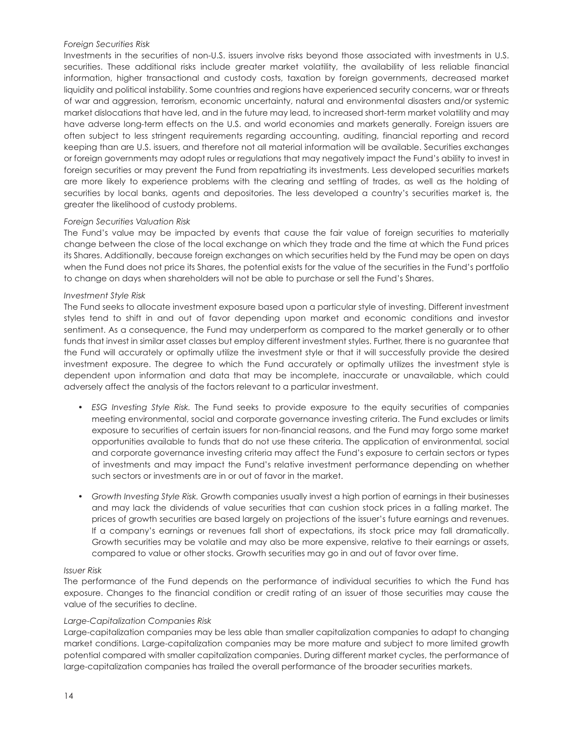*Foreign Securities Risk*

Investments in the securities of non-U.S. issuers involve risks beyond those associated with investments in U.S. securities. These additional risks include greater market volatility, the availability of less reliable financial information, higher transactional and custody costs, taxation by foreign governments, decreased market liquidity and political instability. Some countries and regions have experienced security concerns, war or threats of war and aggression, terrorism, economic uncertainty, natural and environmental disasters and/or systemic market dislocations that have led, and in the future may lead, to increased short-term market volatility and may have adverse long-term effects on the U.S. and world economies and markets generally. Foreign issuers are often subject to less stringent requirements regarding accounting, auditing, financial reporting and record keeping than are U.S. issuers, and therefore not all material information will be available. Securities exchanges or foreign governments may adopt rules or regulations that may negatively impact the Fund's ability to invest in foreign securities or may prevent the Fund from repatriating its investments. Less developed securities markets are more likely to experience problems with the clearing and settling of trades, as well as the holding of securities by local banks, agents and depositories. The less developed a country's securities market is, the greater the likelihood of custody problems.

*Foreign Securities Valuation Risk*

The Fund's value may be impacted by events that cause the fair value of foreign securities to materially change between the close of the local exchange on which they trade and the time at which the Fund prices its Shares. Additionally, because foreign exchanges on which securities held by the Fund may be open on days when the Fund does not price its Shares, the potential exists for the value of the securities in the Fund's portfolio to change on days when shareholders will not be able to purchase or sell the Fund's Shares.

*Investment Style Risk*

The Fund seeks to allocate investment exposure based upon a particular style of investing. Different investment styles tend to shift in and out of favor depending upon market and economic conditions and investor sentiment. As a consequence, the Fund may underperform as compared to the market generally or to other funds that invest in similar asset classes but employ different investment styles. Further, there is no guarantee that the Fund will accurately or optimally utilize the investment style or that it will successfully provide the desired investment exposure. The degree to which the Fund accurately or optimally utilizes the investment style is dependent upon information and data that may be incomplete, inaccurate or unavailable, which could adversely affect the analysis of the factors relevant to a particular investment.

- *ESG Investing Style Risk.* The Fund seeks to provide exposure to the equity securities of companies meeting environmental, social and corporate governance investing criteria. The Fund excludes or limits exposure to securities of certain issuers for non-financial reasons, and the Fund may forgo some market opportunities available to funds that do not use these criteria. The application of environmental, social and corporate governance investing criteria may affect the Fund's exposure to certain sectors or types of investments and may impact the Fund's relative investment performance depending on whether such sectors or investments are in or out of favor in the market.

- *Growth Investing Style Risk.* Growth companies usually invest a high portion of earnings in their businesses and may lack the dividends of value securities that can cushion stock prices in a falling market. The prices of growth securities are based largely on projections of the issuer's future earnings and revenues. If a company's earnings or revenues fall short of expectations, its stock price may fall dramatically. Growth securities may be volatile and may also be more expensive, relative to their earnings or assets, compared to value or other stocks. Growth securities may go in and out of favor over time.

*Issuer Risk*

The performance of the Fund depends on the performance of individual securities to which the Fund has exposure. Changes to the financial condition or credit rating of an issuer of those securities may cause the value of the securities to decline.

*Large-Capitalization Companies Risk*

Large-capitalization companies may be less able than smaller capitalization companies to adapt to changing market conditions. Large-capitalization companies may be more mature and subject to more limited growth potential compared with smaller capitalization companies. During different market cycles, the performance of large-capitalization companies has trailed the overall performance of the broader securities markets.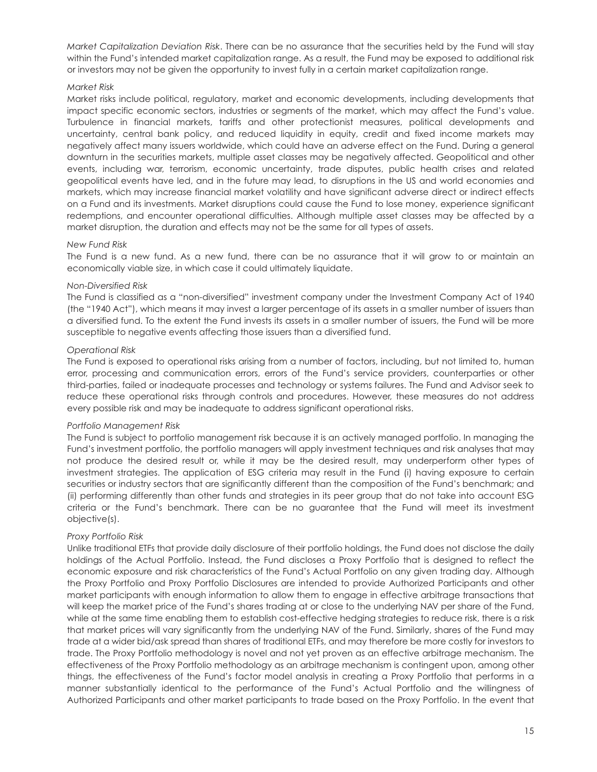*Market Capitalization Deviation Risk*. There can be no assurance that the securities held by the Fund will stay within the Fund's intended market capitalization range. As a result, the Fund may be exposed to additional risk or investors may not be given the opportunity to invest fully in a certain market capitalization range.

*Market Risk*

Market risks include political, regulatory, market and economic developments, including developments that impact specific economic sectors, industries or segments of the market, which may affect the Fund's value. Turbulence in financial markets, tariffs and other protectionist measures, political developments and uncertainty, central bank policy, and reduced liquidity in equity, credit and fixed income markets may negatively affect many issuers worldwide, which could have an adverse effect on the Fund. During a general downturn in the securities markets, multiple asset classes may be negatively affected. Geopolitical and other events, including war, terrorism, economic uncertainty, trade disputes, public health crises and related geopolitical events have led, and in the future may lead, to disruptions in the US and world economies and markets, which may increase financial market volatility and have significant adverse direct or indirect effects on a Fund and its investments. Market disruptions could cause the Fund to lose money, experience significant redemptions, and encounter operational difficulties. Although multiple asset classes may be affected by a market disruption, the duration and effects may not be the same for all types of assets.

*New Fund Risk*

The Fund is a new fund. As a new fund, there can be no assurance that it will grow to or maintain an economically viable size, in which case it could ultimately liquidate.

*Non-Diversified Risk*

The Fund is classified as a "non-diversified" investment company under the Investment Company Act of 1940 (the "1940 Act"), which means it may invest a larger percentage of its assets in a smaller number of issuers than a diversified fund. To the extent the Fund invests its assets in a smaller number of issuers, the Fund will be more susceptible to negative events affecting those issuers than a diversified fund.

*Operational Risk*

The Fund is exposed to operational risks arising from a number of factors, including, but not limited to, human error, processing and communication errors, errors of the Fund's service providers, counterparties or other third-parties, failed or inadequate processes and technology or systems failures. The Fund and Advisor seek to reduce these operational risks through controls and procedures. However, these measures do not address every possible risk and may be inadequate to address significant operational risks.

*Portfolio Management Risk*

The Fund is subject to portfolio management risk because it is an actively managed portfolio. In managing the Fund's investment portfolio, the portfolio managers will apply investment techniques and risk analyses that may not produce the desired result or, while it may be the desired result, may underperform other types of investment strategies. The application of ESG criteria may result in the Fund (i) having exposure to certain securities or industry sectors that are significantly different than the composition of the Fund's benchmark; and (ii) performing differently than other funds and strategies in its peer group that do not take into account ESG criteria or the Fund's benchmark. There can be no guarantee that the Fund will meet its investment objective(s).

*Proxy Portfolio Risk*

Unlike traditional ETFs that provide daily disclosure of their portfolio holdings, the Fund does not disclose the daily holdings of the Actual Portfolio. Instead, the Fund discloses a Proxy Portfolio that is designed to reflect the economic exposure and risk characteristics of the Fund's Actual Portfolio on any given trading day. Although the Proxy Portfolio and Proxy Portfolio Disclosures are intended to provide Authorized Participants and other market participants with enough information to allow them to engage in effective arbitrage transactions that will keep the market price of the Fund's shares trading at or close to the underlying NAV per share of the Fund, while at the same time enabling them to establish cost-effective hedging strategies to reduce risk, there is a risk that market prices will vary significantly from the underlying NAV of the Fund. Similarly, shares of the Fund may trade at a wider bid/ask spread than shares of traditional ETFs, and may therefore be more costly for investors to trade. The Proxy Portfolio methodology is novel and not yet proven as an effective arbitrage mechanism. The effectiveness of the Proxy Portfolio methodology as an arbitrage mechanism is contingent upon, among other things, the effectiveness of the Fund's factor model analysis in creating a Proxy Portfolio that performs in a manner substantially identical to the performance of the Fund's Actual Portfolio and the willingness of Authorized Participants and other market participants to trade based on the Proxy Portfolio. In the event that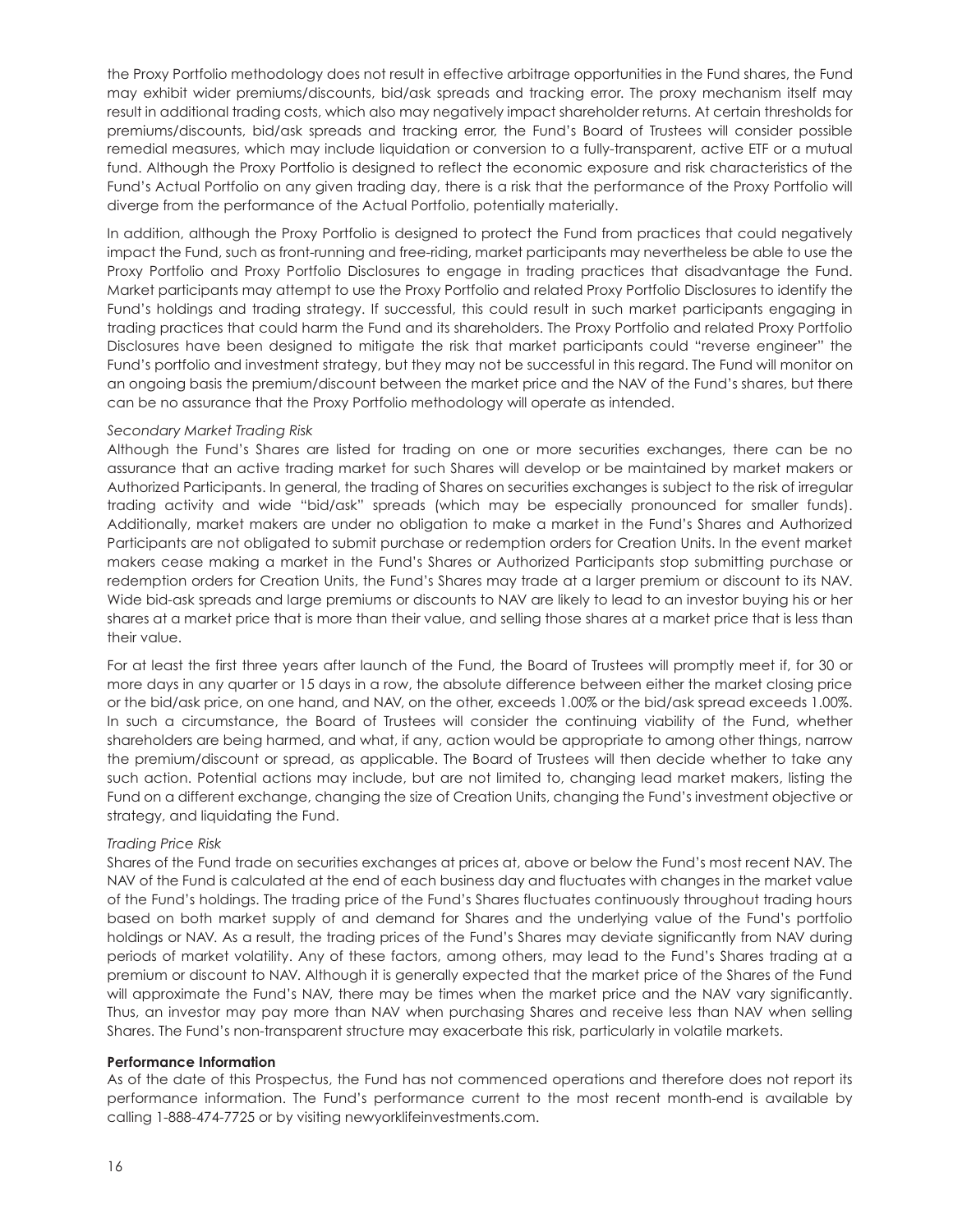the Proxy Portfolio methodology does not result in effective arbitrage opportunities in the Fund shares, the Fund may exhibit wider premiums/discounts, bid/ask spreads and tracking error. The proxy mechanism itself may result in additional trading costs, which also may negatively impact shareholder returns. At certain thresholds for premiums/discounts, bid/ask spreads and tracking error, the Fund's Board of Trustees will consider possible remedial measures, which may include liquidation or conversion to a fully-transparent, active ETF or a mutual fund. Although the Proxy Portfolio is designed to reflect the economic exposure and risk characteristics of the Fund's Actual Portfolio on any given trading day, there is a risk that the performance of the Proxy Portfolio will diverge from the performance of the Actual Portfolio, potentially materially.

In addition, although the Proxy Portfolio is designed to protect the Fund from practices that could negatively impact the Fund, such as front-running and free-riding, market participants may nevertheless be able to use the Proxy Portfolio and Proxy Portfolio Disclosures to engage in trading practices that disadvantage the Fund. Market participants may attempt to use the Proxy Portfolio and related Proxy Portfolio Disclosures to identify the Fund's holdings and trading strategy. If successful, this could result in such market participants engaging in trading practices that could harm the Fund and its shareholders. The Proxy Portfolio and related Proxy Portfolio Disclosures have been designed to mitigate the risk that market participants could "reverse engineer" the Fund's portfolio and investment strategy, but they may not be successful in this regard. The Fund will monitor on an ongoing basis the premium/discount between the market price and the NAV of the Fund's shares, but there can be no assurance that the Proxy Portfolio methodology will operate as intended.

*Secondary Market Trading Risk*

Although the Fund's Shares are listed for trading on one or more securities exchanges, there can be no assurance that an active trading market for such Shares will develop or be maintained by market makers or Authorized Participants. In general, the trading of Shares on securities exchanges is subject to the risk of irregular trading activity and wide "bid/ask" spreads (which may be especially pronounced for smaller funds). Additionally, market makers are under no obligation to make a market in the Fund's Shares and Authorized Participants are not obligated to submit purchase or redemption orders for Creation Units. In the event market makers cease making a market in the Fund's Shares or Authorized Participants stop submitting purchase or redemption orders for Creation Units, the Fund's Shares may trade at a larger premium or discount to its NAV. Wide bid-ask spreads and large premiums or discounts to NAV are likely to lead to an investor buying his or her shares at a market price that is more than their value, and selling those shares at a market price that is less than their value.

For at least the first three years after launch of the Fund, the Board of Trustees will promptly meet if, for 30 or more days in any quarter or 15 days in a row, the absolute difference between either the market closing price or the bid/ask price, on one hand, and NAV, on the other, exceeds 1.00% or the bid/ask spread exceeds 1.00%. In such a circumstance, the Board of Trustees will consider the continuing viability of the Fund, whether shareholders are being harmed, and what, if any, action would be appropriate to among other things, narrow the premium/discount or spread, as applicable. The Board of Trustees will then decide whether to take any such action. Potential actions may include, but are not limited to, changing lead market makers, listing the Fund on a different exchange, changing the size of Creation Units, changing the Fund's investment objective or strategy, and liquidating the Fund.

*Trading Price Risk*

Shares of the Fund trade on securities exchanges at prices at, above or below the Fund's most recent NAV. The NAV of the Fund is calculated at the end of each business day and fluctuates with changes in the market value of the Fund's holdings. The trading price of the Fund's Shares fluctuates continuously throughout trading hours based on both market supply of and demand for Shares and the underlying value of the Fund's portfolio holdings or NAV. As a result, the trading prices of the Fund's Shares may deviate significantly from NAV during periods of market volatility. Any of these factors, among others, may lead to the Fund's Shares trading at a premium or discount to NAV. Although it is generally expected that the market price of the Shares of the Fund will approximate the Fund's NAV, there may be times when the market price and the NAV vary significantly. Thus, an investor may pay more than NAV when purchasing Shares and receive less than NAV when selling Shares. The Fund's non-transparent structure may exacerbate this risk, particularly in volatile markets.

**Performance Information**

As of the date of this Prospectus, the Fund has not commenced operations and therefore does not report its performance information. The Fund's performance current to the most recent month-end is available by calling 1-888-474-7725 or by visiting newyorklifeinvestments.com.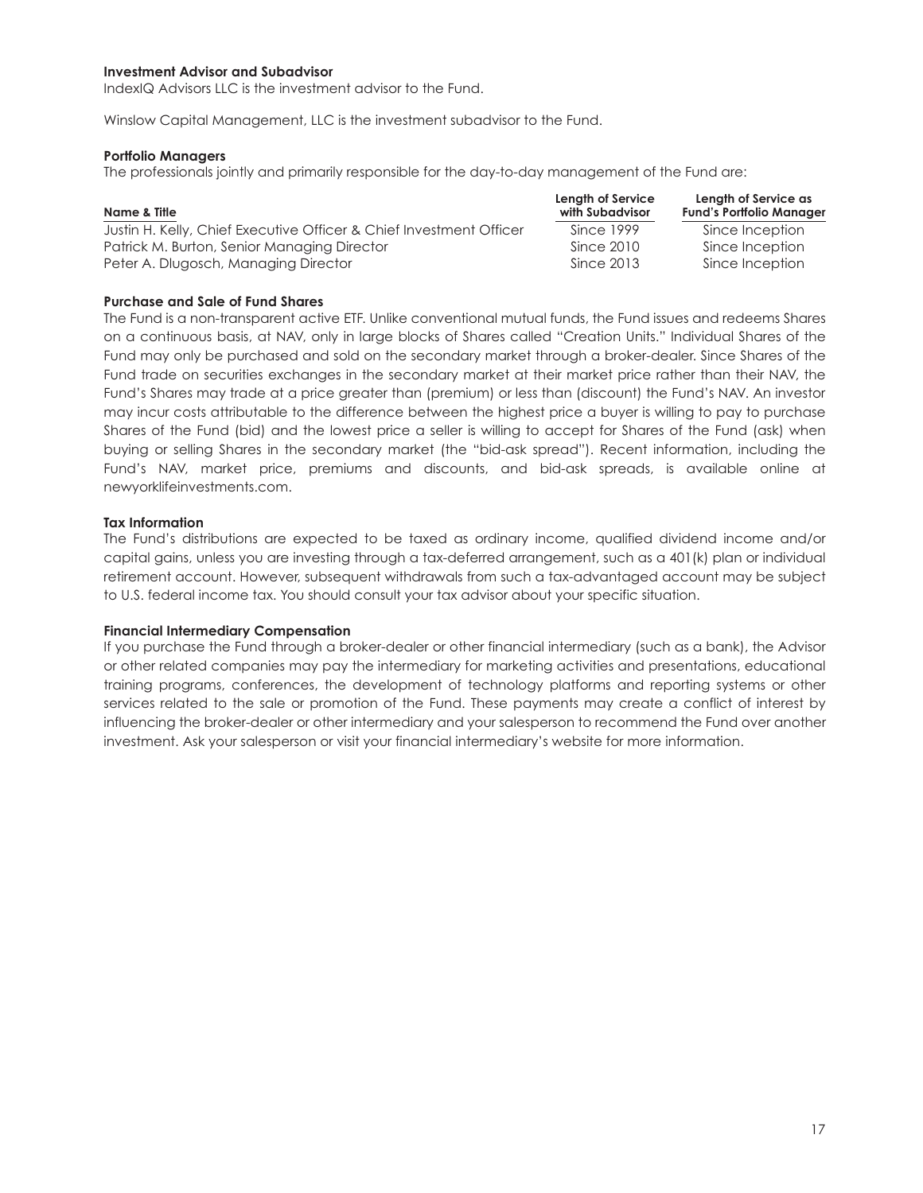**Investment Advisor and Subadvisor**

IndexIQ Advisors LLC is the investment advisor to the Fund.

Winslow Capital Management, LLC is the investment subadvisor to the Fund.

**Portfolio Managers**

The professionals jointly and primarily responsible for the day-to-day management of the Fund are:

| Name & Title | Length of Service with Subadvisor | Length of Service as Fund's Portfolio Manager |
|---|---|---|
| Justin H. Kelly, Chief Executive Officer & Chief Investment Officer | Since 1999 | Since Inception |
| Patrick M. Burton, Senior Managing Director | Since 2010 | Since Inception |
| Peter A. Dlugosch, Managing Director | Since 2013 | Since Inception |

**Purchase and Sale of Fund Shares**

The Fund is a non-transparent active ETF. Unlike conventional mutual funds, the Fund issues and redeems Shares on a continuous basis, at NAV, only in large blocks of Shares called "Creation Units." Individual Shares of the Fund may only be purchased and sold on the secondary market through a broker-dealer. Since Shares of the Fund trade on securities exchanges in the secondary market at their market price rather than their NAV, the Fund's Shares may trade at a price greater than (premium) or less than (discount) the Fund's NAV. An investor may incur costs attributable to the difference between the highest price a buyer is willing to pay to purchase Shares of the Fund (bid) and the lowest price a seller is willing to accept for Shares of the Fund (ask) when buying or selling Shares in the secondary market (the "bid-ask spread"). Recent information, including the Fund's NAV, market price, premiums and discounts, and bid-ask spreads, is available online at newyorklifeinvestments.com.

**Tax Information**

The Fund's distributions are expected to be taxed as ordinary income, qualified dividend income and/or capital gains, unless you are investing through a tax-deferred arrangement, such as a 401(k) plan or individual retirement account. However, subsequent withdrawals from such a tax-advantaged account may be subject to U.S. federal income tax. You should consult your tax advisor about your specific situation.

**Financial Intermediary Compensation**

If you purchase the Fund through a broker-dealer or other financial intermediary (such as a bank), the Advisor or other related companies may pay the intermediary for marketing activities and presentations, educational training programs, conferences, the development of technology platforms and reporting systems or other services related to the sale or promotion of the Fund. These payments may create a conflict of interest by influencing the broker-dealer or other intermediary and your salesperson to recommend the Fund over another investment. Ask your salesperson or visit your financial intermediary's website for more information.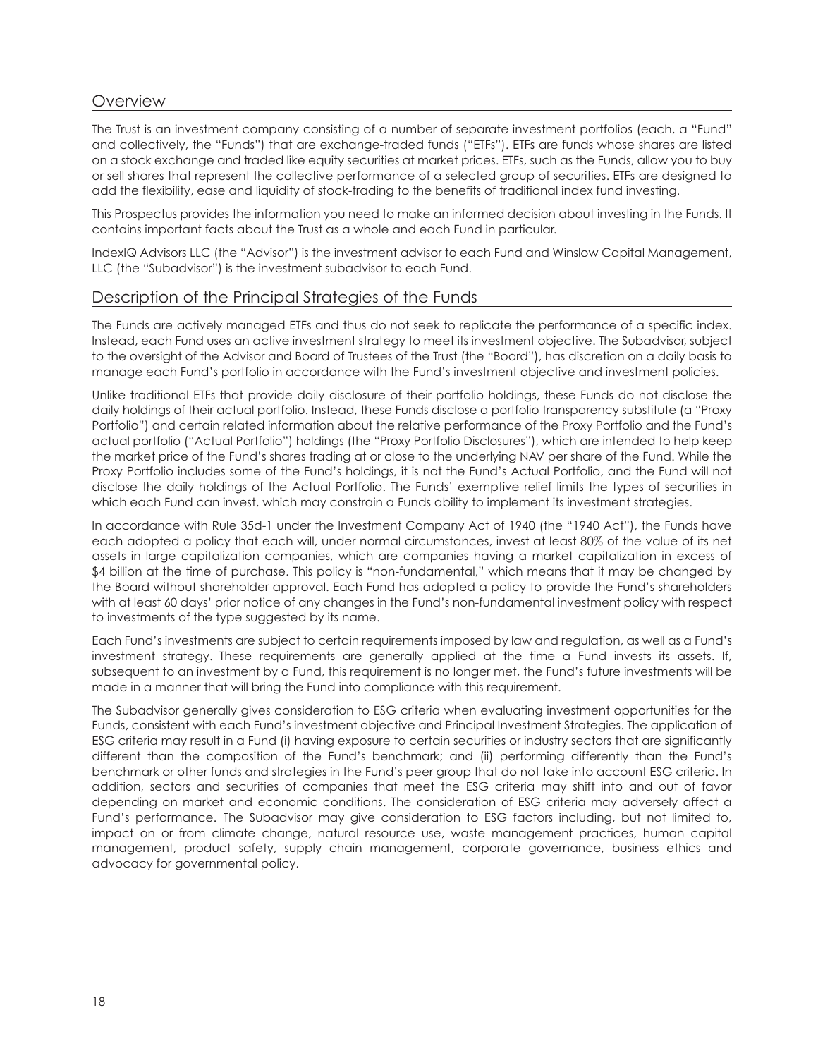## Overview

The Trust is an investment company consisting of a number of separate investment portfolios (each, a "Fund" and collectively, the "Funds") that are exchange-traded funds ("ETFs"). ETFs are funds whose shares are listed on a stock exchange and traded like equity securities at market prices. ETFs, such as the Funds, allow you to buy or sell shares that represent the collective performance of a selected group of securities. ETFs are designed to add the flexibility, ease and liquidity of stock-trading to the benefits of traditional index fund investing.

This Prospectus provides the information you need to make an informed decision about investing in the Funds. It contains important facts about the Trust as a whole and each Fund in particular.

IndexIQ Advisors LLC (the "Advisor") is the investment advisor to each Fund and Winslow Capital Management, LLC (the "Subadvisor") is the investment subadvisor to each Fund.

## Description of the Principal Strategies of the Funds

The Funds are actively managed ETFs and thus do not seek to replicate the performance of a specific index. Instead, each Fund uses an active investment strategy to meet its investment objective. The Subadvisor, subject to the oversight of the Advisor and Board of Trustees of the Trust (the "Board"), has discretion on a daily basis to manage each Fund's portfolio in accordance with the Fund's investment objective and investment policies.

Unlike traditional ETFs that provide daily disclosure of their portfolio holdings, these Funds do not disclose the daily holdings of their actual portfolio. Instead, these Funds disclose a portfolio transparency substitute (a "Proxy Portfolio") and certain related information about the relative performance of the Proxy Portfolio and the Fund's actual portfolio ("Actual Portfolio") holdings (the "Proxy Portfolio Disclosures"), which are intended to help keep the market price of the Fund's shares trading at or close to the underlying NAV per share of the Fund. While the Proxy Portfolio includes some of the Fund's holdings, it is not the Fund's Actual Portfolio, and the Fund will not disclose the daily holdings of the Actual Portfolio. The Funds' exemptive relief limits the types of securities in which each Fund can invest, which may constrain a Funds ability to implement its investment strategies.

In accordance with Rule 35d-1 under the Investment Company Act of 1940 (the "1940 Act"), the Funds have each adopted a policy that each will, under normal circumstances, invest at least 80% of the value of its net assets in large capitalization companies, which are companies having a market capitalization in excess of $4 billion at the time of purchase. This policy is "non-fundamental," which means that it may be changed by the Board without shareholder approval. Each Fund has adopted a policy to provide the Fund's shareholders with at least 60 days' prior notice of any changes in the Fund's non-fundamental investment policy with respect to investments of the type suggested by its name.

Each Fund's investments are subject to certain requirements imposed by law and regulation, as well as a Fund's investment strategy. These requirements are generally applied at the time a Fund invests its assets. If, subsequent to an investment by a Fund, this requirement is no longer met, the Fund's future investments will be made in a manner that will bring the Fund into compliance with this requirement.

The Subadvisor generally gives consideration to ESG criteria when evaluating investment opportunities for the Funds, consistent with each Fund's investment objective and Principal Investment Strategies. The application of ESG criteria may result in a Fund (i) having exposure to certain securities or industry sectors that are significantly different than the composition of the Fund's benchmark; and (ii) performing differently than the Fund's benchmark or other funds and strategies in the Fund's peer group that do not take into account ESG criteria. In addition, sectors and securities of companies that meet the ESG criteria may shift into and out of favor depending on market and economic conditions. The consideration of ESG criteria may adversely affect a Fund's performance. The Subadvisor may give consideration to ESG factors including, but not limited to, impact on or from climate change, natural resource use, waste management practices, human capital management, product safety, supply chain management, corporate governance, business ethics and advocacy for governmental policy.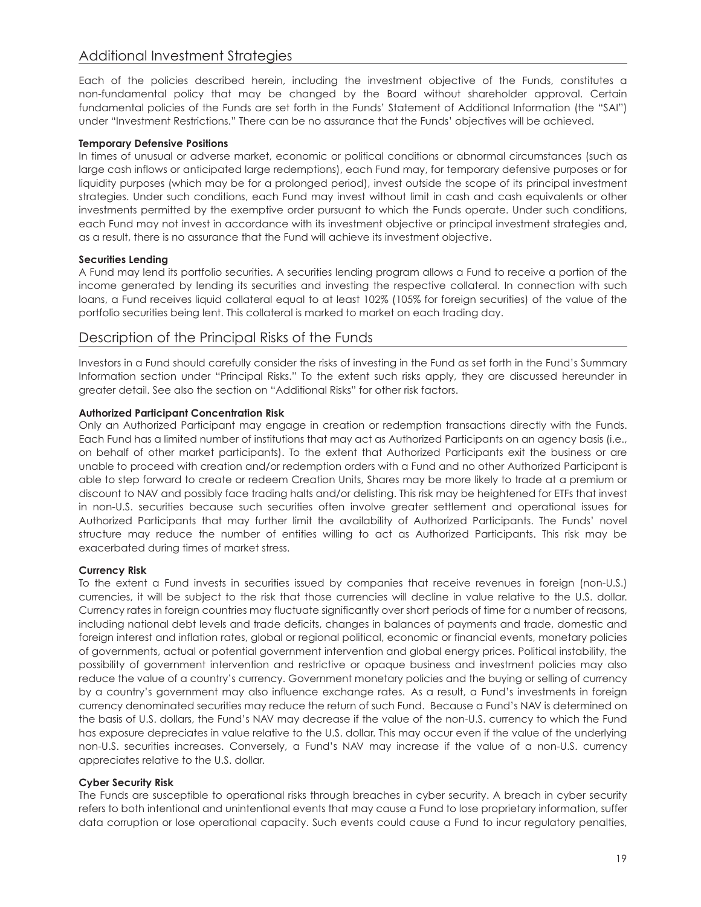## Additional Investment Strategies

Each of the policies described herein, including the investment objective of the Funds, constitutes a non-fundamental policy that may be changed by the Board without shareholder approval. Certain fundamental policies of the Funds are set forth in the Funds' Statement of Additional Information (the "SAI") under "Investment Restrictions." There can be no assurance that the Funds' objectives will be achieved.

**Temporary Defensive Positions**

In times of unusual or adverse market, economic or political conditions or abnormal circumstances (such as large cash inflows or anticipated large redemptions), each Fund may, for temporary defensive purposes or for liquidity purposes (which may be for a prolonged period), invest outside the scope of its principal investment strategies. Under such conditions, each Fund may invest without limit in cash and cash equivalents or other investments permitted by the exemptive order pursuant to which the Funds operate. Under such conditions, each Fund may not invest in accordance with its investment objective or principal investment strategies and, as a result, there is no assurance that the Fund will achieve its investment objective.

**Securities Lending**

A Fund may lend its portfolio securities. A securities lending program allows a Fund to receive a portion of the income generated by lending its securities and investing the respective collateral. In connection with such loans, a Fund receives liquid collateral equal to at least 102% (105% for foreign securities) of the value of the portfolio securities being lent. This collateral is marked to market on each trading day.

## Description of the Principal Risks of the Funds

Investors in a Fund should carefully consider the risks of investing in the Fund as set forth in the Fund's Summary Information section under "Principal Risks." To the extent such risks apply, they are discussed hereunder in greater detail. See also the section on "Additional Risks" for other risk factors.

**Authorized Participant Concentration Risk**

Only an Authorized Participant may engage in creation or redemption transactions directly with the Funds. Each Fund has a limited number of institutions that may act as Authorized Participants on an agency basis (i.e., on behalf of other market participants). To the extent that Authorized Participants exit the business or are unable to proceed with creation and/or redemption orders with a Fund and no other Authorized Participant is able to step forward to create or redeem Creation Units, Shares may be more likely to trade at a premium or discount to NAV and possibly face trading halts and/or delisting. This risk may be heightened for ETFs that invest in non-U.S. securities because such securities often involve greater settlement and operational issues for Authorized Participants that may further limit the availability of Authorized Participants. The Funds' novel structure may reduce the number of entities willing to act as Authorized Participants. This risk may be exacerbated during times of market stress.

**Currency Risk**

To the extent a Fund invests in securities issued by companies that receive revenues in foreign (non-U.S.) currencies, it will be subject to the risk that those currencies will decline in value relative to the U.S. dollar. Currency rates in foreign countries may fluctuate significantly over short periods of time for a number of reasons, including national debt levels and trade deficits, changes in balances of payments and trade, domestic and foreign interest and inflation rates, global or regional political, economic or financial events, monetary policies of governments, actual or potential government intervention and global energy prices. Political instability, the possibility of government intervention and restrictive or opaque business and investment policies may also reduce the value of a country's currency. Government monetary policies and the buying or selling of currency by a country's government may also influence exchange rates. As a result, a Fund's investments in foreign currency denominated securities may reduce the return of such Fund. Because a Fund's NAV is determined on the basis of U.S. dollars, the Fund's NAV may decrease if the value of the non-U.S. currency to which the Fund has exposure depreciates in value relative to the U.S. dollar. This may occur even if the value of the underlying non-U.S. securities increases. Conversely, a Fund's NAV may increase if the value of a non-U.S. currency appreciates relative to the U.S. dollar.

**Cyber Security Risk**

The Funds are susceptible to operational risks through breaches in cyber security. A breach in cyber security refers to both intentional and unintentional events that may cause a Fund to lose proprietary information, suffer data corruption or lose operational capacity. Such events could cause a Fund to incur regulatory penalties,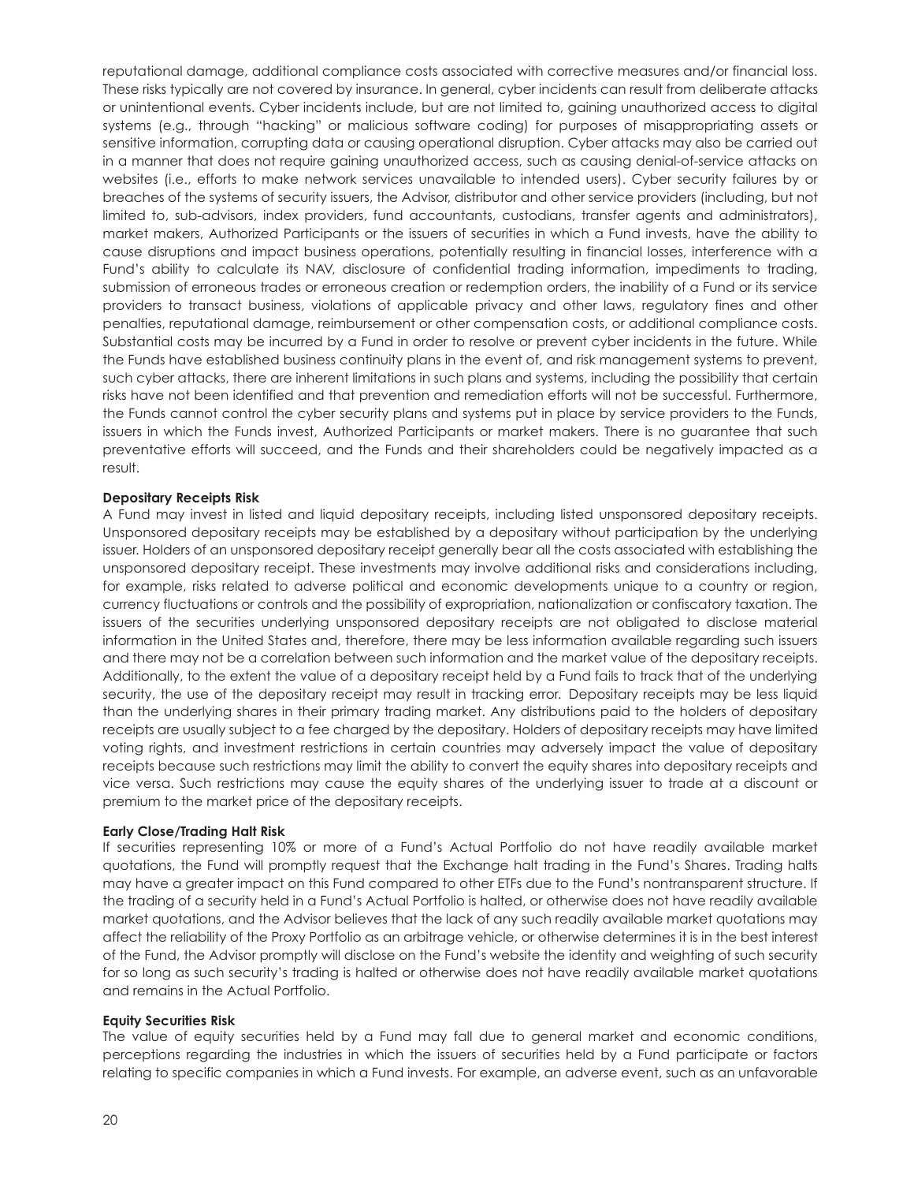reputational damage, additional compliance costs associated with corrective measures and/or financial loss. These risks typically are not covered by insurance. In general, cyber incidents can result from deliberate attacks or unintentional events. Cyber incidents include, but are not limited to, gaining unauthorized access to digital systems (e.g., through "hacking" or malicious software coding) for purposes of misappropriating assets or sensitive information, corrupting data or causing operational disruption. Cyber attacks may also be carried out in a manner that does not require gaining unauthorized access, such as causing denial-of-service attacks on websites (i.e., efforts to make network services unavailable to intended users). Cyber security failures by or breaches of the systems of security issuers, the Advisor, distributor and other service providers (including, but not limited to, sub-advisors, index providers, fund accountants, custodians, transfer agents and administrators), market makers, Authorized Participants or the issuers of securities in which a Fund invests, have the ability to cause disruptions and impact business operations, potentially resulting in financial losses, interference with a Fund's ability to calculate its NAV, disclosure of confidential trading information, impediments to trading, submission of erroneous trades or erroneous creation or redemption orders, the inability of a Fund or its service providers to transact business, violations of applicable privacy and other laws, regulatory fines and other penalties, reputational damage, reimbursement or other compensation costs, or additional compliance costs. Substantial costs may be incurred by a Fund in order to resolve or prevent cyber incidents in the future. While the Funds have established business continuity plans in the event of, and risk management systems to prevent, such cyber attacks, there are inherent limitations in such plans and systems, including the possibility that certain risks have not been identified and that prevention and remediation efforts will not be successful. Furthermore, the Funds cannot control the cyber security plans and systems put in place by service providers to the Funds, issuers in which the Funds invest, Authorized Participants or market makers. There is no guarantee that such preventative efforts will succeed, and the Funds and their shareholders could be negatively impacted as a result.

**Depositary Receipts Risk**

A Fund may invest in listed and liquid depositary receipts, including listed unsponsored depositary receipts. Unsponsored depositary receipts may be established by a depositary without participation by the underlying issuer. Holders of an unsponsored depositary receipt generally bear all the costs associated with establishing the unsponsored depositary receipt. These investments may involve additional risks and considerations including, for example, risks related to adverse political and economic developments unique to a country or region, currency fluctuations or controls and the possibility of expropriation, nationalization or confiscatory taxation. The issuers of the securities underlying unsponsored depositary receipts are not obligated to disclose material information in the United States and, therefore, there may be less information available regarding such issuers and there may not be a correlation between such information and the market value of the depositary receipts. Additionally, to the extent the value of a depositary receipt held by a Fund fails to track that of the underlying security, the use of the depositary receipt may result in tracking error. Depositary receipts may be less liquid than the underlying shares in their primary trading market. Any distributions paid to the holders of depositary receipts are usually subject to a fee charged by the depositary. Holders of depositary receipts may have limited voting rights, and investment restrictions in certain countries may adversely impact the value of depositary receipts because such restrictions may limit the ability to convert the equity shares into depositary receipts and vice versa. Such restrictions may cause the equity shares of the underlying issuer to trade at a discount or premium to the market price of the depositary receipts.

**Early Close/Trading Halt Risk**

If securities representing 10% or more of a Fund's Actual Portfolio do not have readily available market quotations, the Fund will promptly request that the Exchange halt trading in the Fund's Shares. Trading halts may have a greater impact on this Fund compared to other ETFs due to the Fund's nontransparent structure. If the trading of a security held in a Fund's Actual Portfolio is halted, or otherwise does not have readily available market quotations, and the Advisor believes that the lack of any such readily available market quotations may affect the reliability of the Proxy Portfolio as an arbitrage vehicle, or otherwise determines it is in the best interest of the Fund, the Advisor promptly will disclose on the Fund's website the identity and weighting of such security for so long as such security's trading is halted or otherwise does not have readily available market quotations and remains in the Actual Portfolio.

**Equity Securities Risk**

The value of equity securities held by a Fund may fall due to general market and economic conditions, perceptions regarding the industries in which the issuers of securities held by a Fund participate or factors relating to specific companies in which a Fund invests. For example, an adverse event, such as an unfavorable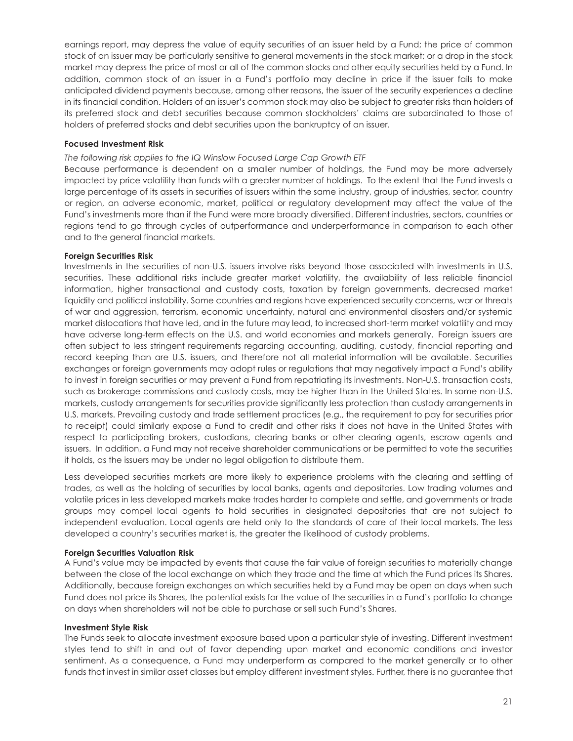earnings report, may depress the value of equity securities of an issuer held by a Fund; the price of common stock of an issuer may be particularly sensitive to general movements in the stock market; or a drop in the stock market may depress the price of most or all of the common stocks and other equity securities held by a Fund. In addition, common stock of an issuer in a Fund's portfolio may decline in price if the issuer fails to make anticipated dividend payments because, among other reasons, the issuer of the security experiences a decline in its financial condition. Holders of an issuer's common stock may also be subject to greater risks than holders of its preferred stock and debt securities because common stockholders' claims are subordinated to those of holders of preferred stocks and debt securities upon the bankruptcy of an issuer.

**Focused Investment Risk**

*The following risk applies to the IQ Winslow Focused Large Cap Growth ETF*

Because performance is dependent on a smaller number of holdings, the Fund may be more adversely impacted by price volatility than funds with a greater number of holdings. To the extent that the Fund invests a large percentage of its assets in securities of issuers within the same industry, group of industries, sector, country or region, an adverse economic, market, political or regulatory development may affect the value of the Fund's investments more than if the Fund were more broadly diversified. Different industries, sectors, countries or regions tend to go through cycles of outperformance and underperformance in comparison to each other and to the general financial markets.

**Foreign Securities Risk**

Investments in the securities of non-U.S. issuers involve risks beyond those associated with investments in U.S. securities. These additional risks include greater market volatility, the availability of less reliable financial information, higher transactional and custody costs, taxation by foreign governments, decreased market liquidity and political instability. Some countries and regions have experienced security concerns, war or threats of war and aggression, terrorism, economic uncertainty, natural and environmental disasters and/or systemic market dislocations that have led, and in the future may lead, to increased short-term market volatility and may have adverse long-term effects on the U.S. and world economies and markets generally. Foreign issuers are often subject to less stringent requirements regarding accounting, auditing, custody, financial reporting and record keeping than are U.S. issuers, and therefore not all material information will be available. Securities exchanges or foreign governments may adopt rules or regulations that may negatively impact a Fund's ability to invest in foreign securities or may prevent a Fund from repatriating its investments. Non-U.S. transaction costs, such as brokerage commissions and custody costs, may be higher than in the United States. In some non-U.S. markets, custody arrangements for securities provide significantly less protection than custody arrangements in U.S. markets. Prevailing custody and trade settlement practices (e.g., the requirement to pay for securities prior to receipt) could similarly expose a Fund to credit and other risks it does not have in the United States with respect to participating brokers, custodians, clearing banks or other clearing agents, escrow agents and issuers. In addition, a Fund may not receive shareholder communications or be permitted to vote the securities it holds, as the issuers may be under no legal obligation to distribute them.

Less developed securities markets are more likely to experience problems with the clearing and settling of trades, as well as the holding of securities by local banks, agents and depositories. Low trading volumes and volatile prices in less developed markets make trades harder to complete and settle, and governments or trade groups may compel local agents to hold securities in designated depositories that are not subject to independent evaluation. Local agents are held only to the standards of care of their local markets. The less developed a country's securities market is, the greater the likelihood of custody problems.

**Foreign Securities Valuation Risk**

A Fund's value may be impacted by events that cause the fair value of foreign securities to materially change between the close of the local exchange on which they trade and the time at which the Fund prices its Shares. Additionally, because foreign exchanges on which securities held by a Fund may be open on days when such Fund does not price its Shares, the potential exists for the value of the securities in a Fund's portfolio to change on days when shareholders will not be able to purchase or sell such Fund's Shares.

**Investment Style Risk**

The Funds seek to allocate investment exposure based upon a particular style of investing. Different investment styles tend to shift in and out of favor depending upon market and economic conditions and investor sentiment. As a consequence, a Fund may underperform as compared to the market generally or to other funds that invest in similar asset classes but employ different investment styles. Further, there is no guarantee that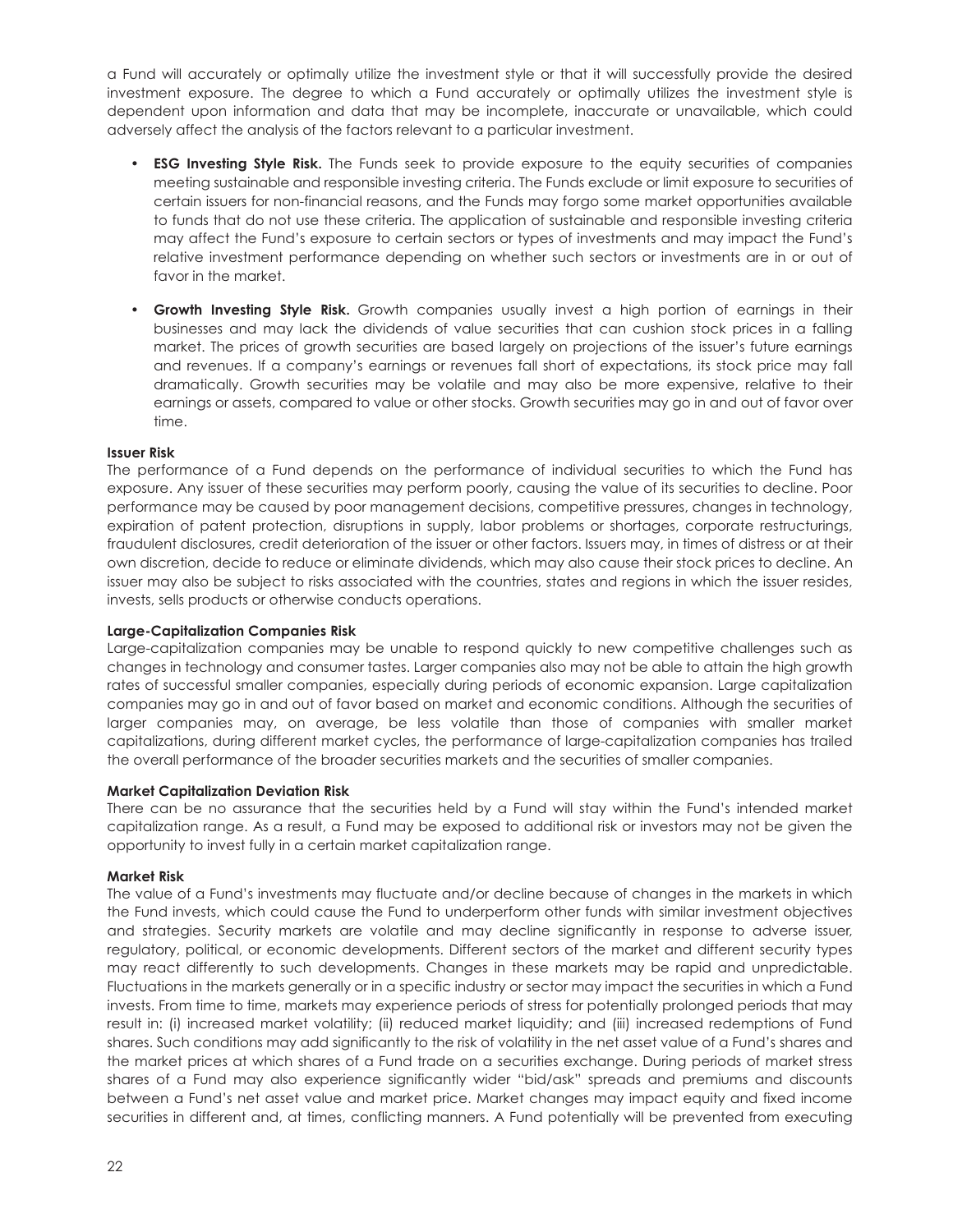a Fund will accurately or optimally utilize the investment style or that it will successfully provide the desired investment exposure. The degree to which a Fund accurately or optimally utilizes the investment style is dependent upon information and data that may be incomplete, inaccurate or unavailable, which could adversely affect the analysis of the factors relevant to a particular investment.

- **ESG Investing Style Risk.** The Funds seek to provide exposure to the equity securities of companies meeting sustainable and responsible investing criteria. The Funds exclude or limit exposure to securities of certain issuers for non-financial reasons, and the Funds may forgo some market opportunities available to funds that do not use these criteria. The application of sustainable and responsible investing criteria may affect the Fund's exposure to certain sectors or types of investments and may impact the Fund's relative investment performance depending on whether such sectors or investments are in or out of favor in the market.

- **Growth Investing Style Risk.** Growth companies usually invest a high portion of earnings in their businesses and may lack the dividends of value securities that can cushion stock prices in a falling market. The prices of growth securities are based largely on projections of the issuer's future earnings and revenues. If a company's earnings or revenues fall short of expectations, its stock price may fall dramatically. Growth securities may be volatile and may also be more expensive, relative to their earnings or assets, compared to value or other stocks. Growth securities may go in and out of favor over time.

**Issuer Risk**

The performance of a Fund depends on the performance of individual securities to which the Fund has exposure. Any issuer of these securities may perform poorly, causing the value of its securities to decline. Poor performance may be caused by poor management decisions, competitive pressures, changes in technology, expiration of patent protection, disruptions in supply, labor problems or shortages, corporate restructurings, fraudulent disclosures, credit deterioration of the issuer or other factors. Issuers may, in times of distress or at their own discretion, decide to reduce or eliminate dividends, which may also cause their stock prices to decline. An issuer may also be subject to risks associated with the countries, states and regions in which the issuer resides, invests, sells products or otherwise conducts operations.

**Large-Capitalization Companies Risk**

Large-capitalization companies may be unable to respond quickly to new competitive challenges such as changes in technology and consumer tastes. Larger companies also may not be able to attain the high growth rates of successful smaller companies, especially during periods of economic expansion. Large capitalization companies may go in and out of favor based on market and economic conditions. Although the securities of larger companies may, on average, be less volatile than those of companies with smaller market capitalizations, during different market cycles, the performance of large-capitalization companies has trailed the overall performance of the broader securities markets and the securities of smaller companies.

**Market Capitalization Deviation Risk**

There can be no assurance that the securities held by a Fund will stay within the Fund's intended market capitalization range. As a result, a Fund may be exposed to additional risk or investors may not be given the opportunity to invest fully in a certain market capitalization range.

**Market Risk**

The value of a Fund's investments may fluctuate and/or decline because of changes in the markets in which the Fund invests, which could cause the Fund to underperform other funds with similar investment objectives and strategies. Security markets are volatile and may decline significantly in response to adverse issuer, regulatory, political, or economic developments. Different sectors of the market and different security types may react differently to such developments. Changes in these markets may be rapid and unpredictable. Fluctuations in the markets generally or in a specific industry or sector may impact the securities in which a Fund invests. From time to time, markets may experience periods of stress for potentially prolonged periods that may result in: (i) increased market volatility; (ii) reduced market liquidity; and (iii) increased redemptions of Fund shares. Such conditions may add significantly to the risk of volatility in the net asset value of a Fund's shares and the market prices at which shares of a Fund trade on a securities exchange. During periods of market stress shares of a Fund may also experience significantly wider "bid/ask" spreads and premiums and discounts between a Fund's net asset value and market price. Market changes may impact equity and fixed income securities in different and, at times, conflicting manners. A Fund potentially will be prevented from executing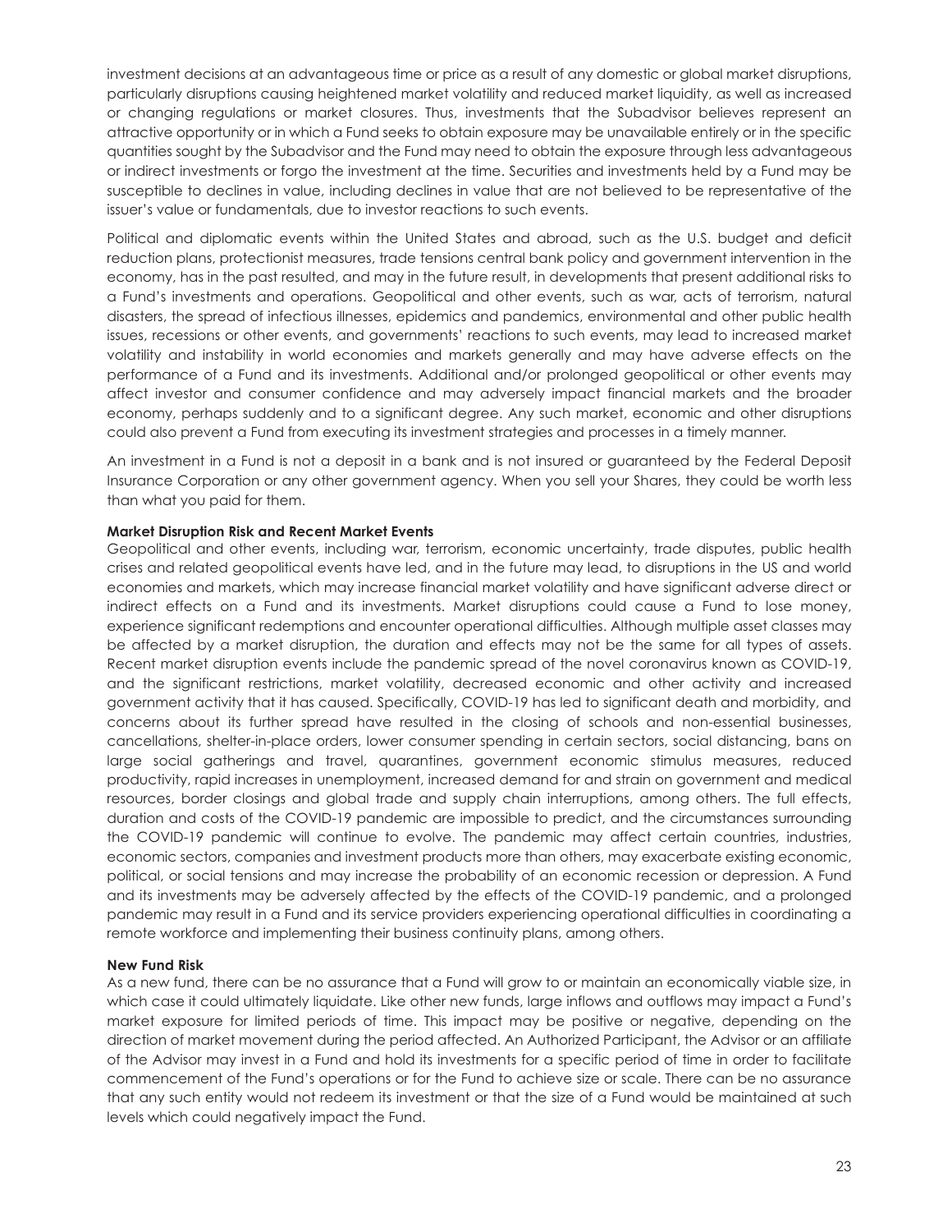investment decisions at an advantageous time or price as a result of any domestic or global market disruptions, particularly disruptions causing heightened market volatility and reduced market liquidity, as well as increased or changing regulations or market closures. Thus, investments that the Subadvisor believes represent an attractive opportunity or in which a Fund seeks to obtain exposure may be unavailable entirely or in the specific quantities sought by the Subadvisor and the Fund may need to obtain the exposure through less advantageous or indirect investments or forgo the investment at the time. Securities and investments held by a Fund may be susceptible to declines in value, including declines in value that are not believed to be representative of the issuer's value or fundamentals, due to investor reactions to such events.

Political and diplomatic events within the United States and abroad, such as the U.S. budget and deficit reduction plans, protectionist measures, trade tensions central bank policy and government intervention in the economy, has in the past resulted, and may in the future result, in developments that present additional risks to a Fund's investments and operations. Geopolitical and other events, such as war, acts of terrorism, natural disasters, the spread of infectious illnesses, epidemics and pandemics, environmental and other public health issues, recessions or other events, and governments' reactions to such events, may lead to increased market volatility and instability in world economies and markets generally and may have adverse effects on the performance of a Fund and its investments. Additional and/or prolonged geopolitical or other events may affect investor and consumer confidence and may adversely impact financial markets and the broader economy, perhaps suddenly and to a significant degree. Any such market, economic and other disruptions could also prevent a Fund from executing its investment strategies and processes in a timely manner.

An investment in a Fund is not a deposit in a bank and is not insured or guaranteed by the Federal Deposit Insurance Corporation or any other government agency. When you sell your Shares, they could be worth less than what you paid for them.

**Market Disruption Risk and Recent Market Events**

Geopolitical and other events, including war, terrorism, economic uncertainty, trade disputes, public health crises and related geopolitical events have led, and in the future may lead, to disruptions in the US and world economies and markets, which may increase financial market volatility and have significant adverse direct or indirect effects on a Fund and its investments. Market disruptions could cause a Fund to lose money, experience significant redemptions and encounter operational difficulties. Although multiple asset classes may be affected by a market disruption, the duration and effects may not be the same for all types of assets. Recent market disruption events include the pandemic spread of the novel coronavirus known as COVID-19, and the significant restrictions, market volatility, decreased economic and other activity and increased government activity that it has caused. Specifically, COVID-19 has led to significant death and morbidity, and concerns about its further spread have resulted in the closing of schools and non-essential businesses, cancellations, shelter-in-place orders, lower consumer spending in certain sectors, social distancing, bans on large social gatherings and travel, quarantines, government economic stimulus measures, reduced productivity, rapid increases in unemployment, increased demand for and strain on government and medical resources, border closings and global trade and supply chain interruptions, among others. The full effects, duration and costs of the COVID-19 pandemic are impossible to predict, and the circumstances surrounding the COVID-19 pandemic will continue to evolve. The pandemic may affect certain countries, industries, economic sectors, companies and investment products more than others, may exacerbate existing economic, political, or social tensions and may increase the probability of an economic recession or depression. A Fund and its investments may be adversely affected by the effects of the COVID-19 pandemic, and a prolonged pandemic may result in a Fund and its service providers experiencing operational difficulties in coordinating a remote workforce and implementing their business continuity plans, among others.

**New Fund Risk**

As a new fund, there can be no assurance that a Fund will grow to or maintain an economically viable size, in which case it could ultimately liquidate. Like other new funds, large inflows and outflows may impact a Fund's market exposure for limited periods of time. This impact may be positive or negative, depending on the direction of market movement during the period affected. An Authorized Participant, the Advisor or an affiliate of the Advisor may invest in a Fund and hold its investments for a specific period of time in order to facilitate commencement of the Fund's operations or for the Fund to achieve size or scale. There can be no assurance that any such entity would not redeem its investment or that the size of a Fund would be maintained at such levels which could negatively impact the Fund.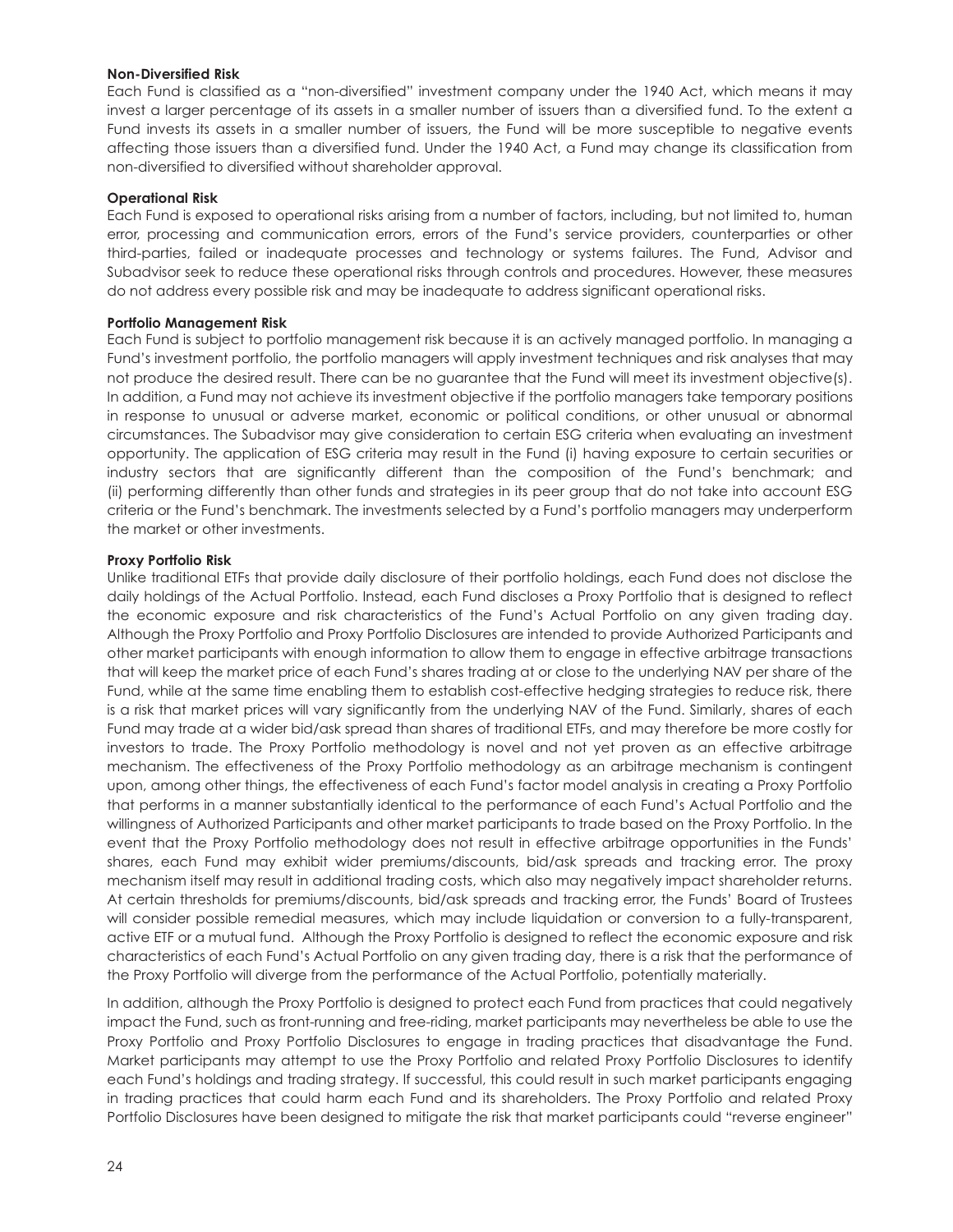**Non-Diversified Risk**

Each Fund is classified as a "non-diversified" investment company under the 1940 Act, which means it may invest a larger percentage of its assets in a smaller number of issuers than a diversified fund. To the extent a Fund invests its assets in a smaller number of issuers, the Fund will be more susceptible to negative events affecting those issuers than a diversified fund. Under the 1940 Act, a Fund may change its classification from non-diversified to diversified without shareholder approval.

**Operational Risk**

Each Fund is exposed to operational risks arising from a number of factors, including, but not limited to, human error, processing and communication errors, errors of the Fund's service providers, counterparties or other third-parties, failed or inadequate processes and technology or systems failures. The Fund, Advisor and Subadvisor seek to reduce these operational risks through controls and procedures. However, these measures do not address every possible risk and may be inadequate to address significant operational risks.

**Portfolio Management Risk**

Each Fund is subject to portfolio management risk because it is an actively managed portfolio. In managing a Fund's investment portfolio, the portfolio managers will apply investment techniques and risk analyses that may not produce the desired result. There can be no guarantee that the Fund will meet its investment objective(s). In addition, a Fund may not achieve its investment objective if the portfolio managers take temporary positions in response to unusual or adverse market, economic or political conditions, or other unusual or abnormal circumstances. The Subadvisor may give consideration to certain ESG criteria when evaluating an investment opportunity. The application of ESG criteria may result in the Fund (i) having exposure to certain securities or industry sectors that are significantly different than the composition of the Fund's benchmark; and (ii) performing differently than other funds and strategies in its peer group that do not take into account ESG criteria or the Fund's benchmark. The investments selected by a Fund's portfolio managers may underperform the market or other investments.

**Proxy Portfolio Risk**

Unlike traditional ETFs that provide daily disclosure of their portfolio holdings, each Fund does not disclose the daily holdings of the Actual Portfolio. Instead, each Fund discloses a Proxy Portfolio that is designed to reflect the economic exposure and risk characteristics of the Fund's Actual Portfolio on any given trading day. Although the Proxy Portfolio and Proxy Portfolio Disclosures are intended to provide Authorized Participants and other market participants with enough information to allow them to engage in effective arbitrage transactions that will keep the market price of each Fund's shares trading at or close to the underlying NAV per share of the Fund, while at the same time enabling them to establish cost-effective hedging strategies to reduce risk, there is a risk that market prices will vary significantly from the underlying NAV of the Fund. Similarly, shares of each Fund may trade at a wider bid/ask spread than shares of traditional ETFs, and may therefore be more costly for investors to trade. The Proxy Portfolio methodology is novel and not yet proven as an effective arbitrage mechanism. The effectiveness of the Proxy Portfolio methodology as an arbitrage mechanism is contingent upon, among other things, the effectiveness of each Fund's factor model analysis in creating a Proxy Portfolio that performs in a manner substantially identical to the performance of each Fund's Actual Portfolio and the willingness of Authorized Participants and other market participants to trade based on the Proxy Portfolio. In the event that the Proxy Portfolio methodology does not result in effective arbitrage opportunities in the Funds' shares, each Fund may exhibit wider premiums/discounts, bid/ask spreads and tracking error. The proxy mechanism itself may result in additional trading costs, which also may negatively impact shareholder returns. At certain thresholds for premiums/discounts, bid/ask spreads and tracking error, the Funds' Board of Trustees will consider possible remedial measures, which may include liquidation or conversion to a fully-transparent, active ETF or a mutual fund. Although the Proxy Portfolio is designed to reflect the economic exposure and risk characteristics of each Fund's Actual Portfolio on any given trading day, there is a risk that the performance of the Proxy Portfolio will diverge from the performance of the Actual Portfolio, potentially materially.

In addition, although the Proxy Portfolio is designed to protect each Fund from practices that could negatively impact the Fund, such as front-running and free-riding, market participants may nevertheless be able to use the Proxy Portfolio and Proxy Portfolio Disclosures to engage in trading practices that disadvantage the Fund. Market participants may attempt to use the Proxy Portfolio and related Proxy Portfolio Disclosures to identify each Fund's holdings and trading strategy. If successful, this could result in such market participants engaging in trading practices that could harm each Fund and its shareholders. The Proxy Portfolio and related Proxy Portfolio Disclosures have been designed to mitigate the risk that market participants could "reverse engineer"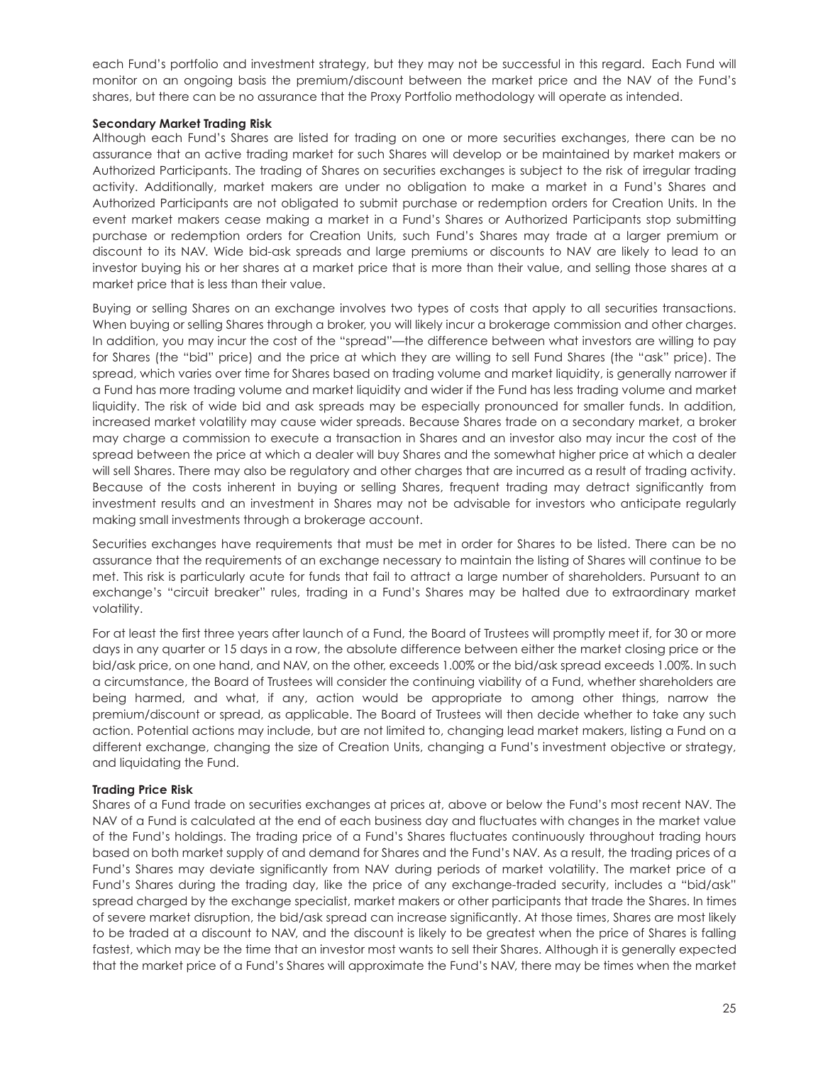each Fund's portfolio and investment strategy, but they may not be successful in this regard. Each Fund will monitor on an ongoing basis the premium/discount between the market price and the NAV of the Fund's shares, but there can be no assurance that the Proxy Portfolio methodology will operate as intended.

**Secondary Market Trading Risk**

Although each Fund's Shares are listed for trading on one or more securities exchanges, there can be no assurance that an active trading market for such Shares will develop or be maintained by market makers or Authorized Participants. The trading of Shares on securities exchanges is subject to the risk of irregular trading activity. Additionally, market makers are under no obligation to make a market in a Fund's Shares and Authorized Participants are not obligated to submit purchase or redemption orders for Creation Units. In the event market makers cease making a market in a Fund's Shares or Authorized Participants stop submitting purchase or redemption orders for Creation Units, such Fund's Shares may trade at a larger premium or discount to its NAV. Wide bid-ask spreads and large premiums or discounts to NAV are likely to lead to an investor buying his or her shares at a market price that is more than their value, and selling those shares at a market price that is less than their value.

Buying or selling Shares on an exchange involves two types of costs that apply to all securities transactions. When buying or selling Shares through a broker, you will likely incur a brokerage commission and other charges. In addition, you may incur the cost of the "spread"—the difference between what investors are willing to pay for Shares (the "bid" price) and the price at which they are willing to sell Fund Shares (the "ask" price). The spread, which varies over time for Shares based on trading volume and market liquidity, is generally narrower if a Fund has more trading volume and market liquidity and wider if the Fund has less trading volume and market liquidity. The risk of wide bid and ask spreads may be especially pronounced for smaller funds. In addition, increased market volatility may cause wider spreads. Because Shares trade on a secondary market, a broker may charge a commission to execute a transaction in Shares and an investor also may incur the cost of the spread between the price at which a dealer will buy Shares and the somewhat higher price at which a dealer will sell Shares. There may also be regulatory and other charges that are incurred as a result of trading activity. Because of the costs inherent in buying or selling Shares, frequent trading may detract significantly from investment results and an investment in Shares may not be advisable for investors who anticipate regularly making small investments through a brokerage account.

Securities exchanges have requirements that must be met in order for Shares to be listed. There can be no assurance that the requirements of an exchange necessary to maintain the listing of Shares will continue to be met. This risk is particularly acute for funds that fail to attract a large number of shareholders. Pursuant to an exchange's "circuit breaker" rules, trading in a Fund's Shares may be halted due to extraordinary market volatility.

For at least the first three years after launch of a Fund, the Board of Trustees will promptly meet if, for 30 or more days in any quarter or 15 days in a row, the absolute difference between either the market closing price or the bid/ask price, on one hand, and NAV, on the other, exceeds 1.00% or the bid/ask spread exceeds 1.00%. In such a circumstance, the Board of Trustees will consider the continuing viability of a Fund, whether shareholders are being harmed, and what, if any, action would be appropriate to among other things, narrow the premium/discount or spread, as applicable. The Board of Trustees will then decide whether to take any such action. Potential actions may include, but are not limited to, changing lead market makers, listing a Fund on a different exchange, changing the size of Creation Units, changing a Fund's investment objective or strategy, and liquidating the Fund.

**Trading Price Risk**

Shares of a Fund trade on securities exchanges at prices at, above or below the Fund's most recent NAV. The NAV of a Fund is calculated at the end of each business day and fluctuates with changes in the market value of the Fund's holdings. The trading price of a Fund's Shares fluctuates continuously throughout trading hours based on both market supply of and demand for Shares and the Fund's NAV. As a result, the trading prices of a Fund's Shares may deviate significantly from NAV during periods of market volatility. The market price of a Fund's Shares during the trading day, like the price of any exchange-traded security, includes a "bid/ask" spread charged by the exchange specialist, market makers or other participants that trade the Shares. In times of severe market disruption, the bid/ask spread can increase significantly. At those times, Shares are most likely to be traded at a discount to NAV, and the discount is likely to be greatest when the price of Shares is falling fastest, which may be the time that an investor most wants to sell their Shares. Although it is generally expected that the market price of a Fund's Shares will approximate the Fund's NAV, there may be times when the market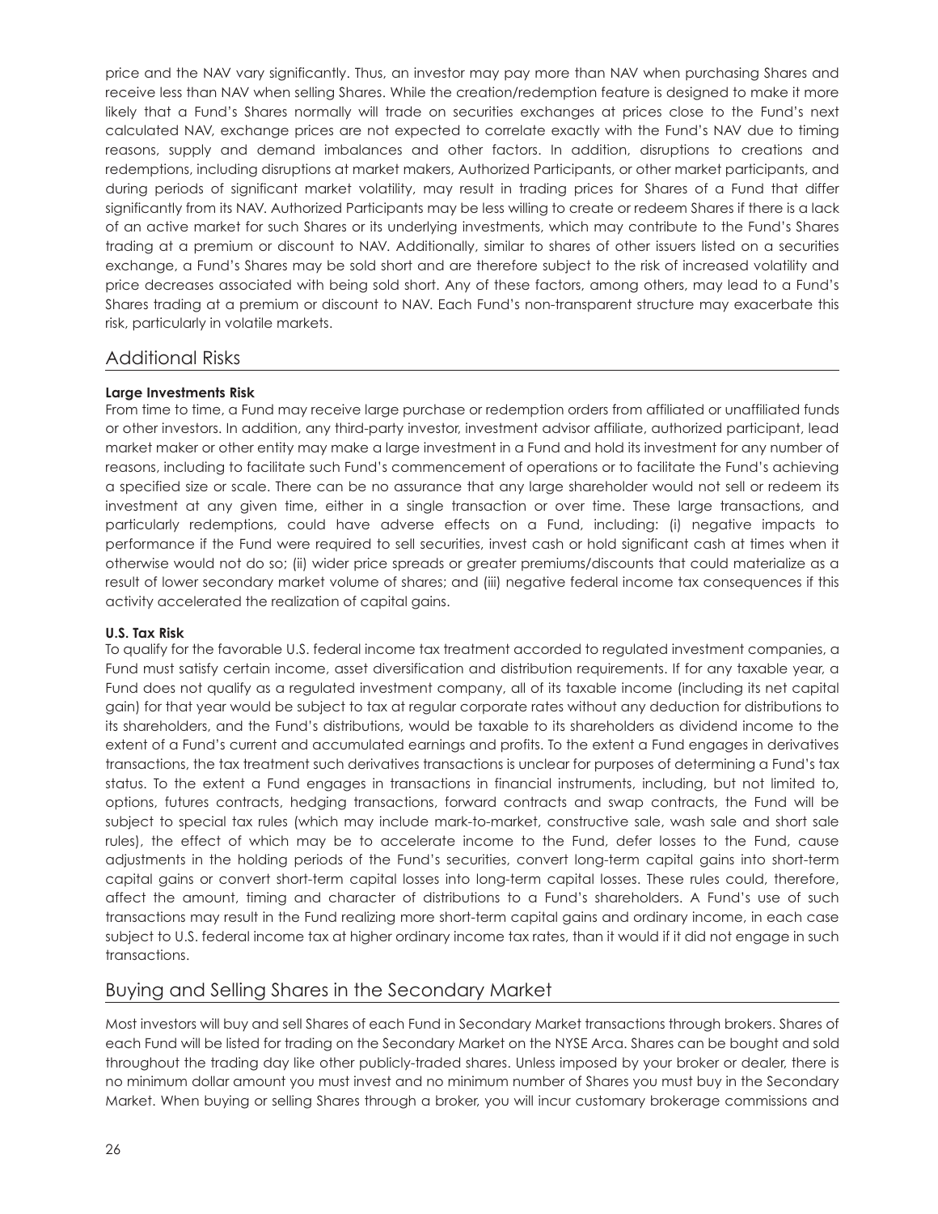price and the NAV vary significantly. Thus, an investor may pay more than NAV when purchasing Shares and receive less than NAV when selling Shares. While the creation/redemption feature is designed to make it more likely that a Fund's Shares normally will trade on securities exchanges at prices close to the Fund's next calculated NAV, exchange prices are not expected to correlate exactly with the Fund's NAV due to timing reasons, supply and demand imbalances and other factors. In addition, disruptions to creations and redemptions, including disruptions at market makers, Authorized Participants, or other market participants, and during periods of significant market volatility, may result in trading prices for Shares of a Fund that differ significantly from its NAV. Authorized Participants may be less willing to create or redeem Shares if there is a lack of an active market for such Shares or its underlying investments, which may contribute to the Fund's Shares trading at a premium or discount to NAV. Additionally, similar to shares of other issuers listed on a securities exchange, a Fund's Shares may be sold short and are therefore subject to the risk of increased volatility and price decreases associated with being sold short. Any of these factors, among others, may lead to a Fund's Shares trading at a premium or discount to NAV. Each Fund's non-transparent structure may exacerbate this risk, particularly in volatile markets.

## Additional Risks

**Large Investments Risk**

From time to time, a Fund may receive large purchase or redemption orders from affiliated or unaffiliated funds or other investors. In addition, any third-party investor, investment advisor affiliate, authorized participant, lead market maker or other entity may make a large investment in a Fund and hold its investment for any number of reasons, including to facilitate such Fund's commencement of operations or to facilitate the Fund's achieving a specified size or scale. There can be no assurance that any large shareholder would not sell or redeem its investment at any given time, either in a single transaction or over time. These large transactions, and particularly redemptions, could have adverse effects on a Fund, including: (i) negative impacts to performance if the Fund were required to sell securities, invest cash or hold significant cash at times when it otherwise would not do so; (ii) wider price spreads or greater premiums/discounts that could materialize as a result of lower secondary market volume of shares; and (iii) negative federal income tax consequences if this activity accelerated the realization of capital gains.

**U.S. Tax Risk**

To qualify for the favorable U.S. federal income tax treatment accorded to regulated investment companies, a Fund must satisfy certain income, asset diversification and distribution requirements. If for any taxable year, a Fund does not qualify as a regulated investment company, all of its taxable income (including its net capital gain) for that year would be subject to tax at regular corporate rates without any deduction for distributions to its shareholders, and the Fund's distributions, would be taxable to its shareholders as dividend income to the extent of a Fund's current and accumulated earnings and profits. To the extent a Fund engages in derivatives transactions, the tax treatment such derivatives transactions is unclear for purposes of determining a Fund's tax status. To the extent a Fund engages in transactions in financial instruments, including, but not limited to, options, futures contracts, hedging transactions, forward contracts and swap contracts, the Fund will be subject to special tax rules (which may include mark-to-market, constructive sale, wash sale and short sale rules), the effect of which may be to accelerate income to the Fund, defer losses to the Fund, cause adjustments in the holding periods of the Fund's securities, convert long-term capital gains into short-term capital gains or convert short-term capital losses into long-term capital losses. These rules could, therefore, affect the amount, timing and character of distributions to a Fund's shareholders. A Fund's use of such transactions may result in the Fund realizing more short-term capital gains and ordinary income, in each case subject to U.S. federal income tax at higher ordinary income tax rates, than it would if it did not engage in such transactions.

## Buying and Selling Shares in the Secondary Market

Most investors will buy and sell Shares of each Fund in Secondary Market transactions through brokers. Shares of each Fund will be listed for trading on the Secondary Market on the NYSE Arca. Shares can be bought and sold throughout the trading day like other publicly-traded shares. Unless imposed by your broker or dealer, there is no minimum dollar amount you must invest and no minimum number of Shares you must buy in the Secondary Market. When buying or selling Shares through a broker, you will incur customary brokerage commissions and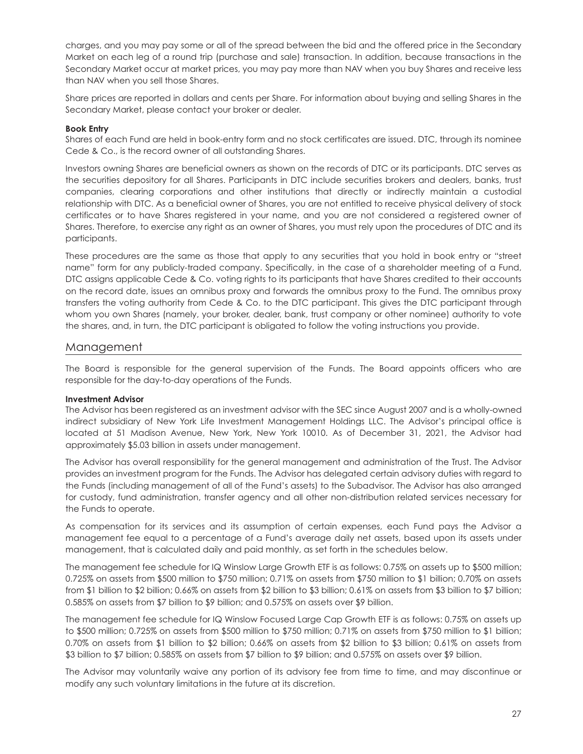charges, and you may pay some or all of the spread between the bid and the offered price in the Secondary Market on each leg of a round trip (purchase and sale) transaction. In addition, because transactions in the Secondary Market occur at market prices, you may pay more than NAV when you buy Shares and receive less than NAV when you sell those Shares.

Share prices are reported in dollars and cents per Share. For information about buying and selling Shares in the Secondary Market, please contact your broker or dealer.

**Book Entry**

Shares of each Fund are held in book-entry form and no stock certificates are issued. DTC, through its nominee Cede & Co., is the record owner of all outstanding Shares.

Investors owning Shares are beneficial owners as shown on the records of DTC or its participants. DTC serves as the securities depository for all Shares. Participants in DTC include securities brokers and dealers, banks, trust companies, clearing corporations and other institutions that directly or indirectly maintain a custodial relationship with DTC. As a beneficial owner of Shares, you are not entitled to receive physical delivery of stock certificates or to have Shares registered in your name, and you are not considered a registered owner of Shares. Therefore, to exercise any right as an owner of Shares, you must rely upon the procedures of DTC and its participants.

These procedures are the same as those that apply to any securities that you hold in book entry or "street name" form for any publicly-traded company. Specifically, in the case of a shareholder meeting of a Fund, DTC assigns applicable Cede & Co. voting rights to its participants that have Shares credited to their accounts on the record date, issues an omnibus proxy and forwards the omnibus proxy to the Fund. The omnibus proxy transfers the voting authority from Cede & Co. to the DTC participant. This gives the DTC participant through whom you own Shares (namely, your broker, dealer, bank, trust company or other nominee) authority to vote the shares, and, in turn, the DTC participant is obligated to follow the voting instructions you provide.

## Management

The Board is responsible for the general supervision of the Funds. The Board appoints officers who are responsible for the day-to-day operations of the Funds.

**Investment Advisor**

The Advisor has been registered as an investment advisor with the SEC since August 2007 and is a wholly-owned indirect subsidiary of New York Life Investment Management Holdings LLC. The Advisor's principal office is located at 51 Madison Avenue, New York, New York 10010. As of December 31, 2021, the Advisor had approximately $5.03 billion in assets under management.

The Advisor has overall responsibility for the general management and administration of the Trust. The Advisor provides an investment program for the Funds. The Advisor has delegated certain advisory duties with regard to the Funds (including management of all of the Fund's assets) to the Subadvisor. The Advisor has also arranged for custody, fund administration, transfer agency and all other non-distribution related services necessary for the Funds to operate.

As compensation for its services and its assumption of certain expenses, each Fund pays the Advisor a management fee equal to a percentage of a Fund's average daily net assets, based upon its assets under management, that is calculated daily and paid monthly, as set forth in the schedules below.

The management fee schedule for IQ Winslow Large Growth ETF is as follows: 0.75% on assets up to $500 million; 0.725% on assets from $500 million to $750 million; 0.71% on assets from $750 million to $1 billion; 0.70% on assets from $1 billion to $2 billion; 0.66% on assets from $2 billion to $3 billion; 0.61% on assets from $3 billion to $7 billion; 0.585% on assets from $7 billion to $9 billion; and 0.575% on assets over $9 billion.

The management fee schedule for IQ Winslow Focused Large Cap Growth ETF is as follows: 0.75% on assets up to $500 million; 0.725% on assets from $500 million to $750 million; 0.71% on assets from $750 million to $1 billion; 0.70% on assets from $1 billion to $2 billion; 0.66% on assets from $2 billion to $3 billion; 0.61% on assets from $3 billion to $7 billion; 0.585% on assets from $7 billion to $9 billion; and 0.575% on assets over $9 billion.

The Advisor may voluntarily waive any portion of its advisory fee from time to time, and may discontinue or modify any such voluntary limitations in the future at its discretion.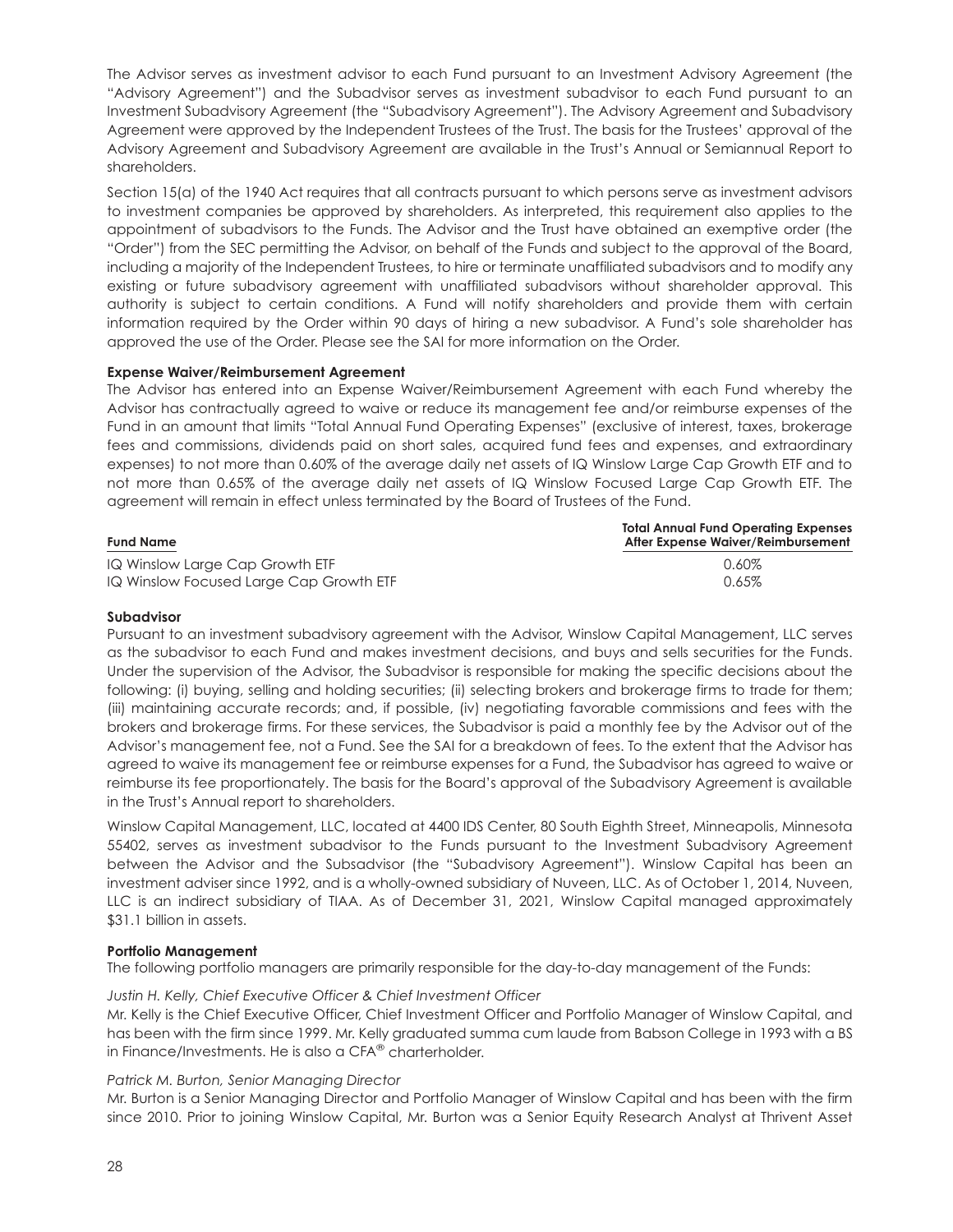The Advisor serves as investment advisor to each Fund pursuant to an Investment Advisory Agreement (the "Advisory Agreement") and the Subadvisor serves as investment subadvisor to each Fund pursuant to an Investment Subadvisory Agreement (the "Subadvisory Agreement"). The Advisory Agreement and Subadvisory Agreement were approved by the Independent Trustees of the Trust. The basis for the Trustees' approval of the Advisory Agreement and Subadvisory Agreement are available in the Trust's Annual or Semiannual Report to shareholders.

Section 15(a) of the 1940 Act requires that all contracts pursuant to which persons serve as investment advisors to investment companies be approved by shareholders. As interpreted, this requirement also applies to the appointment of subadvisors to the Funds. The Advisor and the Trust have obtained an exemptive order (the "Order") from the SEC permitting the Advisor, on behalf of the Funds and subject to the approval of the Board, including a majority of the Independent Trustees, to hire or terminate unaffiliated subadvisors and to modify any existing or future subadvisory agreement with unaffiliated subadvisors without shareholder approval. This authority is subject to certain conditions. A Fund will notify shareholders and provide them with certain information required by the Order within 90 days of hiring a new subadvisor. A Fund's sole shareholder has approved the use of the Order. Please see the SAI for more information on the Order.

**Expense Waiver/Reimbursement Agreement**

The Advisor has entered into an Expense Waiver/Reimbursement Agreement with each Fund whereby the Advisor has contractually agreed to waive or reduce its management fee and/or reimburse expenses of the Fund in an amount that limits "Total Annual Fund Operating Expenses" (exclusive of interest, taxes, brokerage fees and commissions, dividends paid on short sales, acquired fund fees and expenses, and extraordinary expenses) to not more than 0.60% of the average daily net assets of IQ Winslow Large Cap Growth ETF and to not more than 0.65% of the average daily net assets of IQ Winslow Focused Large Cap Growth ETF. The agreement will remain in effect unless terminated by the Board of Trustees of the Fund.

| Fund Name | Total Annual Fund Operating Expenses After Expense Waiver/Reimbursement |
|---|---|
| IQ Winslow Large Cap Growth ETF | 0.60% |
| IQ Winslow Focused Large Cap Growth ETF | 0.65% |

**Subadvisor**

Pursuant to an investment subadvisory agreement with the Advisor, Winslow Capital Management, LLC serves as the subadvisor to each Fund and makes investment decisions, and buys and sells securities for the Funds. Under the supervision of the Advisor, the Subadvisor is responsible for making the specific decisions about the following: (i) buying, selling and holding securities; (ii) selecting brokers and brokerage firms to trade for them; (iii) maintaining accurate records; and, if possible, (iv) negotiating favorable commissions and fees with the brokers and brokerage firms. For these services, the Subadvisor is paid a monthly fee by the Advisor out of the Advisor's management fee, not a Fund. See the SAI for a breakdown of fees. To the extent that the Advisor has agreed to waive its management fee or reimburse expenses for a Fund, the Subadvisor has agreed to waive or reimburse its fee proportionately. The basis for the Board's approval of the Subadvisory Agreement is available in the Trust's Annual report to shareholders.

Winslow Capital Management, LLC, located at 4400 IDS Center, 80 South Eighth Street, Minneapolis, Minnesota 55402, serves as investment subadvisor to the Funds pursuant to the Investment Subadvisory Agreement between the Advisor and the Subsadvisor (the "Subadvisory Agreement"). Winslow Capital has been an investment adviser since 1992, and is a wholly-owned subsidiary of Nuveen, LLC. As of October 1, 2014, Nuveen, LLC is an indirect subsidiary of TIAA. As of December 31, 2021, Winslow Capital managed approximately $31.1 billion in assets.

**Portfolio Management**

The following portfolio managers are primarily responsible for the day-to-day management of the Funds:

*Justin H. Kelly, Chief Executive Officer & Chief Investment Officer*

Mr. Kelly is the Chief Executive Officer, Chief Investment Officer and Portfolio Manager of Winslow Capital, and has been with the firm since 1999. Mr. Kelly graduated summa cum laude from Babson College in 1993 with a BS in Finance/Investments. He is also a CFA® charterholder.

*Patrick M. Burton, Senior Managing Director*

Mr. Burton is a Senior Managing Director and Portfolio Manager of Winslow Capital and has been with the firm since 2010. Prior to joining Winslow Capital, Mr. Burton was a Senior Equity Research Analyst at Thrivent Asset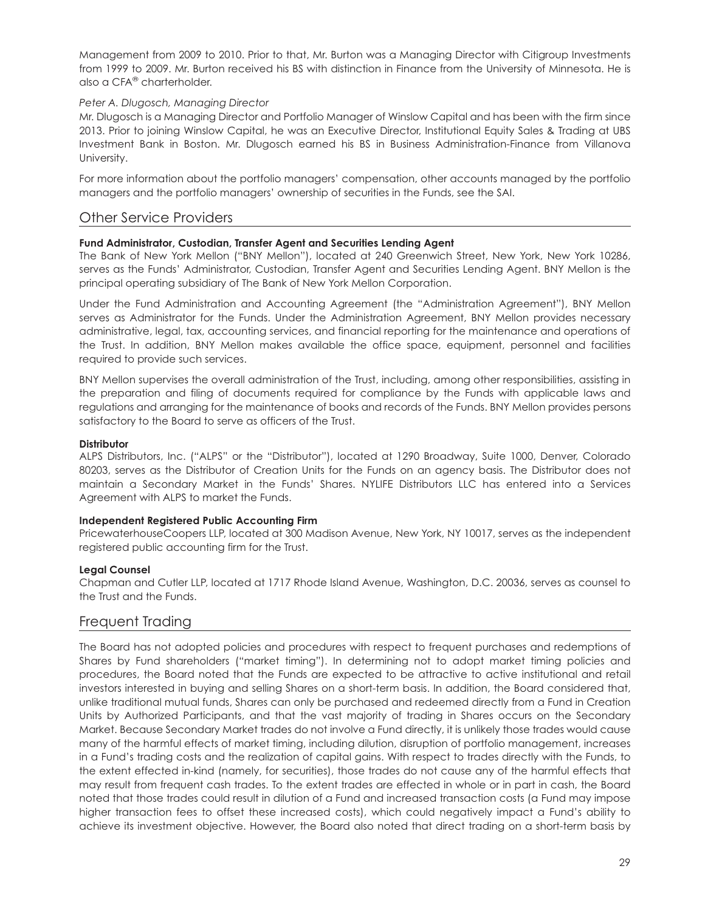Management from 2009 to 2010. Prior to that, Mr. Burton was a Managing Director with Citigroup Investments from 1999 to 2009. Mr. Burton received his BS with distinction in Finance from the University of Minnesota. He is also a CFA® charterholder.

*Peter A. Dlugosch, Managing Director*

Mr. Dlugosch is a Managing Director and Portfolio Manager of Winslow Capital and has been with the firm since 2013. Prior to joining Winslow Capital, he was an Executive Director, Institutional Equity Sales & Trading at UBS Investment Bank in Boston. Mr. Dlugosch earned his BS in Business Administration-Finance from Villanova University.

For more information about the portfolio managers' compensation, other accounts managed by the portfolio managers and the portfolio managers' ownership of securities in the Funds, see the SAI.

## Other Service Providers

**Fund Administrator, Custodian, Transfer Agent and Securities Lending Agent**

The Bank of New York Mellon ("BNY Mellon"), located at 240 Greenwich Street, New York, New York 10286, serves as the Funds' Administrator, Custodian, Transfer Agent and Securities Lending Agent. BNY Mellon is the principal operating subsidiary of The Bank of New York Mellon Corporation.

Under the Fund Administration and Accounting Agreement (the "Administration Agreement"), BNY Mellon serves as Administrator for the Funds. Under the Administration Agreement, BNY Mellon provides necessary administrative, legal, tax, accounting services, and financial reporting for the maintenance and operations of the Trust. In addition, BNY Mellon makes available the office space, equipment, personnel and facilities required to provide such services.

BNY Mellon supervises the overall administration of the Trust, including, among other responsibilities, assisting in the preparation and filing of documents required for compliance by the Funds with applicable laws and regulations and arranging for the maintenance of books and records of the Funds. BNY Mellon provides persons satisfactory to the Board to serve as officers of the Trust.

**Distributor**

ALPS Distributors, Inc. ("ALPS" or the "Distributor"), located at 1290 Broadway, Suite 1000, Denver, Colorado 80203, serves as the Distributor of Creation Units for the Funds on an agency basis. The Distributor does not maintain a Secondary Market in the Funds' Shares. NYLIFE Distributors LLC has entered into a Services Agreement with ALPS to market the Funds.

**Independent Registered Public Accounting Firm**

PricewaterhouseCoopers LLP, located at 300 Madison Avenue, New York, NY 10017, serves as the independent registered public accounting firm for the Trust.

**Legal Counsel**

Chapman and Cutler LLP, located at 1717 Rhode Island Avenue, Washington, D.C. 20036, serves as counsel to the Trust and the Funds.

## Frequent Trading

The Board has not adopted policies and procedures with respect to frequent purchases and redemptions of Shares by Fund shareholders ("market timing"). In determining not to adopt market timing policies and procedures, the Board noted that the Funds are expected to be attractive to active institutional and retail investors interested in buying and selling Shares on a short-term basis. In addition, the Board considered that, unlike traditional mutual funds, Shares can only be purchased and redeemed directly from a Fund in Creation Units by Authorized Participants, and that the vast majority of trading in Shares occurs on the Secondary Market. Because Secondary Market trades do not involve a Fund directly, it is unlikely those trades would cause many of the harmful effects of market timing, including dilution, disruption of portfolio management, increases in a Fund's trading costs and the realization of capital gains. With respect to trades directly with the Funds, to the extent effected in-kind (namely, for securities), those trades do not cause any of the harmful effects that may result from frequent cash trades. To the extent trades are effected in whole or in part in cash, the Board noted that those trades could result in dilution of a Fund and increased transaction costs (a Fund may impose higher transaction fees to offset these increased costs), which could negatively impact a Fund's ability to achieve its investment objective. However, the Board also noted that direct trading on a short-term basis by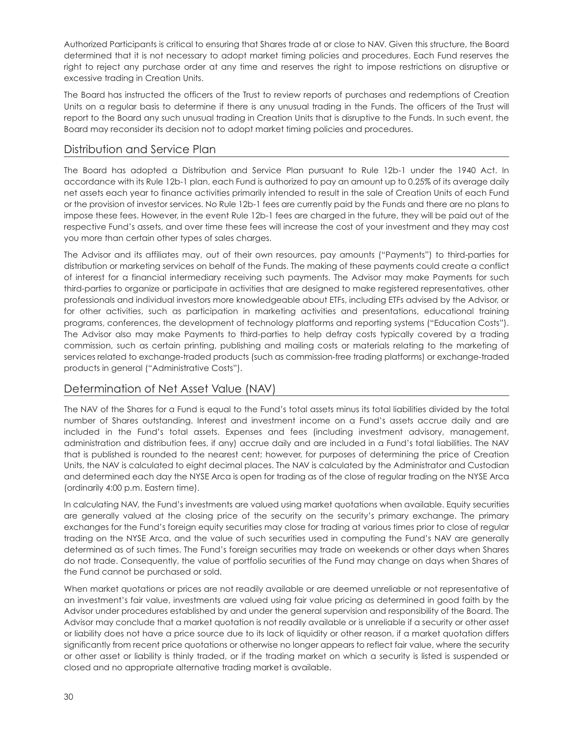Authorized Participants is critical to ensuring that Shares trade at or close to NAV. Given this structure, the Board determined that it is not necessary to adopt market timing policies and procedures. Each Fund reserves the right to reject any purchase order at any time and reserves the right to impose restrictions on disruptive or excessive trading in Creation Units.

The Board has instructed the officers of the Trust to review reports of purchases and redemptions of Creation Units on a regular basis to determine if there is any unusual trading in the Funds. The officers of the Trust will report to the Board any such unusual trading in Creation Units that is disruptive to the Funds. In such event, the Board may reconsider its decision not to adopt market timing policies and procedures.

## Distribution and Service Plan

The Board has adopted a Distribution and Service Plan pursuant to Rule 12b-1 under the 1940 Act. In accordance with its Rule 12b-1 plan, each Fund is authorized to pay an amount up to 0.25% of its average daily net assets each year to finance activities primarily intended to result in the sale of Creation Units of each Fund or the provision of investor services. No Rule 12b-1 fees are currently paid by the Funds and there are no plans to impose these fees. However, in the event Rule 12b-1 fees are charged in the future, they will be paid out of the respective Fund's assets, and over time these fees will increase the cost of your investment and they may cost you more than certain other types of sales charges.

The Advisor and its affiliates may, out of their own resources, pay amounts ("Payments") to third-parties for distribution or marketing services on behalf of the Funds. The making of these payments could create a conflict of interest for a financial intermediary receiving such payments. The Advisor may make Payments for such third-parties to organize or participate in activities that are designed to make registered representatives, other professionals and individual investors more knowledgeable about ETFs, including ETFs advised by the Advisor, or for other activities, such as participation in marketing activities and presentations, educational training programs, conferences, the development of technology platforms and reporting systems ("Education Costs"). The Advisor also may make Payments to third-parties to help defray costs typically covered by a trading commission, such as certain printing, publishing and mailing costs or materials relating to the marketing of services related to exchange-traded products (such as commission-free trading platforms) or exchange-traded products in general ("Administrative Costs").

## Determination of Net Asset Value (NAV)

The NAV of the Shares for a Fund is equal to the Fund's total assets minus its total liabilities divided by the total number of Shares outstanding. Interest and investment income on a Fund's assets accrue daily and are included in the Fund's total assets. Expenses and fees (including investment advisory, management, administration and distribution fees, if any) accrue daily and are included in a Fund's total liabilities. The NAV that is published is rounded to the nearest cent; however, for purposes of determining the price of Creation Units, the NAV is calculated to eight decimal places. The NAV is calculated by the Administrator and Custodian and determined each day the NYSE Arca is open for trading as of the close of regular trading on the NYSE Arca (ordinarily 4:00 p.m. Eastern time).

In calculating NAV, the Fund's investments are valued using market quotations when available. Equity securities are generally valued at the closing price of the security on the security's primary exchange. The primary exchanges for the Fund's foreign equity securities may close for trading at various times prior to close of regular trading on the NYSE Arca, and the value of such securities used in computing the Fund's NAV are generally determined as of such times. The Fund's foreign securities may trade on weekends or other days when Shares do not trade. Consequently, the value of portfolio securities of the Fund may change on days when Shares of the Fund cannot be purchased or sold.

When market quotations or prices are not readily available or are deemed unreliable or not representative of an investment's fair value, investments are valued using fair value pricing as determined in good faith by the Advisor under procedures established by and under the general supervision and responsibility of the Board. The Advisor may conclude that a market quotation is not readily available or is unreliable if a security or other asset or liability does not have a price source due to its lack of liquidity or other reason, if a market quotation differs significantly from recent price quotations or otherwise no longer appears to reflect fair value, where the security or other asset or liability is thinly traded, or if the trading market on which a security is listed is suspended or closed and no appropriate alternative trading market is available.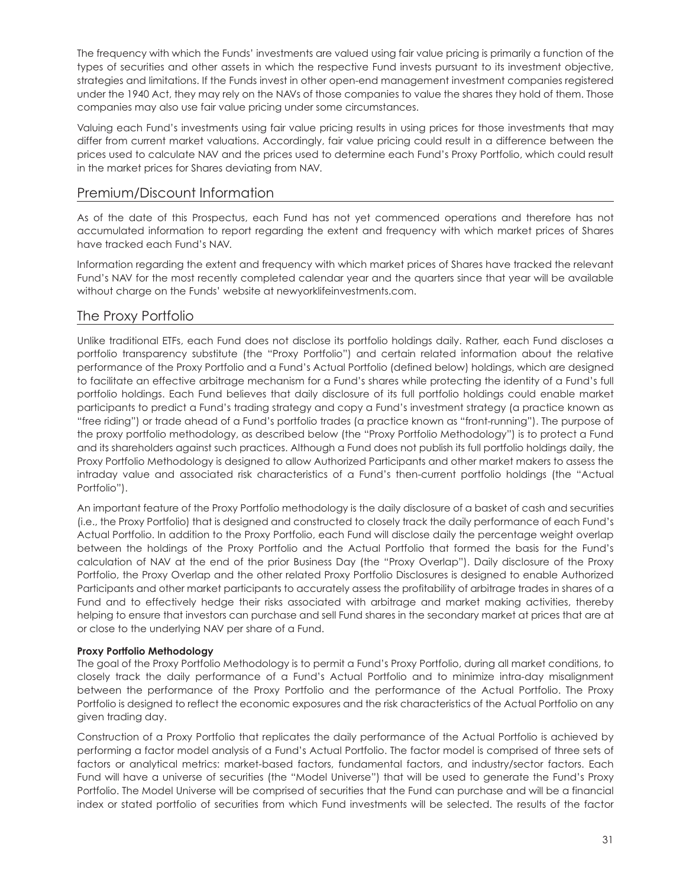The frequency with which the Funds' investments are valued using fair value pricing is primarily a function of the types of securities and other assets in which the respective Fund invests pursuant to its investment objective, strategies and limitations. If the Funds invest in other open-end management investment companies registered under the 1940 Act, they may rely on the NAVs of those companies to value the shares they hold of them. Those companies may also use fair value pricing under some circumstances.

Valuing each Fund's investments using fair value pricing results in using prices for those investments that may differ from current market valuations. Accordingly, fair value pricing could result in a difference between the prices used to calculate NAV and the prices used to determine each Fund's Proxy Portfolio, which could result in the market prices for Shares deviating from NAV.

## Premium/Discount Information

As of the date of this Prospectus, each Fund has not yet commenced operations and therefore has not accumulated information to report regarding the extent and frequency with which market prices of Shares have tracked each Fund's NAV.

Information regarding the extent and frequency with which market prices of Shares have tracked the relevant Fund's NAV for the most recently completed calendar year and the quarters since that year will be available without charge on the Funds' website at newyorklifeinvestments.com.

## The Proxy Portfolio

Unlike traditional ETFs, each Fund does not disclose its portfolio holdings daily. Rather, each Fund discloses a portfolio transparency substitute (the "Proxy Portfolio") and certain related information about the relative performance of the Proxy Portfolio and a Fund's Actual Portfolio (defined below) holdings, which are designed to facilitate an effective arbitrage mechanism for a Fund's shares while protecting the identity of a Fund's full portfolio holdings. Each Fund believes that daily disclosure of its full portfolio holdings could enable market participants to predict a Fund's trading strategy and copy a Fund's investment strategy (a practice known as "free riding") or trade ahead of a Fund's portfolio trades (a practice known as "front-running"). The purpose of the proxy portfolio methodology, as described below (the "Proxy Portfolio Methodology") is to protect a Fund and its shareholders against such practices. Although a Fund does not publish its full portfolio holdings daily, the Proxy Portfolio Methodology is designed to allow Authorized Participants and other market makers to assess the intraday value and associated risk characteristics of a Fund's then-current portfolio holdings (the "Actual Portfolio").

An important feature of the Proxy Portfolio methodology is the daily disclosure of a basket of cash and securities (i.e., the Proxy Portfolio) that is designed and constructed to closely track the daily performance of each Fund's Actual Portfolio. In addition to the Proxy Portfolio, each Fund will disclose daily the percentage weight overlap between the holdings of the Proxy Portfolio and the Actual Portfolio that formed the basis for the Fund's calculation of NAV at the end of the prior Business Day (the "Proxy Overlap"). Daily disclosure of the Proxy Portfolio, the Proxy Overlap and the other related Proxy Portfolio Disclosures is designed to enable Authorized Participants and other market participants to accurately assess the profitability of arbitrage trades in shares of a Fund and to effectively hedge their risks associated with arbitrage and market making activities, thereby helping to ensure that investors can purchase and sell Fund shares in the secondary market at prices that are at or close to the underlying NAV per share of a Fund.

**Proxy Portfolio Methodology**

The goal of the Proxy Portfolio Methodology is to permit a Fund's Proxy Portfolio, during all market conditions, to closely track the daily performance of a Fund's Actual Portfolio and to minimize intra-day misalignment between the performance of the Proxy Portfolio and the performance of the Actual Portfolio. The Proxy Portfolio is designed to reflect the economic exposures and the risk characteristics of the Actual Portfolio on any given trading day.

Construction of a Proxy Portfolio that replicates the daily performance of the Actual Portfolio is achieved by performing a factor model analysis of a Fund's Actual Portfolio. The factor model is comprised of three sets of factors or analytical metrics: market-based factors, fundamental factors, and industry/sector factors. Each Fund will have a universe of securities (the "Model Universe") that will be used to generate the Fund's Proxy Portfolio. The Model Universe will be comprised of securities that the Fund can purchase and will be a financial index or stated portfolio of securities from which Fund investments will be selected. The results of the factor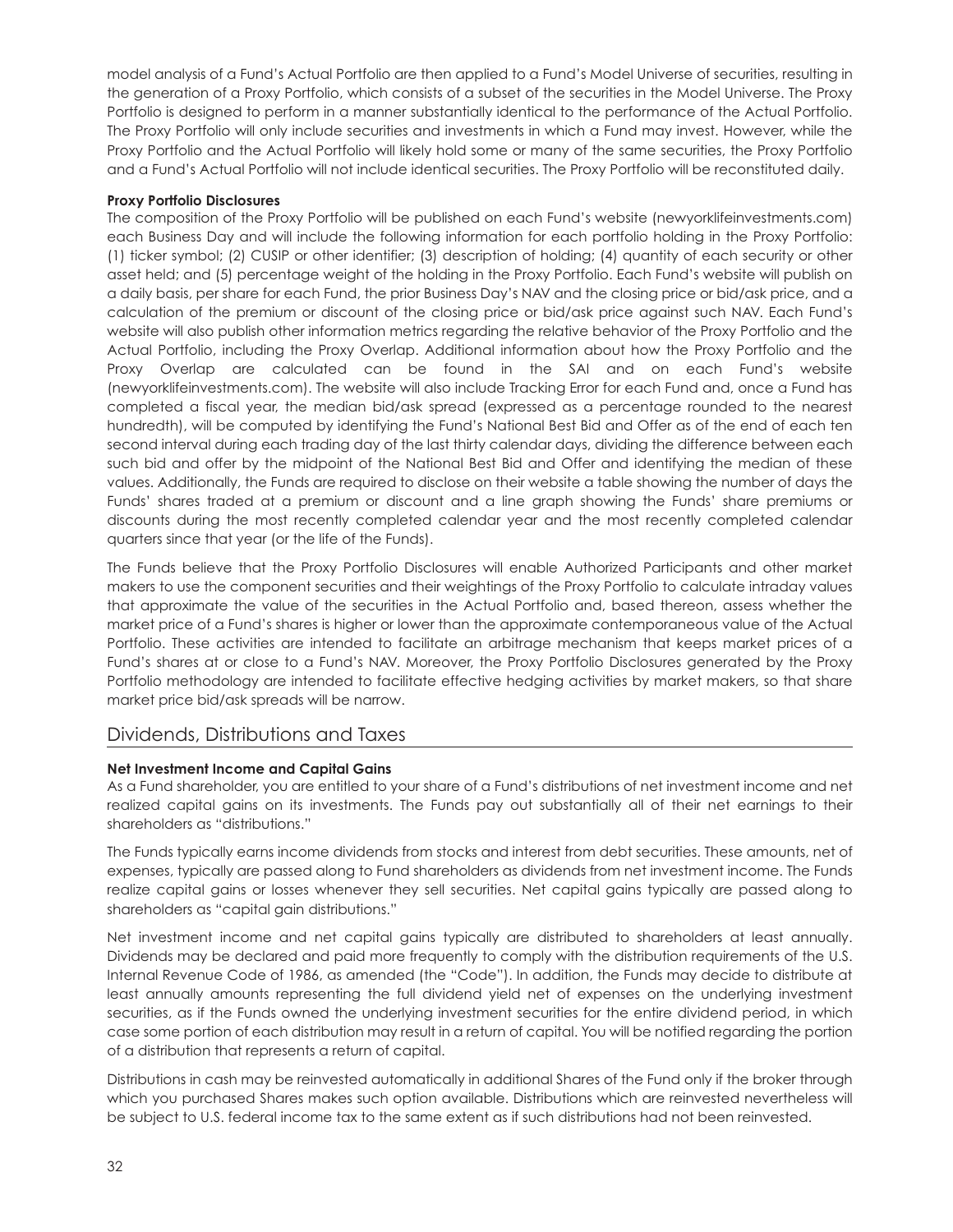model analysis of a Fund's Actual Portfolio are then applied to a Fund's Model Universe of securities, resulting in the generation of a Proxy Portfolio, which consists of a subset of the securities in the Model Universe. The Proxy Portfolio is designed to perform in a manner substantially identical to the performance of the Actual Portfolio. The Proxy Portfolio will only include securities and investments in which a Fund may invest. However, while the Proxy Portfolio and the Actual Portfolio will likely hold some or many of the same securities, the Proxy Portfolio and a Fund's Actual Portfolio will not include identical securities. The Proxy Portfolio will be reconstituted daily.

**Proxy Portfolio Disclosures**

The composition of the Proxy Portfolio will be published on each Fund's website (newyorklifeinvestments.com) each Business Day and will include the following information for each portfolio holding in the Proxy Portfolio: (1) ticker symbol; (2) CUSIP or other identifier; (3) description of holding; (4) quantity of each security or other asset held; and (5) percentage weight of the holding in the Proxy Portfolio. Each Fund's website will publish on a daily basis, per share for each Fund, the prior Business Day's NAV and the closing price or bid/ask price, and a calculation of the premium or discount of the closing price or bid/ask price against such NAV. Each Fund's website will also publish other information metrics regarding the relative behavior of the Proxy Portfolio and the Actual Portfolio, including the Proxy Overlap. Additional information about how the Proxy Portfolio and the Proxy Overlap are calculated can be found in the SAI and on each Fund's website (newyorklifeinvestments.com). The website will also include Tracking Error for each Fund and, once a Fund has completed a fiscal year, the median bid/ask spread (expressed as a percentage rounded to the nearest hundredth), will be computed by identifying the Fund's National Best Bid and Offer as of the end of each ten second interval during each trading day of the last thirty calendar days, dividing the difference between each such bid and offer by the midpoint of the National Best Bid and Offer and identifying the median of these values. Additionally, the Funds are required to disclose on their website a table showing the number of days the Funds' shares traded at a premium or discount and a line graph showing the Funds' share premiums or discounts during the most recently completed calendar year and the most recently completed calendar quarters since that year (or the life of the Funds).

The Funds believe that the Proxy Portfolio Disclosures will enable Authorized Participants and other market makers to use the component securities and their weightings of the Proxy Portfolio to calculate intraday values that approximate the value of the securities in the Actual Portfolio and, based thereon, assess whether the market price of a Fund's shares is higher or lower than the approximate contemporaneous value of the Actual Portfolio. These activities are intended to facilitate an arbitrage mechanism that keeps market prices of a Fund's shares at or close to a Fund's NAV. Moreover, the Proxy Portfolio Disclosures generated by the Proxy Portfolio methodology are intended to facilitate effective hedging activities by market makers, so that share market price bid/ask spreads will be narrow.

## Dividends, Distributions and Taxes

**Net Investment Income and Capital Gains**

As a Fund shareholder, you are entitled to your share of a Fund's distributions of net investment income and net realized capital gains on its investments. The Funds pay out substantially all of their net earnings to their shareholders as "distributions."

The Funds typically earns income dividends from stocks and interest from debt securities. These amounts, net of expenses, typically are passed along to Fund shareholders as dividends from net investment income. The Funds realize capital gains or losses whenever they sell securities. Net capital gains typically are passed along to shareholders as "capital gain distributions."

Net investment income and net capital gains typically are distributed to shareholders at least annually. Dividends may be declared and paid more frequently to comply with the distribution requirements of the U.S. Internal Revenue Code of 1986, as amended (the "Code"). In addition, the Funds may decide to distribute at least annually amounts representing the full dividend yield net of expenses on the underlying investment securities, as if the Funds owned the underlying investment securities for the entire dividend period, in which case some portion of each distribution may result in a return of capital. You will be notified regarding the portion of a distribution that represents a return of capital.

Distributions in cash may be reinvested automatically in additional Shares of the Fund only if the broker through which you purchased Shares makes such option available. Distributions which are reinvested nevertheless will be subject to U.S. federal income tax to the same extent as if such distributions had not been reinvested.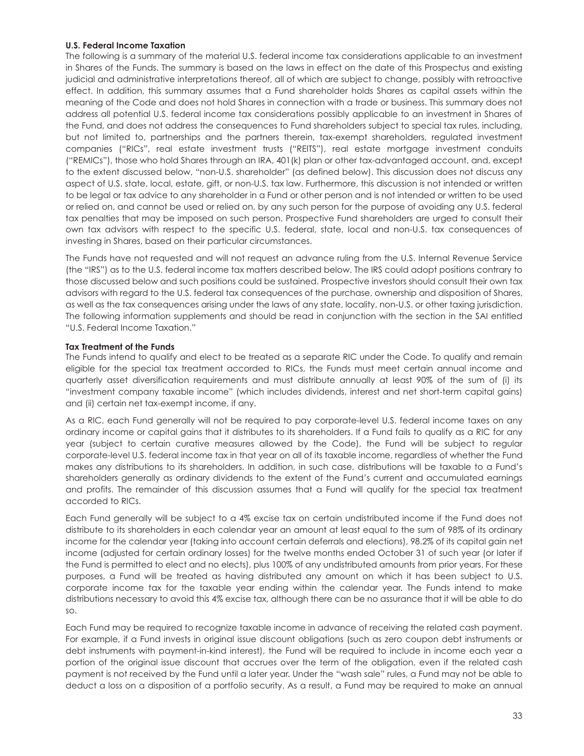**U.S. Federal Income Taxation**

The following is a summary of the material U.S. federal income tax considerations applicable to an investment in Shares of the Funds. The summary is based on the laws in effect on the date of this Prospectus and existing judicial and administrative interpretations thereof, all of which are subject to change, possibly with retroactive effect. In addition, this summary assumes that a Fund shareholder holds Shares as capital assets within the meaning of the Code and does not hold Shares in connection with a trade or business. This summary does not address all potential U.S. federal income tax considerations possibly applicable to an investment in Shares of the Fund, and does not address the consequences to Fund shareholders subject to special tax rules, including, but not limited to, partnerships and the partners therein, tax-exempt shareholders, regulated investment companies ("RICs", real estate investment trusts ("REITS"), real estate mortgage investment conduits ("REMICs"), those who hold Shares through an IRA, 401(k) plan or other tax-advantaged account, and, except to the extent discussed below, "non-U.S. shareholder" (as defined below). This discussion does not discuss any aspect of U.S. state, local, estate, gift, or non-U.S. tax law. Furthermore, this discussion is not intended or written to be legal or tax advice to any shareholder in a Fund or other person and is not intended or written to be used or relied on, and cannot be used or relied on, by any such person for the purpose of avoiding any U.S. federal tax penalties that may be imposed on such person. Prospective Fund shareholders are urged to consult their own tax advisors with respect to the specific U.S. federal, state, local and non-U.S. tax consequences of investing in Shares, based on their particular circumstances.

The Funds have not requested and will not request an advance ruling from the U.S. Internal Revenue Service (the "IRS") as to the U.S. federal income tax matters described below. The IRS could adopt positions contrary to those discussed below and such positions could be sustained. Prospective investors should consult their own tax advisors with regard to the U.S. federal tax consequences of the purchase, ownership and disposition of Shares, as well as the tax consequences arising under the laws of any state, locality, non-U.S. or other taxing jurisdiction. The following information supplements and should be read in conjunction with the section in the SAI entitled "U.S. Federal Income Taxation."

**Tax Treatment of the Funds**

The Funds intend to qualify and elect to be treated as a separate RIC under the Code. To qualify and remain eligible for the special tax treatment accorded to RICs, the Funds must meet certain annual income and quarterly asset diversification requirements and must distribute annually at least 90% of the sum of (i) its "investment company taxable income" (which includes dividends, interest and net short-term capital gains) and (ii) certain net tax-exempt income, if any.

As a RIC, each Fund generally will not be required to pay corporate-level U.S. federal income taxes on any ordinary income or capital gains that it distributes to its shareholders. If a Fund fails to qualify as a RIC for any year (subject to certain curative measures allowed by the Code), the Fund will be subject to regular corporate-level U.S. federal income tax in that year on all of its taxable income, regardless of whether the Fund makes any distributions to its shareholders. In addition, in such case, distributions will be taxable to a Fund's shareholders generally as ordinary dividends to the extent of the Fund's current and accumulated earnings and profits. The remainder of this discussion assumes that a Fund will qualify for the special tax treatment accorded to RICs.

Each Fund generally will be subject to a 4% excise tax on certain undistributed income if the Fund does not distribute to its shareholders in each calendar year an amount at least equal to the sum of 98% of its ordinary income for the calendar year (taking into account certain deferrals and elections), 98.2% of its capital gain net income (adjusted for certain ordinary losses) for the twelve months ended October 31 of such year (or later if the Fund is permitted to elect and no elects), plus 100% of any undistributed amounts from prior years. For these purposes, a Fund will be treated as having distributed any amount on which it has been subject to U.S. corporate income tax for the taxable year ending within the calendar year. The Funds intend to make distributions necessary to avoid this 4% excise tax, although there can be no assurance that it will be able to do so.

Each Fund may be required to recognize taxable income in advance of receiving the related cash payment. For example, if a Fund invests in original issue discount obligations (such as zero coupon debt instruments or debt instruments with payment-in-kind interest), the Fund will be required to include in income each year a portion of the original issue discount that accrues over the term of the obligation, even if the related cash payment is not received by the Fund until a later year. Under the "wash sale" rules, a Fund may not be able to deduct a loss on a disposition of a portfolio security. As a result, a Fund may be required to make an annual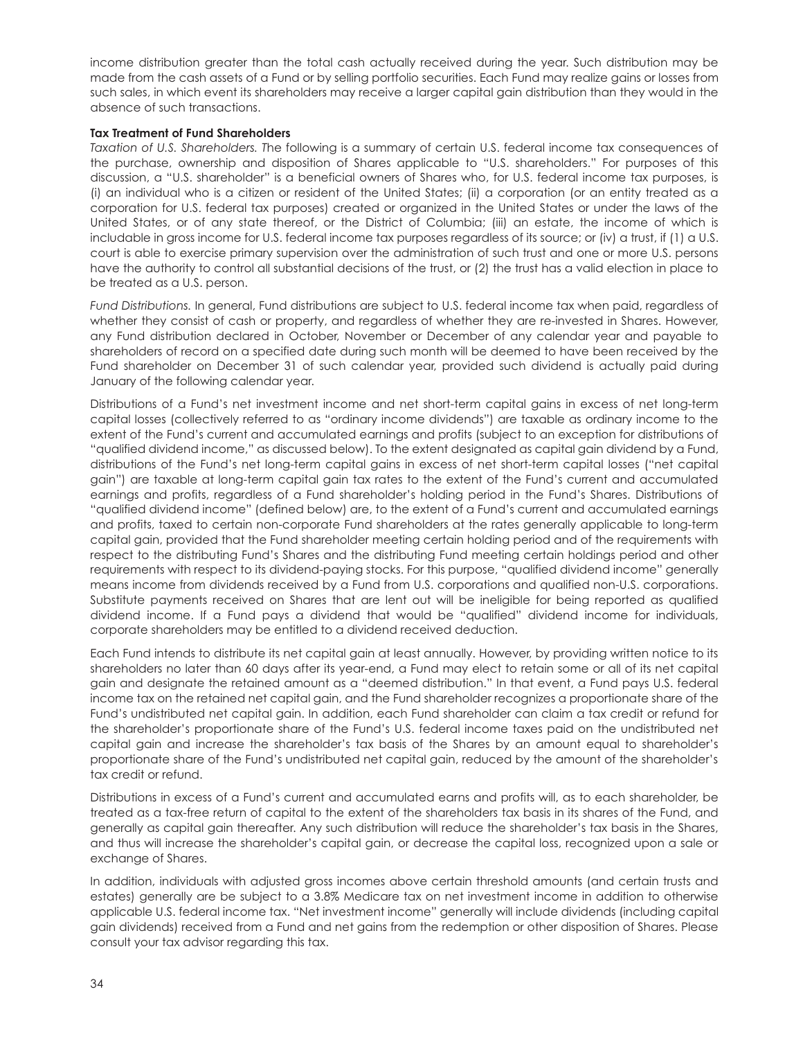income distribution greater than the total cash actually received during the year. Such distribution may be made from the cash assets of a Fund or by selling portfolio securities. Each Fund may realize gains or losses from such sales, in which event its shareholders may receive a larger capital gain distribution than they would in the absence of such transactions.

**Tax Treatment of Fund Shareholders**

*Taxation of U.S. Shareholders. T*he following is a summary of certain U.S. federal income tax consequences of the purchase, ownership and disposition of Shares applicable to "U.S. shareholders." For purposes of this discussion, a "U.S. shareholder" is a beneficial owners of Shares who, for U.S. federal income tax purposes, is (i) an individual who is a citizen or resident of the United States; (ii) a corporation (or an entity treated as a corporation for U.S. federal tax purposes) created or organized in the United States or under the laws of the United States, or of any state thereof, or the District of Columbia; (iii) an estate, the income of which is includable in gross income for U.S. federal income tax purposes regardless of its source; or (iv) a trust, if (1) a U.S. court is able to exercise primary supervision over the administration of such trust and one or more U.S. persons have the authority to control all substantial decisions of the trust, or (2) the trust has a valid election in place to be treated as a U.S. person.

*Fund Distributions.* In general, Fund distributions are subject to U.S. federal income tax when paid, regardless of whether they consist of cash or property, and regardless of whether they are re-invested in Shares. However, any Fund distribution declared in October, November or December of any calendar year and payable to shareholders of record on a specified date during such month will be deemed to have been received by the Fund shareholder on December 31 of such calendar year, provided such dividend is actually paid during January of the following calendar year.

Distributions of a Fund's net investment income and net short-term capital gains in excess of net long-term capital losses (collectively referred to as "ordinary income dividends") are taxable as ordinary income to the extent of the Fund's current and accumulated earnings and profits (subject to an exception for distributions of "qualified dividend income," as discussed below). To the extent designated as capital gain dividend by a Fund, distributions of the Fund's net long-term capital gains in excess of net short-term capital losses ("net capital gain") are taxable at long-term capital gain tax rates to the extent of the Fund's current and accumulated earnings and profits, regardless of a Fund shareholder's holding period in the Fund's Shares. Distributions of "qualified dividend income" (defined below) are, to the extent of a Fund's current and accumulated earnings and profits, taxed to certain non-corporate Fund shareholders at the rates generally applicable to long-term capital gain, provided that the Fund shareholder meeting certain holding period and of the requirements with respect to the distributing Fund's Shares and the distributing Fund meeting certain holdings period and other requirements with respect to its dividend-paying stocks. For this purpose, "qualified dividend income" generally means income from dividends received by a Fund from U.S. corporations and qualified non-U.S. corporations. Substitute payments received on Shares that are lent out will be ineligible for being reported as qualified dividend income. If a Fund pays a dividend that would be "qualified" dividend income for individuals, corporate shareholders may be entitled to a dividend received deduction.

Each Fund intends to distribute its net capital gain at least annually. However, by providing written notice to its shareholders no later than 60 days after its year-end, a Fund may elect to retain some or all of its net capital gain and designate the retained amount as a "deemed distribution." In that event, a Fund pays U.S. federal income tax on the retained net capital gain, and the Fund shareholder recognizes a proportionate share of the Fund's undistributed net capital gain. In addition, each Fund shareholder can claim a tax credit or refund for the shareholder's proportionate share of the Fund's U.S. federal income taxes paid on the undistributed net capital gain and increase the shareholder's tax basis of the Shares by an amount equal to shareholder's proportionate share of the Fund's undistributed net capital gain, reduced by the amount of the shareholder's tax credit or refund.

Distributions in excess of a Fund's current and accumulated earns and profits will, as to each shareholder, be treated as a tax-free return of capital to the extent of the shareholders tax basis in its shares of the Fund, and generally as capital gain thereafter. Any such distribution will reduce the shareholder's tax basis in the Shares, and thus will increase the shareholder's capital gain, or decrease the capital loss, recognized upon a sale or exchange of Shares.

In addition, individuals with adjusted gross incomes above certain threshold amounts (and certain trusts and estates) generally are be subject to a 3.8% Medicare tax on net investment income in addition to otherwise applicable U.S. federal income tax. "Net investment income" generally will include dividends (including capital gain dividends) received from a Fund and net gains from the redemption or other disposition of Shares. Please consult your tax advisor regarding this tax.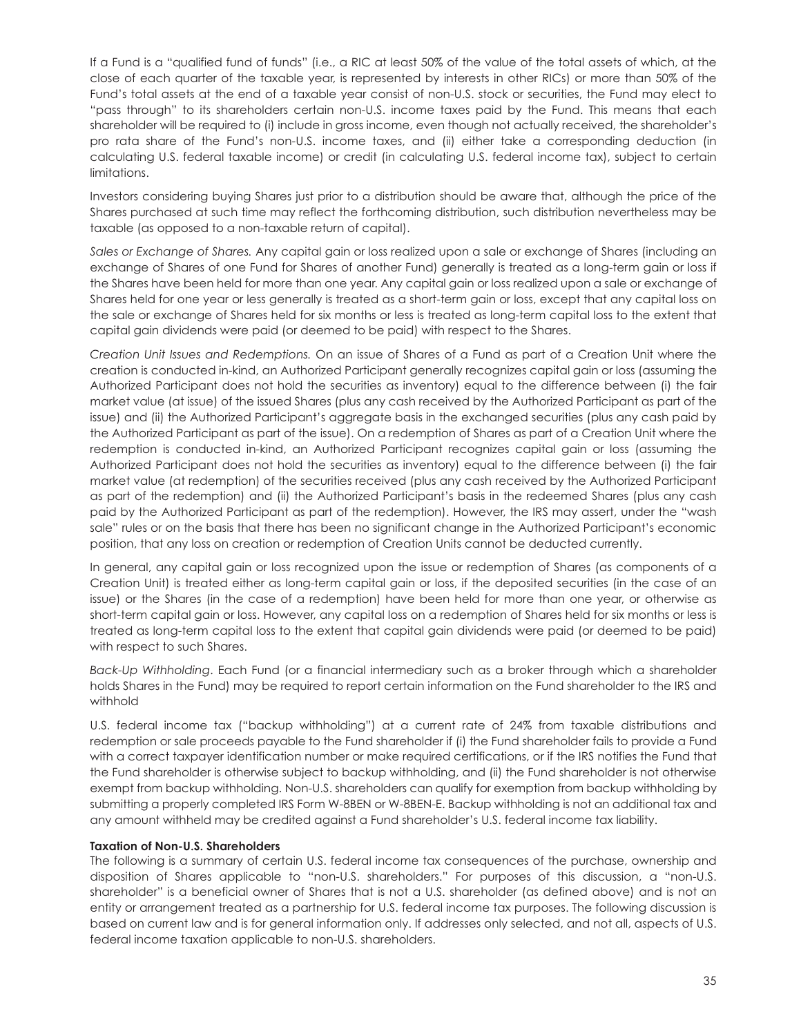If a Fund is a "qualified fund of funds" (i.e., a RIC at least 50% of the value of the total assets of which, at the close of each quarter of the taxable year, is represented by interests in other RICs) or more than 50% of the Fund's total assets at the end of a taxable year consist of non-U.S. stock or securities, the Fund may elect to "pass through" to its shareholders certain non-U.S. income taxes paid by the Fund. This means that each shareholder will be required to (i) include in gross income, even though not actually received, the shareholder's pro rata share of the Fund's non-U.S. income taxes, and (ii) either take a corresponding deduction (in calculating U.S. federal taxable income) or credit (in calculating U.S. federal income tax), subject to certain limitations.

Investors considering buying Shares just prior to a distribution should be aware that, although the price of the Shares purchased at such time may reflect the forthcoming distribution, such distribution nevertheless may be taxable (as opposed to a non-taxable return of capital).

*Sales or Exchange of Shares.* Any capital gain or loss realized upon a sale or exchange of Shares (including an exchange of Shares of one Fund for Shares of another Fund) generally is treated as a long-term gain or loss if the Shares have been held for more than one year. Any capital gain or loss realized upon a sale or exchange of Shares held for one year or less generally is treated as a short-term gain or loss, except that any capital loss on the sale or exchange of Shares held for six months or less is treated as long-term capital loss to the extent that capital gain dividends were paid (or deemed to be paid) with respect to the Shares.

*Creation Unit Issues and Redemptions.* On an issue of Shares of a Fund as part of a Creation Unit where the creation is conducted in-kind, an Authorized Participant generally recognizes capital gain or loss (assuming the Authorized Participant does not hold the securities as inventory) equal to the difference between (i) the fair market value (at issue) of the issued Shares (plus any cash received by the Authorized Participant as part of the issue) and (ii) the Authorized Participant's aggregate basis in the exchanged securities (plus any cash paid by the Authorized Participant as part of the issue). On a redemption of Shares as part of a Creation Unit where the redemption is conducted in-kind, an Authorized Participant recognizes capital gain or loss (assuming the Authorized Participant does not hold the securities as inventory) equal to the difference between (i) the fair market value (at redemption) of the securities received (plus any cash received by the Authorized Participant as part of the redemption) and (ii) the Authorized Participant's basis in the redeemed Shares (plus any cash paid by the Authorized Participant as part of the redemption). However, the IRS may assert, under the "wash sale" rules or on the basis that there has been no significant change in the Authorized Participant's economic position, that any loss on creation or redemption of Creation Units cannot be deducted currently.

In general, any capital gain or loss recognized upon the issue or redemption of Shares (as components of a Creation Unit) is treated either as long-term capital gain or loss, if the deposited securities (in the case of an issue) or the Shares (in the case of a redemption) have been held for more than one year, or otherwise as short-term capital gain or loss. However, any capital loss on a redemption of Shares held for six months or less is treated as long-term capital loss to the extent that capital gain dividends were paid (or deemed to be paid) with respect to such Shares.

*Back-Up Withholding*. Each Fund (or a financial intermediary such as a broker through which a shareholder holds Shares in the Fund) may be required to report certain information on the Fund shareholder to the IRS and withhold

U.S. federal income tax ("backup withholding") at a current rate of 24% from taxable distributions and redemption or sale proceeds payable to the Fund shareholder if (i) the Fund shareholder fails to provide a Fund with a correct taxpayer identification number or make required certifications, or if the IRS notifies the Fund that the Fund shareholder is otherwise subject to backup withholding, and (ii) the Fund shareholder is not otherwise exempt from backup withholding. Non-U.S. shareholders can qualify for exemption from backup withholding by submitting a properly completed IRS Form W-8BEN or W-8BEN-E. Backup withholding is not an additional tax and any amount withheld may be credited against a Fund shareholder's U.S. federal income tax liability.

**Taxation of Non-U.S. Shareholders**

The following is a summary of certain U.S. federal income tax consequences of the purchase, ownership and disposition of Shares applicable to "non-U.S. shareholders." For purposes of this discussion, a "non-U.S. shareholder" is a beneficial owner of Shares that is not a U.S. shareholder (as defined above) and is not an entity or arrangement treated as a partnership for U.S. federal income tax purposes. The following discussion is based on current law and is for general information only. If addresses only selected, and not all, aspects of U.S. federal income taxation applicable to non-U.S. shareholders.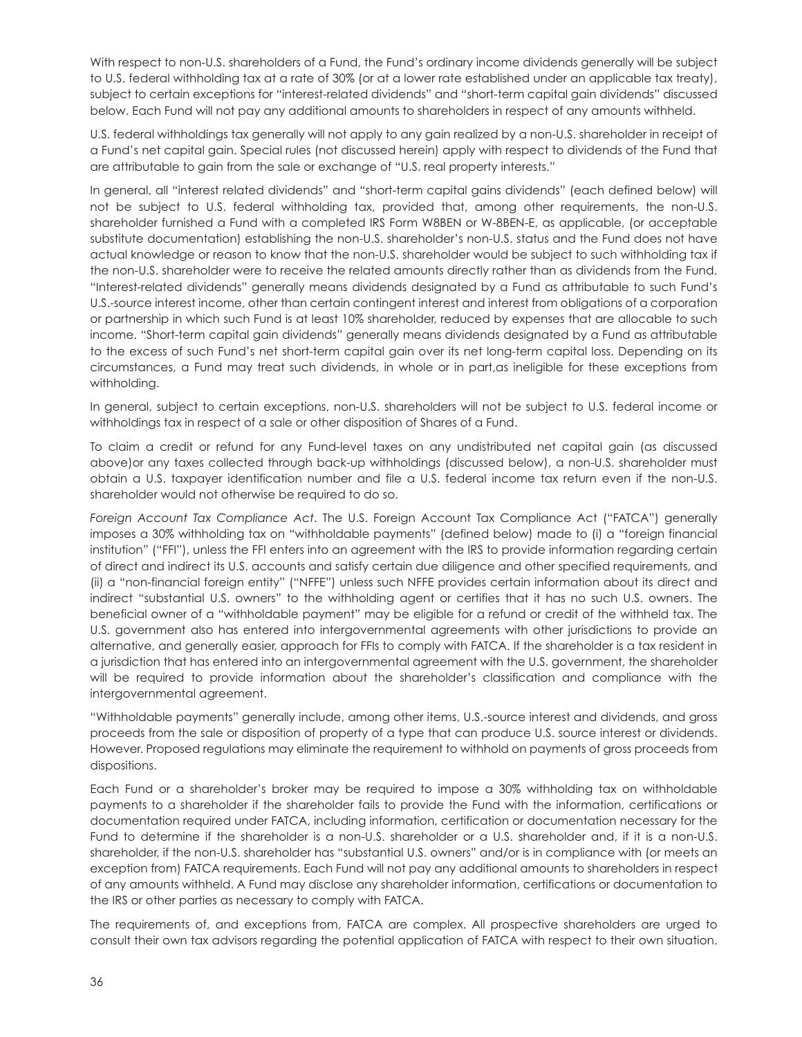With respect to non-U.S. shareholders of a Fund, the Fund's ordinary income dividends generally will be subject to U.S. federal withholding tax at a rate of 30% (or at a lower rate established under an applicable tax treaty), subject to certain exceptions for "interest-related dividends" and "short-term capital gain dividends" discussed below. Each Fund will not pay any additional amounts to shareholders in respect of any amounts withheld.

U.S. federal withholdings tax generally will not apply to any gain realized by a non-U.S. shareholder in receipt of a Fund's net capital gain. Special rules (not discussed herein) apply with respect to dividends of the Fund that are attributable to gain from the sale or exchange of "U.S. real property interests."

In general, all "interest related dividends" and "short-term capital gains dividends" (each defined below) will not be subject to U.S. federal withholding tax, provided that, among other requirements, the non-U.S. shareholder furnished a Fund with a completed IRS Form W8BEN or W-8BEN-E, as applicable, (or acceptable substitute documentation) establishing the non-U.S. shareholder's non-U.S. status and the Fund does not have actual knowledge or reason to know that the non-U.S. shareholder would be subject to such withholding tax if the non-U.S. shareholder were to receive the related amounts directly rather than as dividends from the Fund. "Interest-related dividends" generally means dividends designated by a Fund as attributable to such Fund's U.S.-source interest income, other than certain contingent interest and interest from obligations of a corporation or partnership in which such Fund is at least 10% shareholder, reduced by expenses that are allocable to such income. "Short-term capital gain dividends" generally means dividends designated by a Fund as attributable to the excess of such Fund's net short-term capital gain over its net long-term capital loss. Depending on its circumstances, a Fund may treat such dividends, in whole or in part,as ineligible for these exceptions from withholding.

In general, subject to certain exceptions, non-U.S. shareholders will not be subject to U.S. federal income or withholdings tax in respect of a sale or other disposition of Shares of a Fund.

To claim a credit or refund for any Fund-level taxes on any undistributed net capital gain (as discussed above)or any taxes collected through back-up withholdings (discussed below), a non-U.S. shareholder must obtain a U.S. taxpayer identification number and file a U.S. federal income tax return even if the non-U.S. shareholder would not otherwise be required to do so.

*Foreign Account Tax Compliance Act*. The U.S. Foreign Account Tax Compliance Act ("FATCA") generally imposes a 30% withholding tax on "withholdable payments" (defined below) made to (i) a "foreign financial institution" ("FFI"), unless the FFI enters into an agreement with the IRS to provide information regarding certain of direct and indirect its U.S. accounts and satisfy certain due diligence and other specified requirements, and (ii) a "non-financial foreign entity" ("NFFE") unless such NFFE provides certain information about its direct and indirect "substantial U.S. owners" to the withholding agent or certifies that it has no such U.S. owners. The beneficial owner of a "withholdable payment" may be eligible for a refund or credit of the withheld tax. The U.S. government also has entered into intergovernmental agreements with other jurisdictions to provide an alternative, and generally easier, approach for FFIs to comply with FATCA. If the shareholder is a tax resident in a jurisdiction that has entered into an intergovernmental agreement with the U.S. government, the shareholder will be required to provide information about the shareholder's classification and compliance with the intergovernmental agreement.

"Withholdable payments" generally include, among other items, U.S.-source interest and dividends, and gross proceeds from the sale or disposition of property of a type that can produce U.S. source interest or dividends. However. Proposed regulations may eliminate the requirement to withhold on payments of gross proceeds from dispositions.

Each Fund or a shareholder's broker may be required to impose a 30% withholding tax on withholdable payments to a shareholder if the shareholder fails to provide the Fund with the information, certifications or documentation required under FATCA, including information, certification or documentation necessary for the Fund to determine if the shareholder is a non-U.S. shareholder or a U.S. shareholder and, if it is a non-U.S. shareholder, if the non-U.S. shareholder has "substantial U.S. owners" and/or is in compliance with (or meets an exception from) FATCA requirements. Each Fund will not pay any additional amounts to shareholders in respect of any amounts withheld. A Fund may disclose any shareholder information, certifications or documentation to the IRS or other parties as necessary to comply with FATCA.

The requirements of, and exceptions from, FATCA are complex. All prospective shareholders are urged to consult their own tax advisors regarding the potential application of FATCA with respect to their own situation.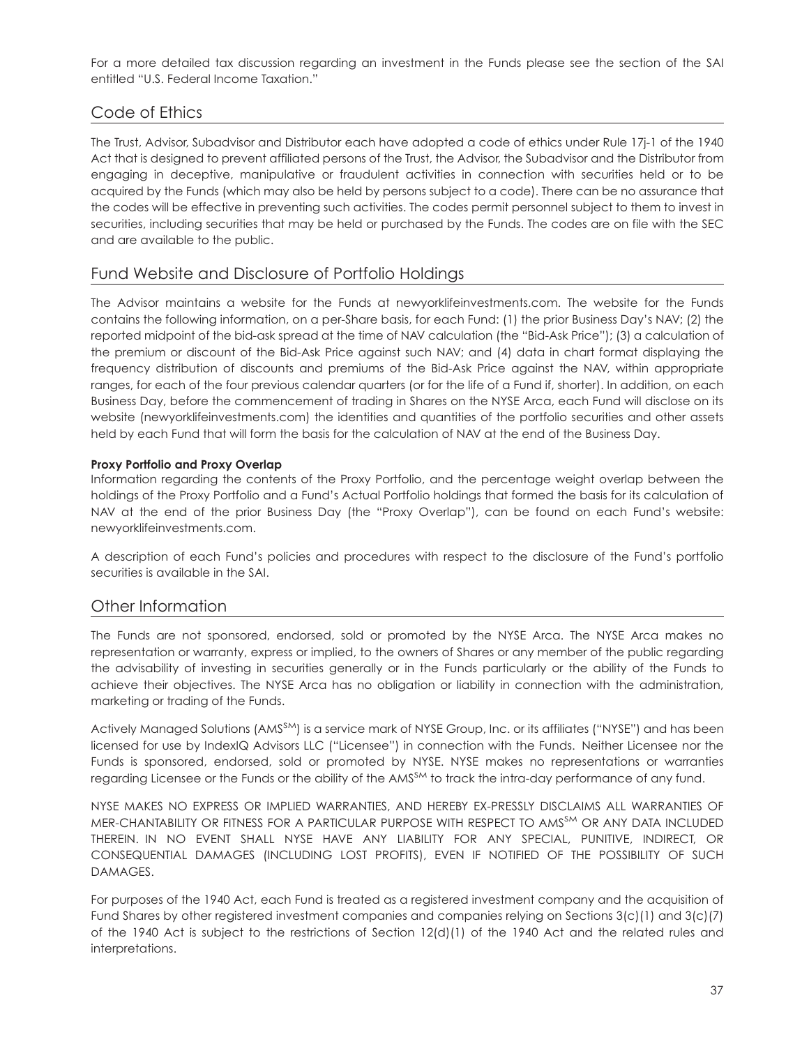For a more detailed tax discussion regarding an investment in the Funds please see the section of the SAI entitled "U.S. Federal Income Taxation."

## Code of Ethics

The Trust, Advisor, Subadvisor and Distributor each have adopted a code of ethics under Rule 17j-1 of the 1940 Act that is designed to prevent affiliated persons of the Trust, the Advisor, the Subadvisor and the Distributor from engaging in deceptive, manipulative or fraudulent activities in connection with securities held or to be acquired by the Funds (which may also be held by persons subject to a code). There can be no assurance that the codes will be effective in preventing such activities. The codes permit personnel subject to them to invest in securities, including securities that may be held or purchased by the Funds. The codes are on file with the SEC and are available to the public.

## Fund Website and Disclosure of Portfolio Holdings

The Advisor maintains a website for the Funds at newyorklifeinvestments.com. The website for the Funds contains the following information, on a per-Share basis, for each Fund: (1) the prior Business Day's NAV; (2) the reported midpoint of the bid-ask spread at the time of NAV calculation (the "Bid-Ask Price"); (3) a calculation of the premium or discount of the Bid-Ask Price against such NAV; and (4) data in chart format displaying the frequency distribution of discounts and premiums of the Bid-Ask Price against the NAV, within appropriate ranges, for each of the four previous calendar quarters (or for the life of a Fund if, shorter). In addition, on each Business Day, before the commencement of trading in Shares on the NYSE Arca, each Fund will disclose on its website (newyorklifeinvestments.com) the identities and quantities of the portfolio securities and other assets held by each Fund that will form the basis for the calculation of NAV at the end of the Business Day.

**Proxy Portfolio and Proxy Overlap**

Information regarding the contents of the Proxy Portfolio, and the percentage weight overlap between the holdings of the Proxy Portfolio and a Fund's Actual Portfolio holdings that formed the basis for its calculation of NAV at the end of the prior Business Day (the "Proxy Overlap"), can be found on each Fund's website: newyorklifeinvestments.com.

A description of each Fund's policies and procedures with respect to the disclosure of the Fund's portfolio securities is available in the SAI.

## Other Information

The Funds are not sponsored, endorsed, sold or promoted by the NYSE Arca. The NYSE Arca makes no representation or warranty, express or implied, to the owners of Shares or any member of the public regarding the advisability of investing in securities generally or in the Funds particularly or the ability of the Funds to achieve their objectives. The NYSE Arca has no obligation or liability in connection with the administration, marketing or trading of the Funds.

Actively Managed Solutions (AMS℠) is a service mark of NYSE Group, Inc. or its affiliates ("NYSE") and has been licensed for use by IndexIQ Advisors LLC ("Licensee") in connection with the Funds. Neither Licensee nor the Funds is sponsored, endorsed, sold or promoted by NYSE. NYSE makes no representations or warranties regarding Licensee or the Funds or the ability of the AMS℠ to track the intra-day performance of any fund.

NYSE MAKES NO EXPRESS OR IMPLIED WARRANTIES, AND HEREBY EX-PRESSLY DISCLAIMS ALL WARRANTIES OF MER-CHANTABILITY OR FITNESS FOR A PARTICULAR PURPOSE WITH RESPECT TO AMS℠ OR ANY DATA INCLUDED THEREIN. IN NO EVENT SHALL NYSE HAVE ANY LIABILITY FOR ANY SPECIAL, PUNITIVE, INDIRECT, OR CONSEQUENTIAL DAMAGES (INCLUDING LOST PROFITS), EVEN IF NOTIFIED OF THE POSSIBILITY OF SUCH DAMAGES.

For purposes of the 1940 Act, each Fund is treated as a registered investment company and the acquisition of Fund Shares by other registered investment companies and companies relying on Sections 3(c)(1) and 3(c)(7) of the 1940 Act is subject to the restrictions of Section 12(d)(1) of the 1940 Act and the related rules and interpretations.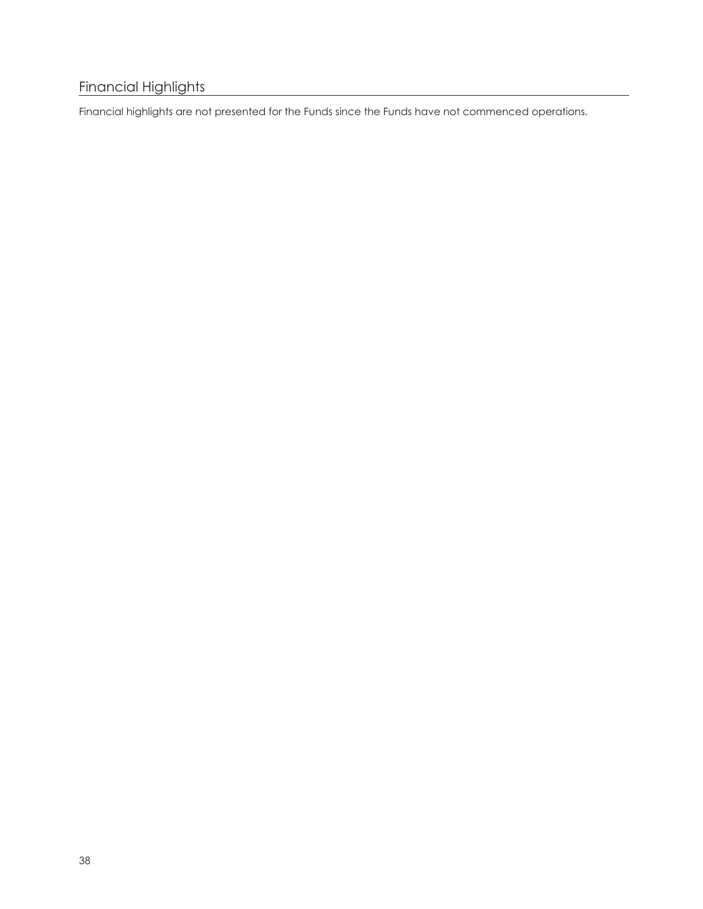## Financial Highlights

Financial highlights are not presented for the Funds since the Funds have not commenced operations.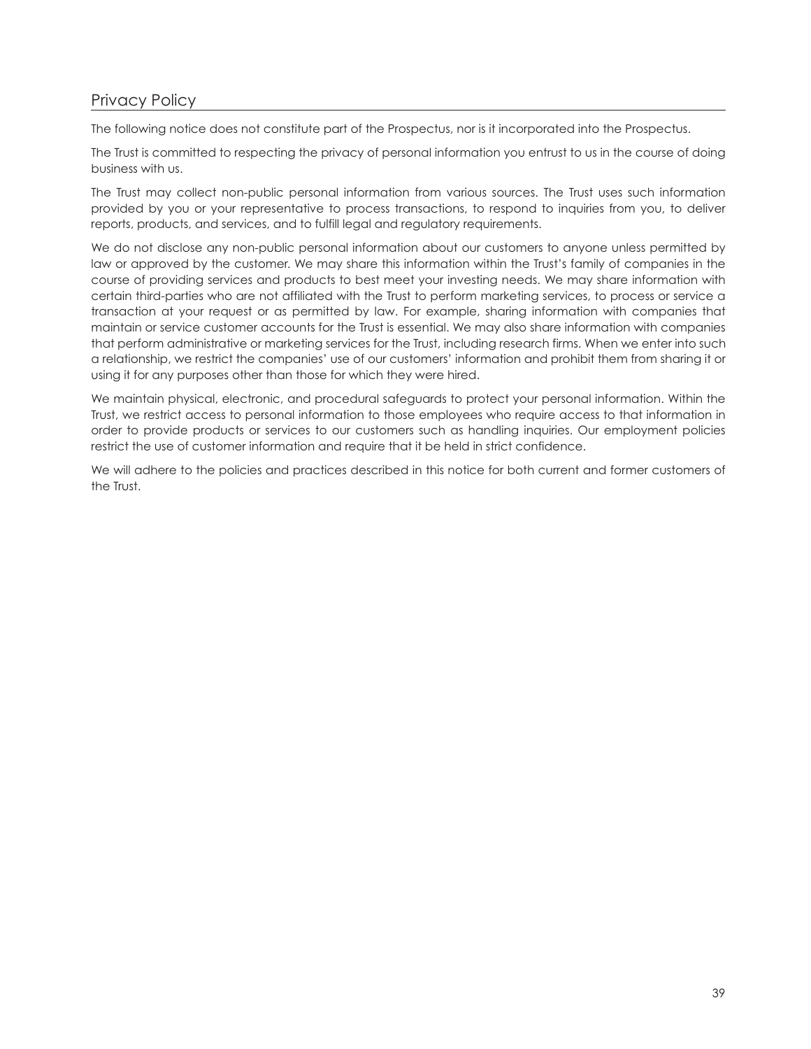## Privacy Policy

The following notice does not constitute part of the Prospectus, nor is it incorporated into the Prospectus.

The Trust is committed to respecting the privacy of personal information you entrust to us in the course of doing business with us.

The Trust may collect non-public personal information from various sources. The Trust uses such information provided by you or your representative to process transactions, to respond to inquiries from you, to deliver reports, products, and services, and to fulfill legal and regulatory requirements.

We do not disclose any non-public personal information about our customers to anyone unless permitted by law or approved by the customer. We may share this information within the Trust's family of companies in the course of providing services and products to best meet your investing needs. We may share information with certain third-parties who are not affiliated with the Trust to perform marketing services, to process or service a transaction at your request or as permitted by law. For example, sharing information with companies that maintain or service customer accounts for the Trust is essential. We may also share information with companies that perform administrative or marketing services for the Trust, including research firms. When we enter into such a relationship, we restrict the companies' use of our customers' information and prohibit them from sharing it or using it for any purposes other than those for which they were hired.

We maintain physical, electronic, and procedural safeguards to protect your personal information. Within the Trust, we restrict access to personal information to those employees who require access to that information in order to provide products or services to our customers such as handling inquiries. Our employment policies restrict the use of customer information and require that it be held in strict confidence.

We will adhere to the policies and practices described in this notice for both current and former customers of the Trust.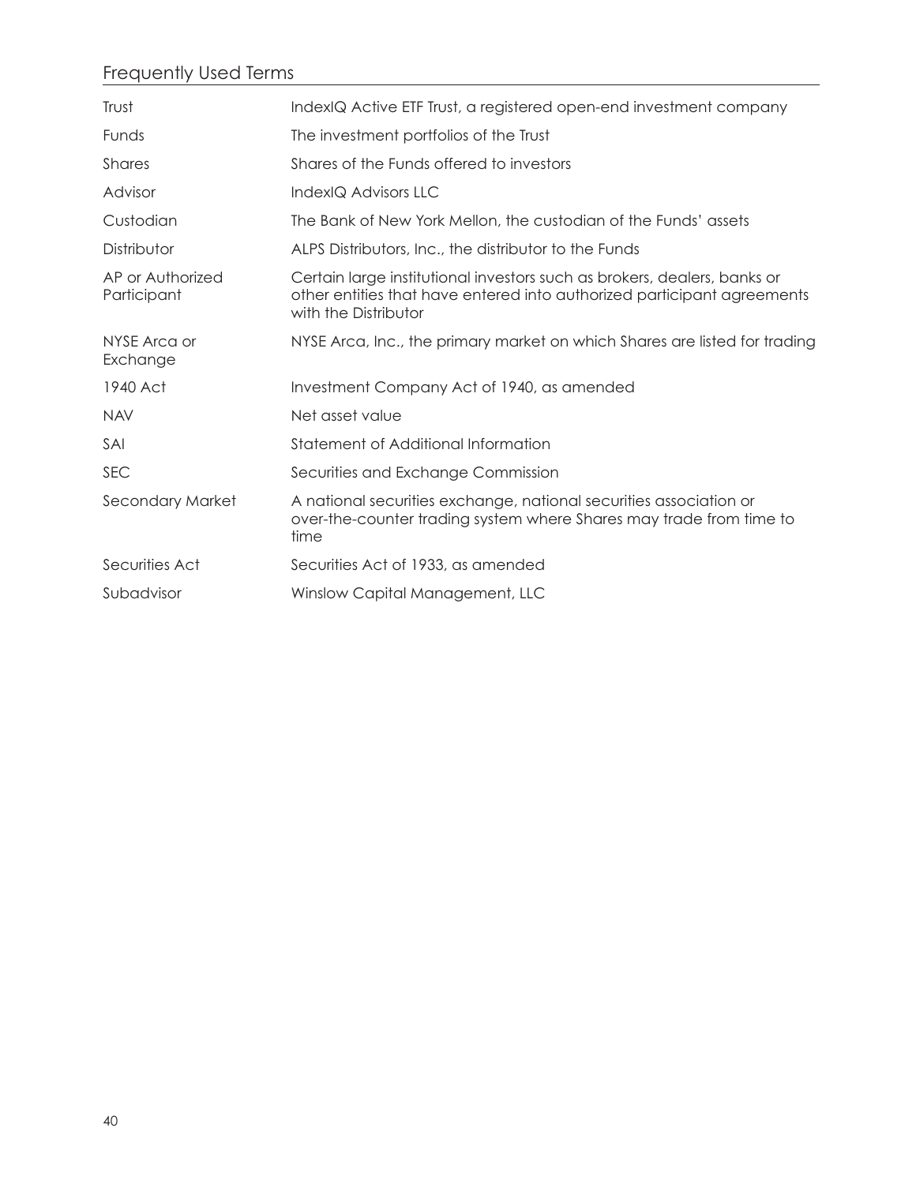## Frequently Used Terms

| | |
|---|---|
| Trust | IndexIQ Active ETF Trust, a registered open-end investment company |
| Funds | The investment portfolios of the Trust |
| Shares | Shares of the Funds offered to investors |
| Advisor | IndexIQ Advisors LLC |
| Custodian | The Bank of New York Mellon, the custodian of the Funds' assets |
| Distributor | ALPS Distributors, Inc., the distributor to the Funds |
| AP or Authorized Participant | Certain large institutional investors such as brokers, dealers, banks or other entities that have entered into authorized participant agreements with the Distributor |
| NYSE Arca or Exchange | NYSE Arca, Inc., the primary market on which Shares are listed for trading |
| 1940 Act | Investment Company Act of 1940, as amended |
| NAV | Net asset value |
| SAI | Statement of Additional Information |
| SEC | Securities and Exchange Commission |
| Secondary Market | A national securities exchange, national securities association or over-the-counter trading system where Shares may trade from time to time |
| Securities Act | Securities Act of 1933, as amended |
| Subadvisor | Winslow Capital Management, LLC |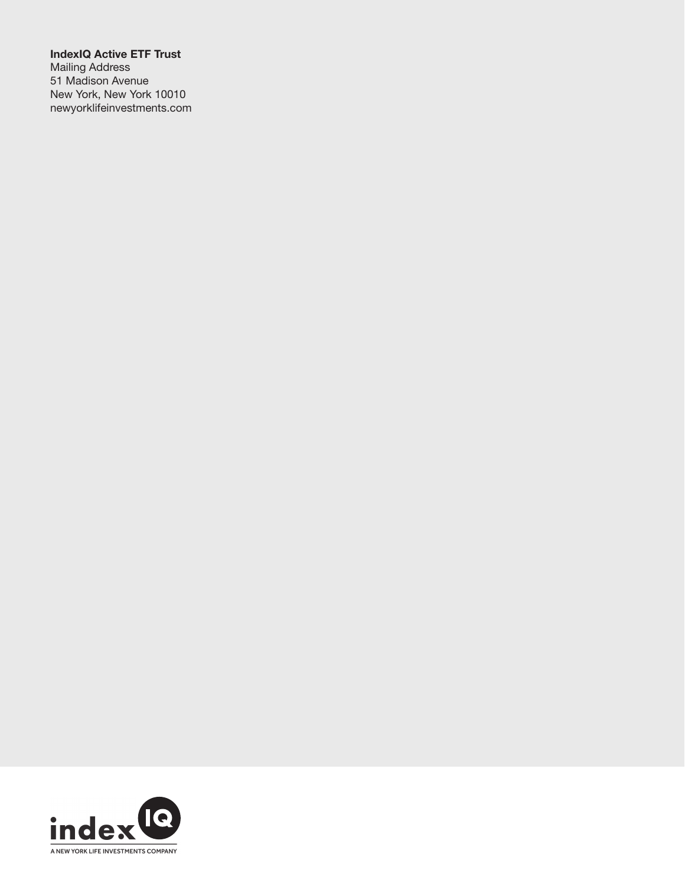**IndexIQ Active ETF Trust**
Mailing Address
51 Madison Avenue
New York, New York 10010
newyorklifeinvestments.com

index IQ
A NEW YORK LIFE INVESTMENTS COMPANY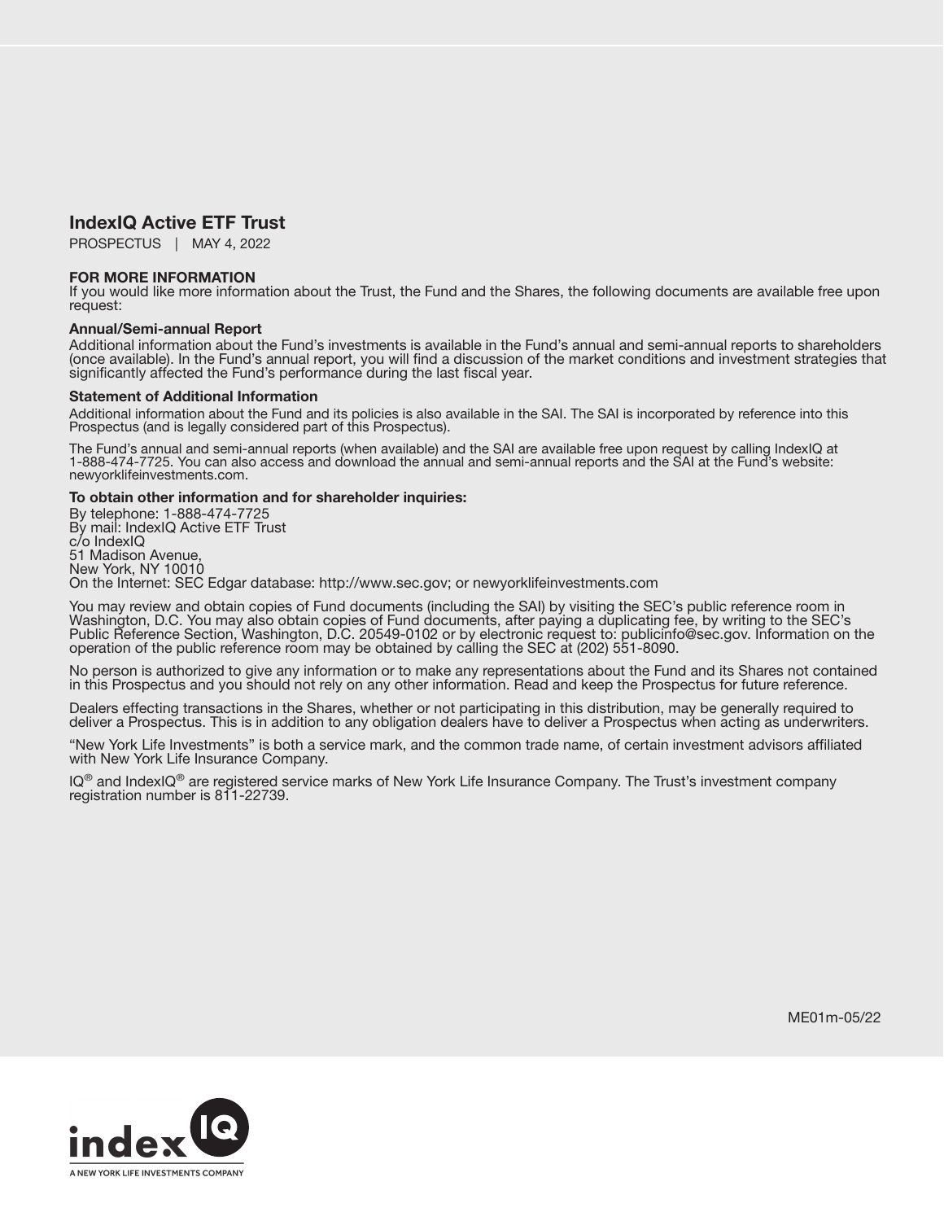# IndexIQ Active ETF Trust

PROSPECTUS | MAY 4, 2022

**FOR MORE INFORMATION**

If you would like more information about the Trust, the Fund and the Shares, the following documents are available free upon request:

**Annual/Semi-annual Report**

Additional information about the Fund's investments is available in the Fund's annual and semi-annual reports to shareholders (once available). In the Fund's annual report, you will find a discussion of the market conditions and investment strategies that significantly affected the Fund's performance during the last fiscal year.

**Statement of Additional Information**

Additional information about the Fund and its policies is also available in the SAI. The SAI is incorporated by reference into this Prospectus (and is legally considered part of this Prospectus).

The Fund's annual and semi-annual reports (when available) and the SAI are available free upon request by calling IndexIQ at 1-888-474-7725. You can also access and download the annual and semi-annual reports and the SAI at the Fund's website: newyorklifeinvestments.com.

**To obtain other information and for shareholder inquiries:**

By telephone: 1-888-474-7725
By mail: IndexIQ Active ETF Trust
c/o IndexIQ
51 Madison Avenue,
New York, NY 10010
On the Internet: SEC Edgar database: http://www.sec.gov; or newyorklifeinvestments.com

You may review and obtain copies of Fund documents (including the SAI) by visiting the SEC's public reference room in Washington, D.C. You may also obtain copies of Fund documents, after paying a duplicating fee, by writing to the SEC's Public Reference Section, Washington, D.C. 20549-0102 or by electronic request to: publicinfo@sec.gov. Information on the operation of the public reference room may be obtained by calling the SEC at (202) 551-8090.

No person is authorized to give any information or to make any representations about the Fund and its Shares not contained in this Prospectus and you should not rely on any other information. Read and keep the Prospectus for future reference.

Dealers effecting transactions in the Shares, whether or not participating in this distribution, may be generally required to deliver a Prospectus. This is in addition to any obligation dealers have to deliver a Prospectus when acting as underwriters.

"New York Life Investments" is both a service mark, and the common trade name, of certain investment advisors affiliated with New York Life Insurance Company.

IQ® and IndexIQ® are registered service marks of New York Life Insurance Company. The Trust's investment company registration number is 811-22739.

ME01m-05/22

index IQ
A NEW YORK LIFE INVESTMENTS COMPANY